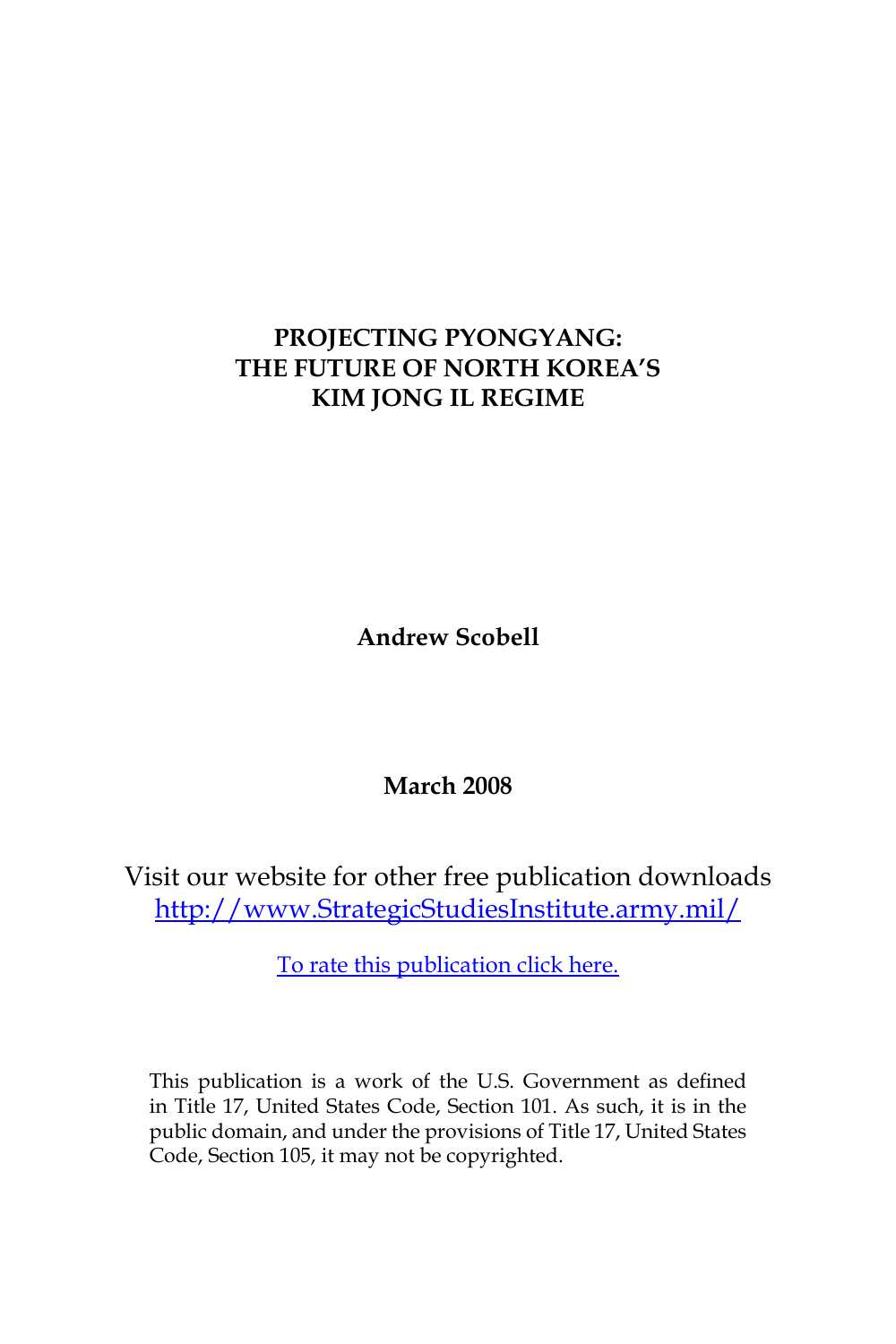# PROJECTING PYONGYANG: THE FUTURE OF NORTH KOREA'S KIM JONG IL REGIME

**Andrew Scobell**

**March 2008**

Visit our website for other free publication downloads
[http://www.StrategicStudiesInstitute.army.mil/](http://www.StrategicStudiesInstitute.army.mil/)

To rate this publication click here.

This publication is a work of the U.S. Government as defined in Title 17, United States Code, Section 101. As such, it is in the public domain, and under the provisions of Title 17, United States Code, Section 105, it may not be copyrighted.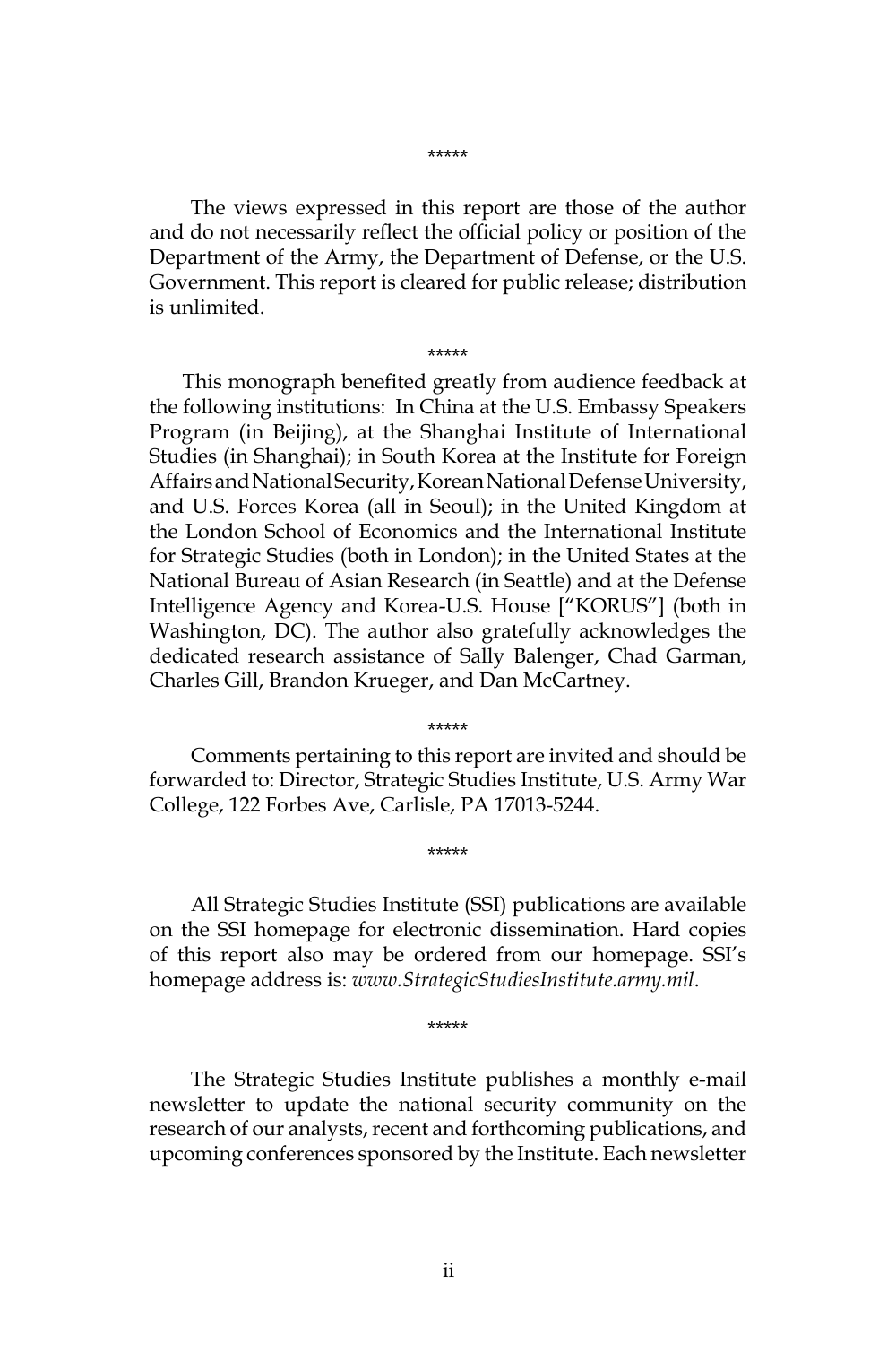*****

The views expressed in this report are those of the author and do not necessarily reflect the official policy or position of the Department of the Army, the Department of Defense, or the U.S. Government. This report is cleared for public release; distribution is unlimited.

*****

This monograph benefited greatly from audience feedback at the following institutions: In China at the U.S. Embassy Speakers Program (in Beijing), at the Shanghai Institute of International Studies (in Shanghai); in South Korea at the Institute for Foreign Affairs and National Security, Korean National Defense University, and U.S. Forces Korea (all in Seoul); in the United Kingdom at the London School of Economics and the International Institute for Strategic Studies (both in London); in the United States at the National Bureau of Asian Research (in Seattle) and at the Defense Intelligence Agency and Korea-U.S. House ["KORUS"] (both in Washington, DC). The author also gratefully acknowledges the dedicated research assistance of Sally Balenger, Chad Garman, Charles Gill, Brandon Krueger, and Dan McCartney.

*****

Comments pertaining to this report are invited and should be forwarded to: Director, Strategic Studies Institute, U.S. Army War College, 122 Forbes Ave, Carlisle, PA 17013-5244.

*****

All Strategic Studies Institute (SSI) publications are available on the SSI homepage for electronic dissemination. Hard copies of this report also may be ordered from our homepage. SSI's homepage address is: *www.StrategicStudiesInstitute.army.mil*.

*****

The Strategic Studies Institute publishes a monthly e-mail newsletter to update the national security community on the research of our analysts, recent and forthcoming publications, and upcoming conferences sponsored by the Institute. Each newsletter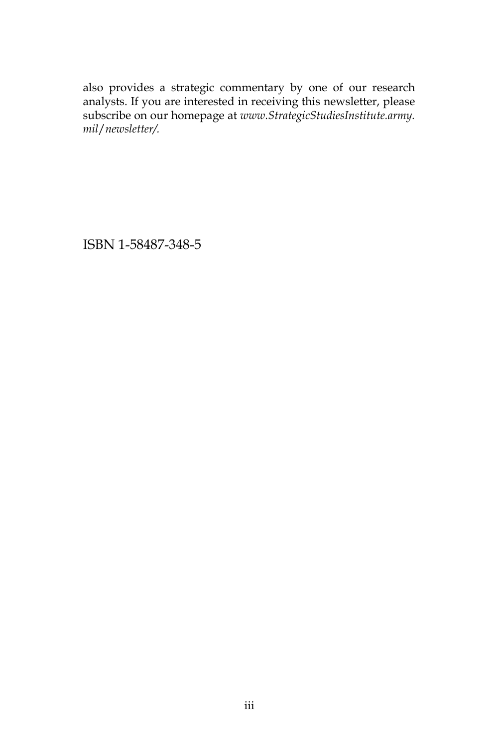also provides a strategic commentary by one of our research analysts. If you are interested in receiving this newsletter, please subscribe on our homepage at *www.StrategicStudiesInstitute.army.mil/newsletter/.*

ISBN 1-58487-348-5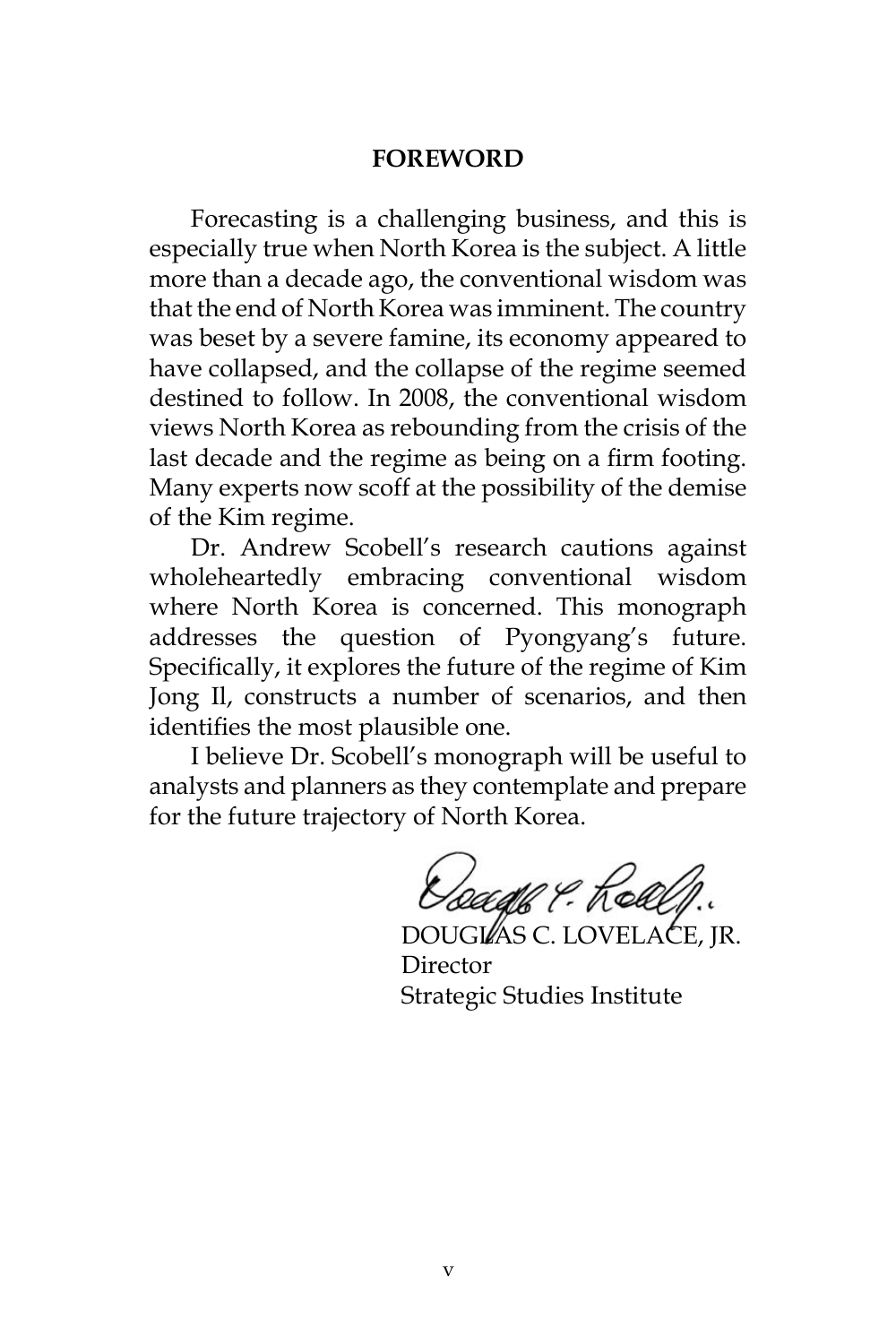## FOREWORD

Forecasting is a challenging business, and this is especially true when North Korea is the subject. A little more than a decade ago, the conventional wisdom was that the end of North Korea was imminent. The country was beset by a severe famine, its economy appeared to have collapsed, and the collapse of the regime seemed destined to follow. In 2008, the conventional wisdom views North Korea as rebounding from the crisis of the last decade and the regime as being on a firm footing. Many experts now scoff at the possibility of the demise of the Kim regime.

Dr. Andrew Scobell's research cautions against wholeheartedly embracing conventional wisdom where North Korea is concerned. This monograph addresses the question of Pyongyang's future. Specifically, it explores the future of the regime of Kim Jong Il, constructs a number of scenarios, and then identifies the most plausible one.

I believe Dr. Scobell's monograph will be useful to analysts and planners as they contemplate and prepare for the future trajectory of North Korea.

DOUGLAS C. LOVELACE, JR.
Director
Strategic Studies Institute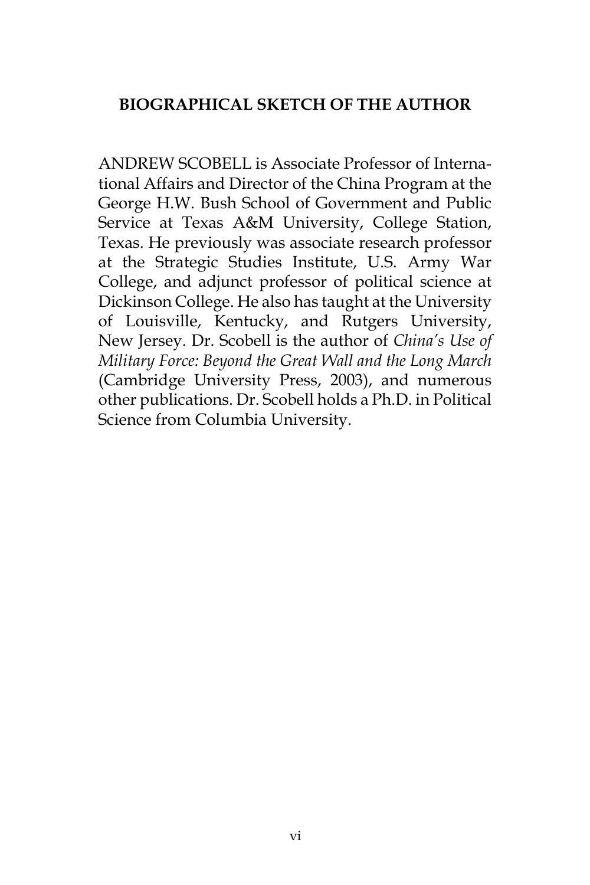## BIOGRAPHICAL SKETCH OF THE AUTHOR

ANDREW SCOBELL is Associate Professor of International Affairs and Director of the China Program at the George H.W. Bush School of Government and Public Service at Texas A&M University, College Station, Texas. He previously was associate research professor at the Strategic Studies Institute, U.S. Army War College, and adjunct professor of political science at Dickinson College. He also has taught at the University of Louisville, Kentucky, and Rutgers University, New Jersey. Dr. Scobell is the author of *China's Use of Military Force: Beyond the Great Wall and the Long March* (Cambridge University Press, 2003), and numerous other publications. Dr. Scobell holds a Ph.D. in Political Science from Columbia University.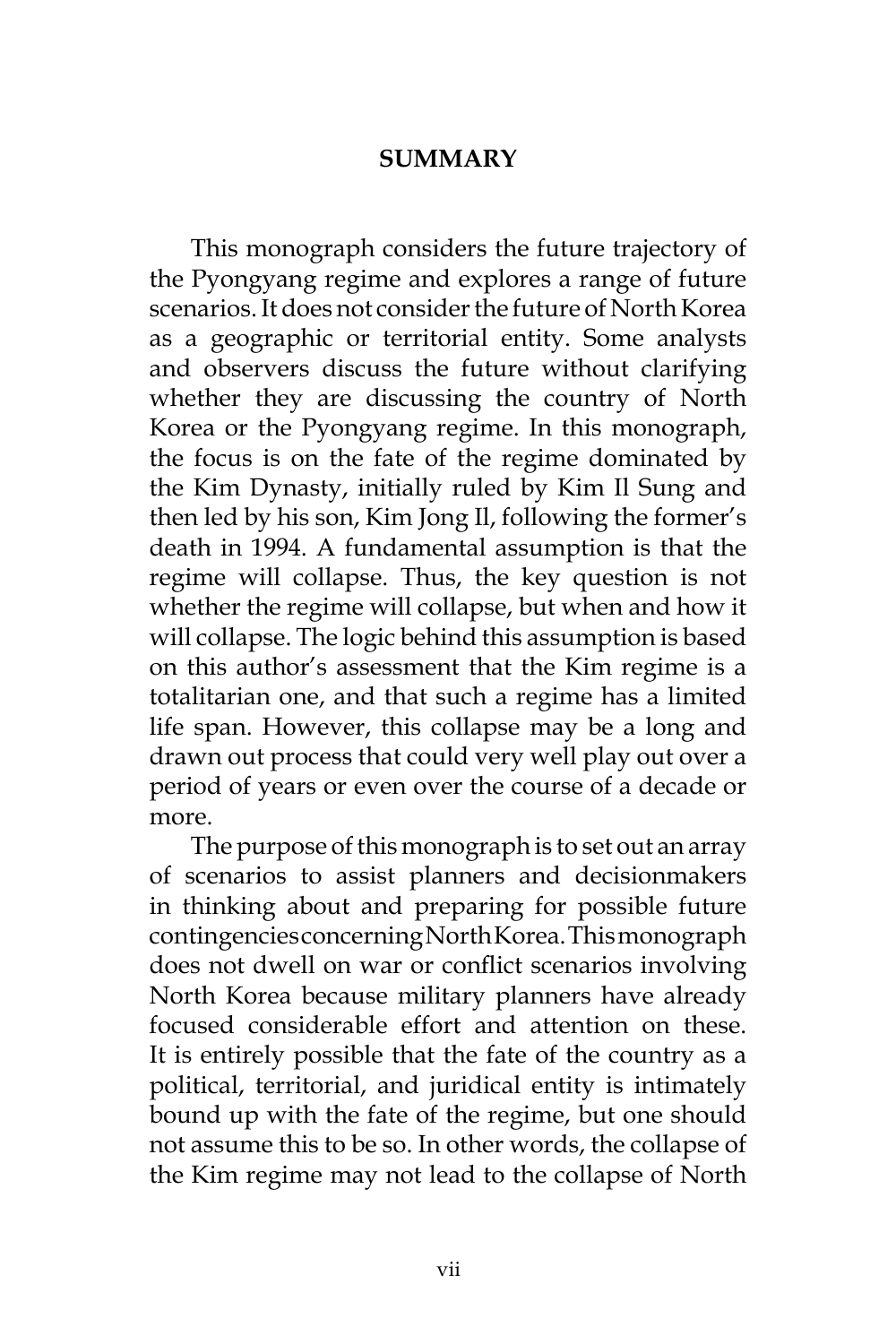# SUMMARY

This monograph considers the future trajectory of the Pyongyang regime and explores a range of future scenarios. It does not consider the future of North Korea as a geographic or territorial entity. Some analysts and observers discuss the future without clarifying whether they are discussing the country of North Korea or the Pyongyang regime. In this monograph, the focus is on the fate of the regime dominated by the Kim Dynasty, initially ruled by Kim Il Sung and then led by his son, Kim Jong Il, following the former's death in 1994. A fundamental assumption is that the regime will collapse. Thus, the key question is not whether the regime will collapse, but when and how it will collapse. The logic behind this assumption is based on this author's assessment that the Kim regime is a totalitarian one, and that such a regime has a limited life span. However, this collapse may be a long and drawn out process that could very well play out over a period of years or even over the course of a decade or more.

The purpose of this monograph is to set out an array of scenarios to assist planners and decisionmakers in thinking about and preparing for possible future contingencies concerning North Korea. This monograph does not dwell on war or conflict scenarios involving North Korea because military planners have already focused considerable effort and attention on these. It is entirely possible that the fate of the country as a political, territorial, and juridical entity is intimately bound up with the fate of the regime, but one should not assume this to be so. In other words, the collapse of the Kim regime may not lead to the collapse of North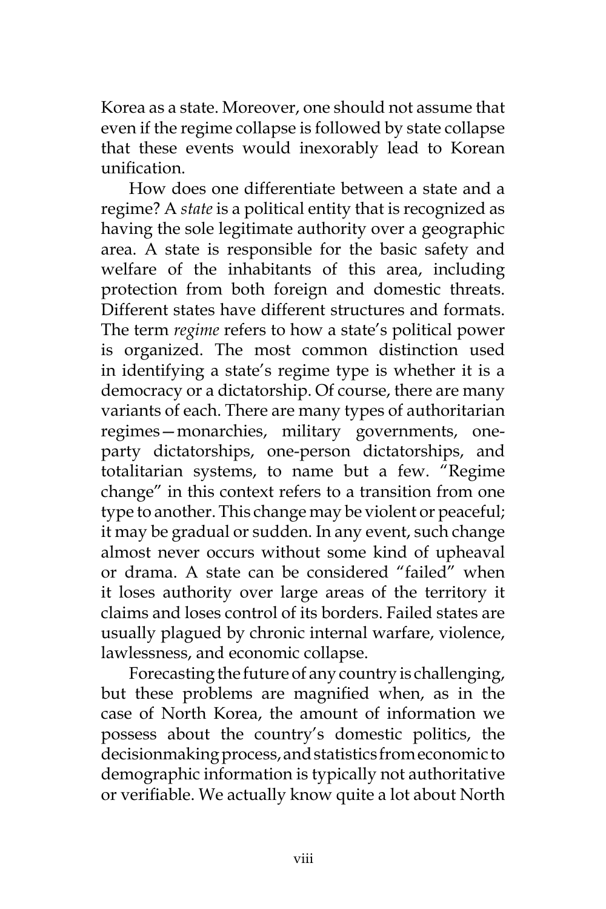Korea as a state. Moreover, one should not assume that even if the regime collapse is followed by state collapse that these events would inexorably lead to Korean unification.

How does one differentiate between a state and a regime? A *state* is a political entity that is recognized as having the sole legitimate authority over a geographic area. A state is responsible for the basic safety and welfare of the inhabitants of this area, including protection from both foreign and domestic threats. Different states have different structures and formats. The term *regime* refers to how a state's political power is organized. The most common distinction used in identifying a state's regime type is whether it is a democracy or a dictatorship. Of course, there are many variants of each. There are many types of authoritarian regimes—monarchies, military governments, one-party dictatorships, one-person dictatorships, and totalitarian systems, to name but a few. "Regime change" in this context refers to a transition from one type to another. This change may be violent or peaceful; it may be gradual or sudden. In any event, such change almost never occurs without some kind of upheaval or drama. A state can be considered "failed" when it loses authority over large areas of the territory it claims and loses control of its borders. Failed states are usually plagued by chronic internal warfare, violence, lawlessness, and economic collapse.

Forecasting the future of any country is challenging, but these problems are magnified when, as in the case of North Korea, the amount of information we possess about the country's domestic politics, the decisionmaking process, and statistics from economic to demographic information is typically not authoritative or verifiable. We actually know quite a lot about North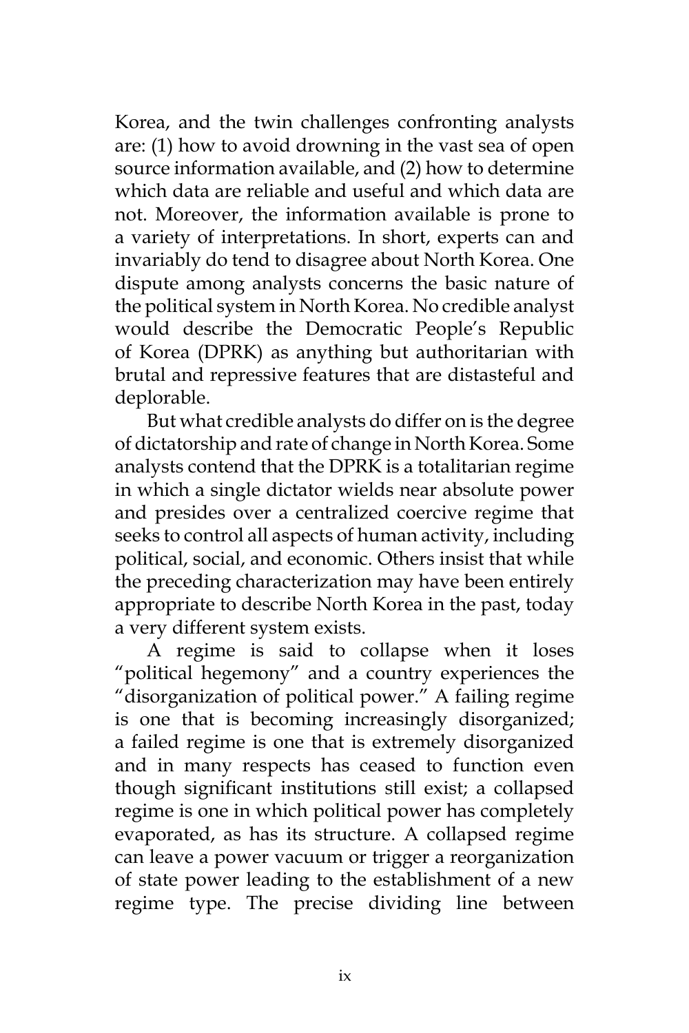Korea, and the twin challenges confronting analysts are: (1) how to avoid drowning in the vast sea of open source information available, and (2) how to determine which data are reliable and useful and which data are not. Moreover, the information available is prone to a variety of interpretations. In short, experts can and invariably do tend to disagree about North Korea. One dispute among analysts concerns the basic nature of the political system in North Korea. No credible analyst would describe the Democratic People's Republic of Korea (DPRK) as anything but authoritarian with brutal and repressive features that are distasteful and deplorable.

But what credible analysts do differ on is the degree of dictatorship and rate of change in North Korea. Some analysts contend that the DPRK is a totalitarian regime in which a single dictator wields near absolute power and presides over a centralized coercive regime that seeks to control all aspects of human activity, including political, social, and economic. Others insist that while the preceding characterization may have been entirely appropriate to describe North Korea in the past, today a very different system exists.

A regime is said to collapse when it loses "political hegemony" and a country experiences the "disorganization of political power." A failing regime is one that is becoming increasingly disorganized; a failed regime is one that is extremely disorganized and in many respects has ceased to function even though significant institutions still exist; a collapsed regime is one in which political power has completely evaporated, as has its structure. A collapsed regime can leave a power vacuum or trigger a reorganization of state power leading to the establishment of a new regime type. The precise dividing line between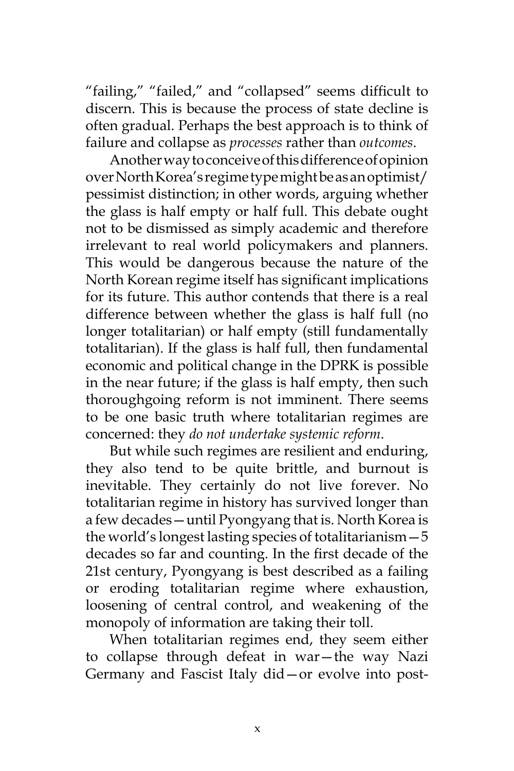"failing," "failed," and "collapsed" seems difficult to discern. This is because the process of state decline is often gradual. Perhaps the best approach is to think of failure and collapse as *processes* rather than *outcomes*.

Another way to conceive of this difference of opinion over North Korea's regime type might be as an optimist/pessimist distinction; in other words, arguing whether the glass is half empty or half full. This debate ought not to be dismissed as simply academic and therefore irrelevant to real world policymakers and planners. This would be dangerous because the nature of the North Korean regime itself has significant implications for its future. This author contends that there is a real difference between whether the glass is half full (no longer totalitarian) or half empty (still fundamentally totalitarian). If the glass is half full, then fundamental economic and political change in the DPRK is possible in the near future; if the glass is half empty, then such thoroughgoing reform is not imminent. There seems to be one basic truth where totalitarian regimes are concerned: they *do not undertake systemic reform*.

But while such regimes are resilient and enduring, they also tend to be quite brittle, and burnout is inevitable. They certainly do not live forever. No totalitarian regime in history has survived longer than a few decades—until Pyongyang that is. North Korea is the world's longest lasting species of totalitarianism—5 decades so far and counting. In the first decade of the 21st century, Pyongyang is best described as a failing or eroding totalitarian regime where exhaustion, loosening of central control, and weakening of the monopoly of information are taking their toll.

When totalitarian regimes end, they seem either to collapse through defeat in war—the way Nazi Germany and Fascist Italy did—or evolve into post-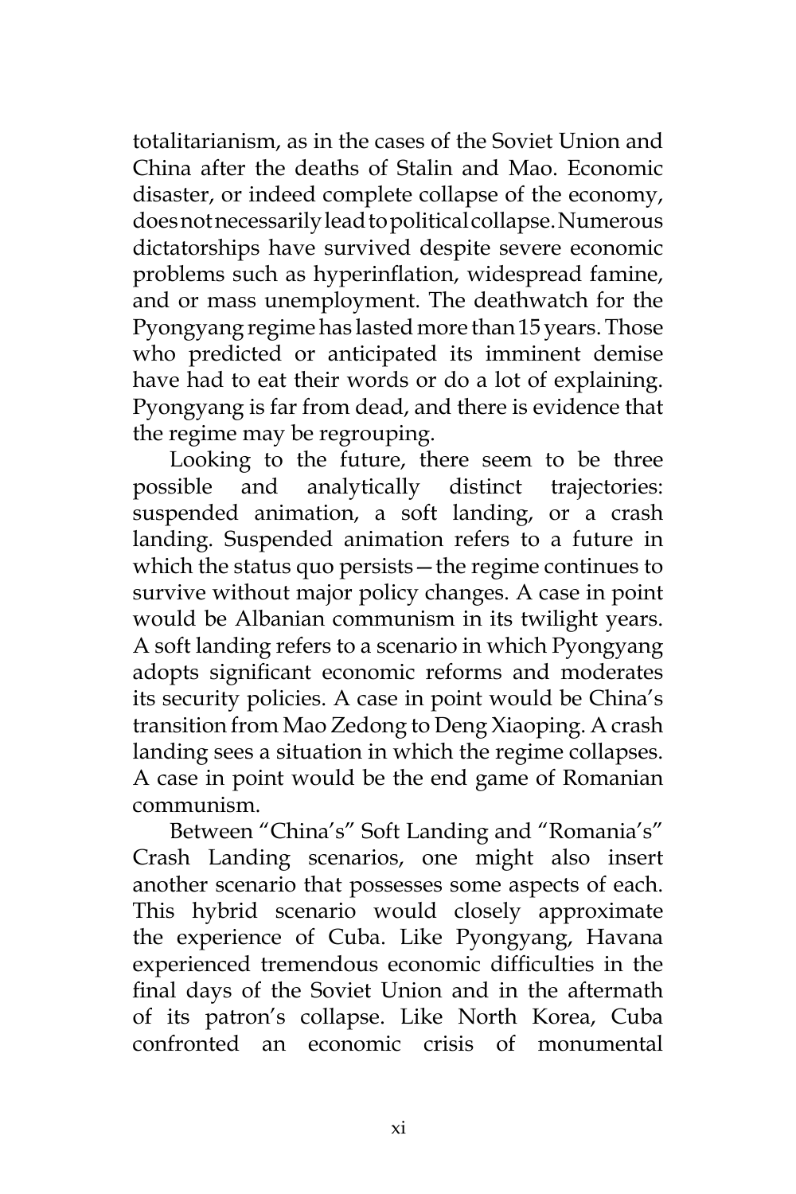totalitarianism, as in the cases of the Soviet Union and China after the deaths of Stalin and Mao. Economic disaster, or indeed complete collapse of the economy, does not necessarily lead to political collapse. Numerous dictatorships have survived despite severe economic problems such as hyperinflation, widespread famine, and or mass unemployment. The deathwatch for the Pyongyang regime has lasted more than 15 years. Those who predicted or anticipated its imminent demise have had to eat their words or do a lot of explaining. Pyongyang is far from dead, and there is evidence that the regime may be regrouping.

Looking to the future, there seem to be three possible and analytically distinct trajectories: suspended animation, a soft landing, or a crash landing. Suspended animation refers to a future in which the status quo persists—the regime continues to survive without major policy changes. A case in point would be Albanian communism in its twilight years. A soft landing refers to a scenario in which Pyongyang adopts significant economic reforms and moderates its security policies. A case in point would be China's transition from Mao Zedong to Deng Xiaoping. A crash landing sees a situation in which the regime collapses. A case in point would be the end game of Romanian communism.

Between "China's" Soft Landing and "Romania's" Crash Landing scenarios, one might also insert another scenario that possesses some aspects of each. This hybrid scenario would closely approximate the experience of Cuba. Like Pyongyang, Havana experienced tremendous economic difficulties in the final days of the Soviet Union and in the aftermath of its patron's collapse. Like North Korea, Cuba confronted an economic crisis of monumental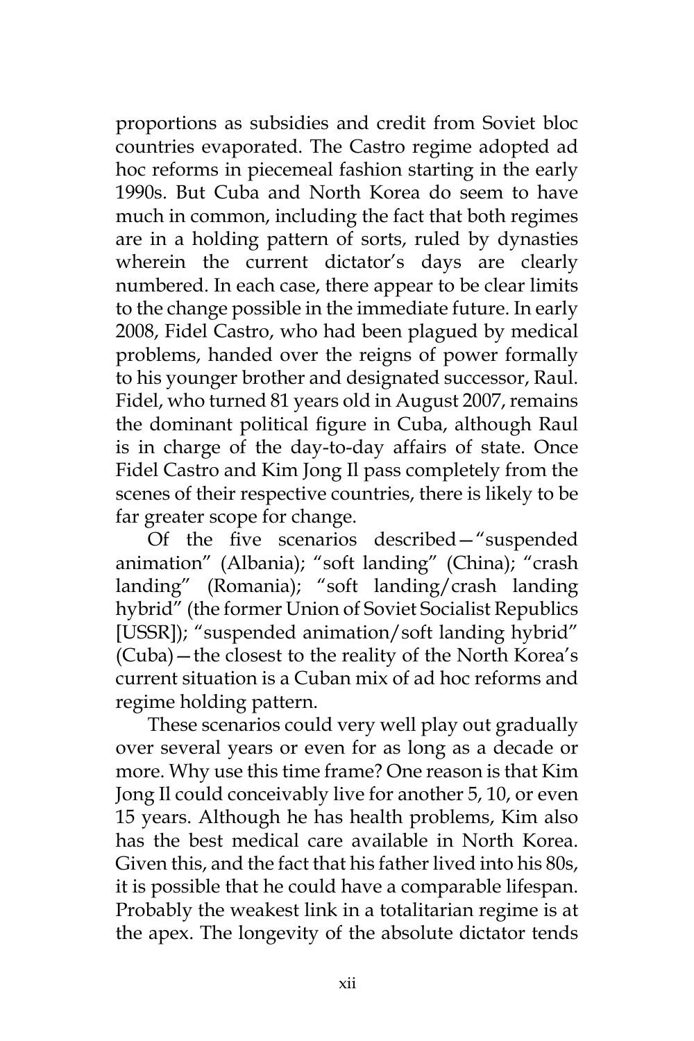proportions as subsidies and credit from Soviet bloc countries evaporated. The Castro regime adopted ad hoc reforms in piecemeal fashion starting in the early 1990s. But Cuba and North Korea do seem to have much in common, including the fact that both regimes are in a holding pattern of sorts, ruled by dynasties wherein the current dictator's days are clearly numbered. In each case, there appear to be clear limits to the change possible in the immediate future. In early 2008, Fidel Castro, who had been plagued by medical problems, handed over the reigns of power formally to his younger brother and designated successor, Raul. Fidel, who turned 81 years old in August 2007, remains the dominant political figure in Cuba, although Raul is in charge of the day-to-day affairs of state. Once Fidel Castro and Kim Jong Il pass completely from the scenes of their respective countries, there is likely to be far greater scope for change.

Of the five scenarios described—"suspended animation" (Albania); "soft landing" (China); "crash landing" (Romania); "soft landing/crash landing hybrid" (the former Union of Soviet Socialist Republics [USSR]); "suspended animation/soft landing hybrid" (Cuba)—the closest to the reality of the North Korea's current situation is a Cuban mix of ad hoc reforms and regime holding pattern.

These scenarios could very well play out gradually over several years or even for as long as a decade or more. Why use this time frame? One reason is that Kim Jong Il could conceivably live for another 5, 10, or even 15 years. Although he has health problems, Kim also has the best medical care available in North Korea. Given this, and the fact that his father lived into his 80s, it is possible that he could have a comparable lifespan. Probably the weakest link in a totalitarian regime is at the apex. The longevity of the absolute dictator tends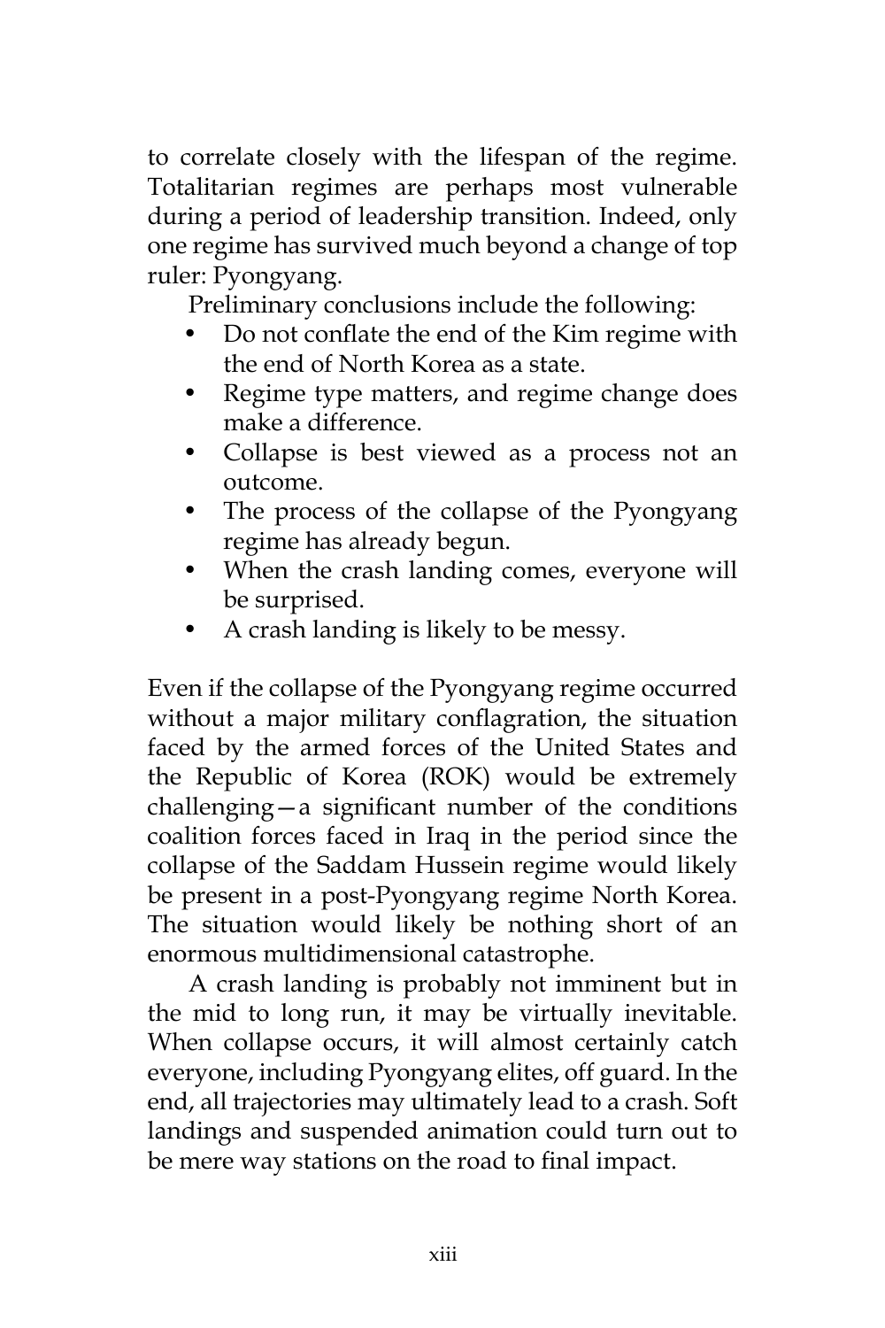to correlate closely with the lifespan of the regime. Totalitarian regimes are perhaps most vulnerable during a period of leadership transition. Indeed, only one regime has survived much beyond a change of top ruler: Pyongyang.

Preliminary conclusions include the following:

- Do not conflate the end of the Kim regime with the end of North Korea as a state.
- Regime type matters, and regime change does make a difference.
- Collapse is best viewed as a process not an outcome.
- The process of the collapse of the Pyongyang regime has already begun.
- When the crash landing comes, everyone will be surprised.
- A crash landing is likely to be messy.

Even if the collapse of the Pyongyang regime occurred without a major military conflagration, the situation faced by the armed forces of the United States and the Republic of Korea (ROK) would be extremely challenging—a significant number of the conditions coalition forces faced in Iraq in the period since the collapse of the Saddam Hussein regime would likely be present in a post-Pyongyang regime North Korea. The situation would likely be nothing short of an enormous multidimensional catastrophe.

A crash landing is probably not imminent but in the mid to long run, it may be virtually inevitable. When collapse occurs, it will almost certainly catch everyone, including Pyongyang elites, off guard. In the end, all trajectories may ultimately lead to a crash. Soft landings and suspended animation could turn out to be mere way stations on the road to final impact.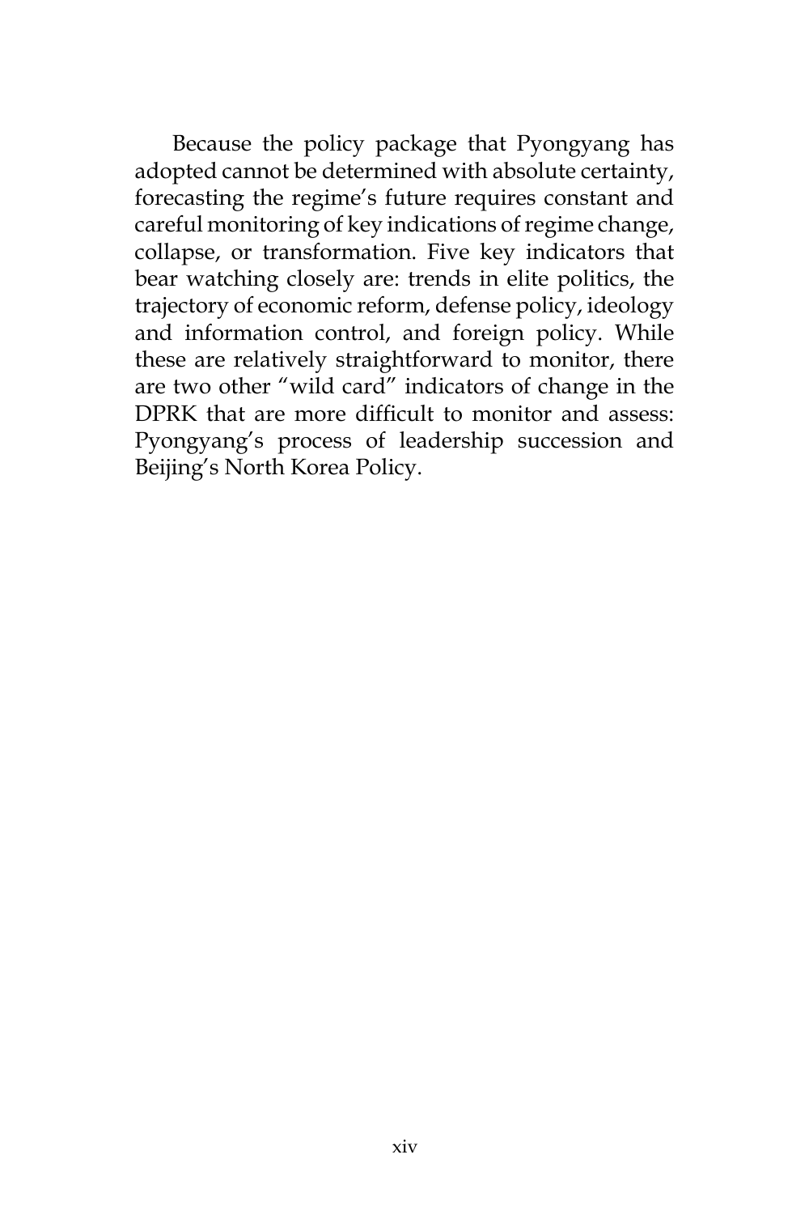Because the policy package that Pyongyang has adopted cannot be determined with absolute certainty, forecasting the regime's future requires constant and careful monitoring of key indications of regime change, collapse, or transformation. Five key indicators that bear watching closely are: trends in elite politics, the trajectory of economic reform, defense policy, ideology and information control, and foreign policy. While these are relatively straightforward to monitor, there are two other "wild card" indicators of change in the DPRK that are more difficult to monitor and assess: Pyongyang's process of leadership succession and Beijing's North Korea Policy.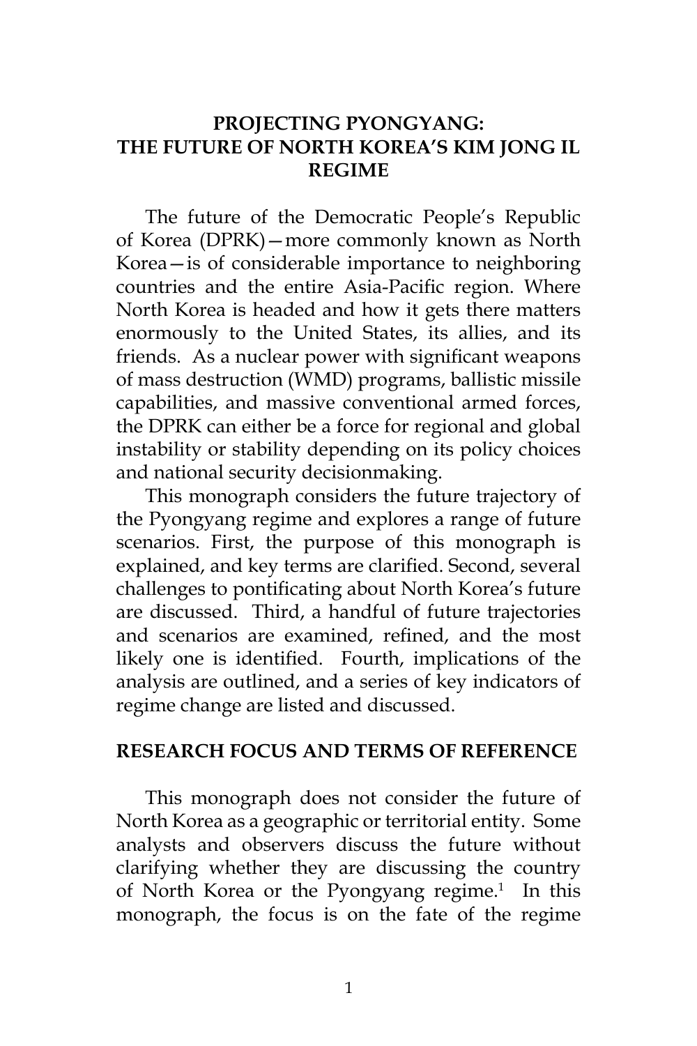# PROJECTING PYONGYANG: THE FUTURE OF NORTH KOREA'S KIM JONG IL REGIME

The future of the Democratic People's Republic of Korea (DPRK)—more commonly known as North Korea—is of considerable importance to neighboring countries and the entire Asia-Pacific region. Where North Korea is headed and how it gets there matters enormously to the United States, its allies, and its friends. As a nuclear power with significant weapons of mass destruction (WMD) programs, ballistic missile capabilities, and massive conventional armed forces, the DPRK can either be a force for regional and global instability or stability depending on its policy choices and national security decisionmaking.

This monograph considers the future trajectory of the Pyongyang regime and explores a range of future scenarios. First, the purpose of this monograph is explained, and key terms are clarified. Second, several challenges to pontificating about North Korea's future are discussed. Third, a handful of future trajectories and scenarios are examined, refined, and the most likely one is identified. Fourth, implications of the analysis are outlined, and a series of key indicators of regime change are listed and discussed.

## RESEARCH FOCUS AND TERMS OF REFERENCE

This monograph does not consider the future of North Korea as a geographic or territorial entity. Some analysts and observers discuss the future without clarifying whether they are discussing the country of North Korea or the Pyongyang regime.[1] In this monograph, the focus is on the fate of the regime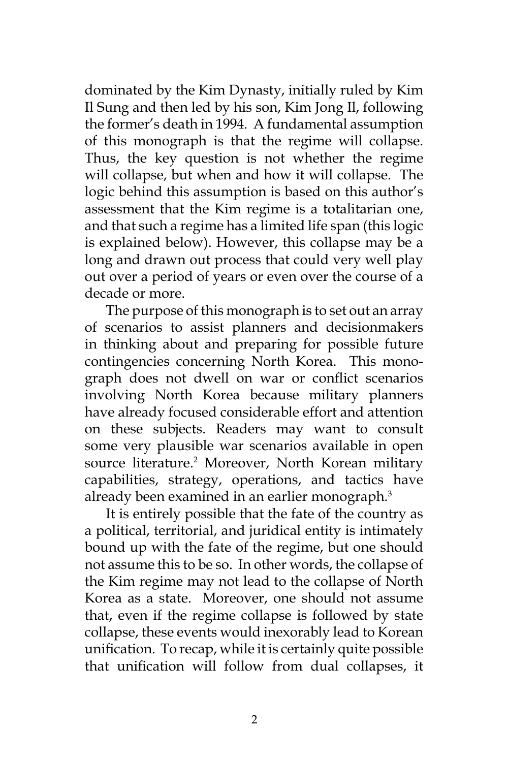dominated by the Kim Dynasty, initially ruled by Kim Il Sung and then led by his son, Kim Jong Il, following the former's death in 1994. A fundamental assumption of this monograph is that the regime will collapse. Thus, the key question is not whether the regime will collapse, but when and how it will collapse. The logic behind this assumption is based on this author's assessment that the Kim regime is a totalitarian one, and that such a regime has a limited life span (this logic is explained below). However, this collapse may be a long and drawn out process that could very well play out over a period of years or even over the course of a decade or more.

The purpose of this monograph is to set out an array of scenarios to assist planners and decisionmakers in thinking about and preparing for possible future contingencies concerning North Korea. This monograph does not dwell on war or conflict scenarios involving North Korea because military planners have already focused considerable effort and attention on these subjects. Readers may want to consult some very plausible war scenarios available in open source literature.[2] Moreover, North Korean military capabilities, strategy, operations, and tactics have already been examined in an earlier monograph.[3]

It is entirely possible that the fate of the country as a political, territorial, and juridical entity is intimately bound up with the fate of the regime, but one should not assume this to be so. In other words, the collapse of the Kim regime may not lead to the collapse of North Korea as a state. Moreover, one should not assume that, even if the regime collapse is followed by state collapse, these events would inexorably lead to Korean unification. To recap, while it is certainly quite possible that unification will follow from dual collapses, it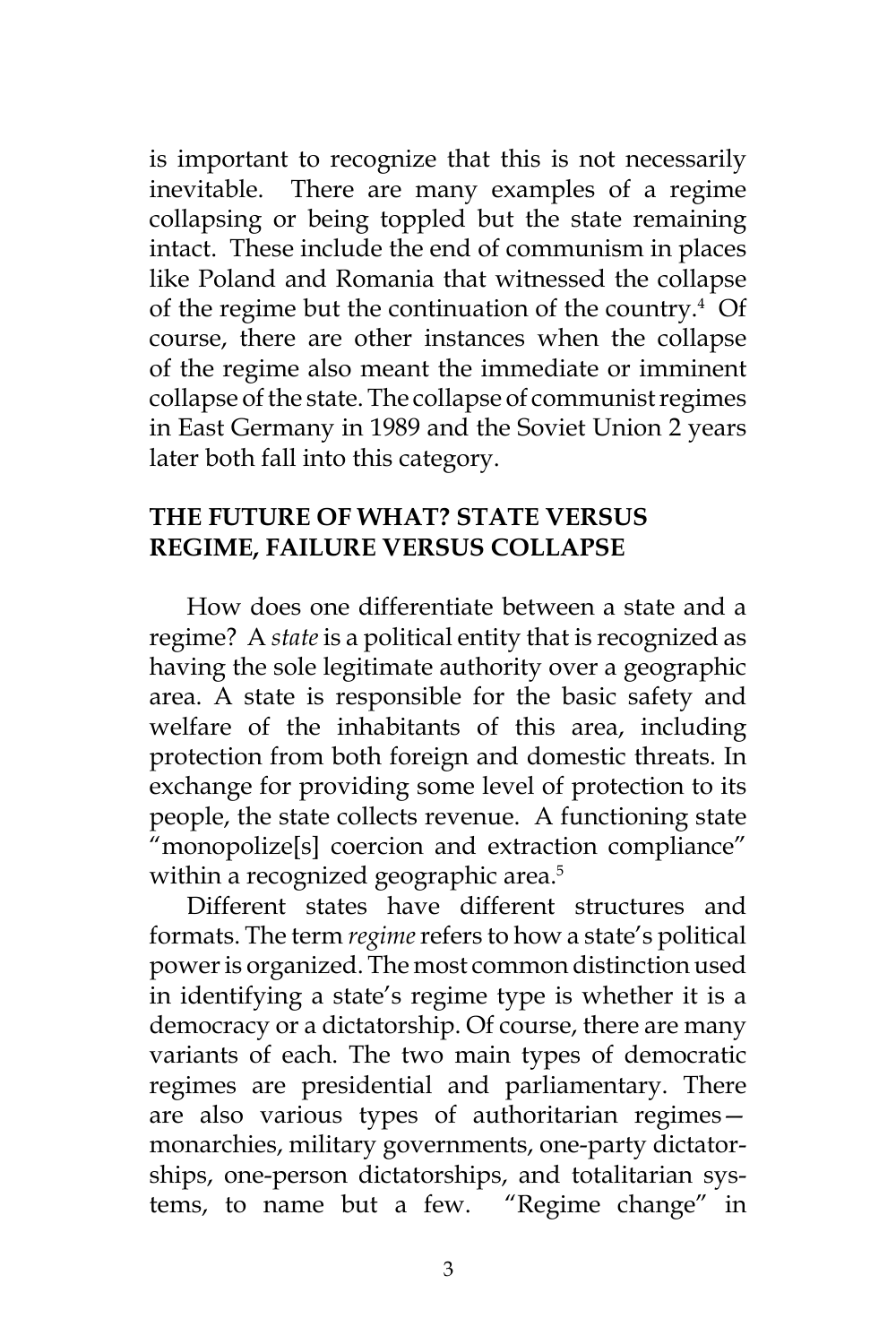is important to recognize that this is not necessarily inevitable. There are many examples of a regime collapsing or being toppled but the state remaining intact. These include the end of communism in places like Poland and Romania that witnessed the collapse of the regime but the continuation of the country.[4] Of course, there are other instances when the collapse of the regime also meant the immediate or imminent collapse of the state. The collapse of communist regimes in East Germany in 1989 and the Soviet Union 2 years later both fall into this category.

## THE FUTURE OF WHAT? STATE VERSUS REGIME, FAILURE VERSUS COLLAPSE

How does one differentiate between a state and a regime? A *state* is a political entity that is recognized as having the sole legitimate authority over a geographic area. A state is responsible for the basic safety and welfare of the inhabitants of this area, including protection from both foreign and domestic threats. In exchange for providing some level of protection to its people, the state collects revenue. A functioning state "monopolize[s] coercion and extraction compliance" within a recognized geographic area.[5]

Different states have different structures and formats. The term *regime* refers to how a state's political power is organized. The most common distinction used in identifying a state's regime type is whether it is a democracy or a dictatorship. Of course, there are many variants of each. The two main types of democratic regimes are presidential and parliamentary. There are also various types of authoritarian regimes—monarchies, military governments, one-party dictatorships, one-person dictatorships, and totalitarian systems, to name but a few. "Regime change" in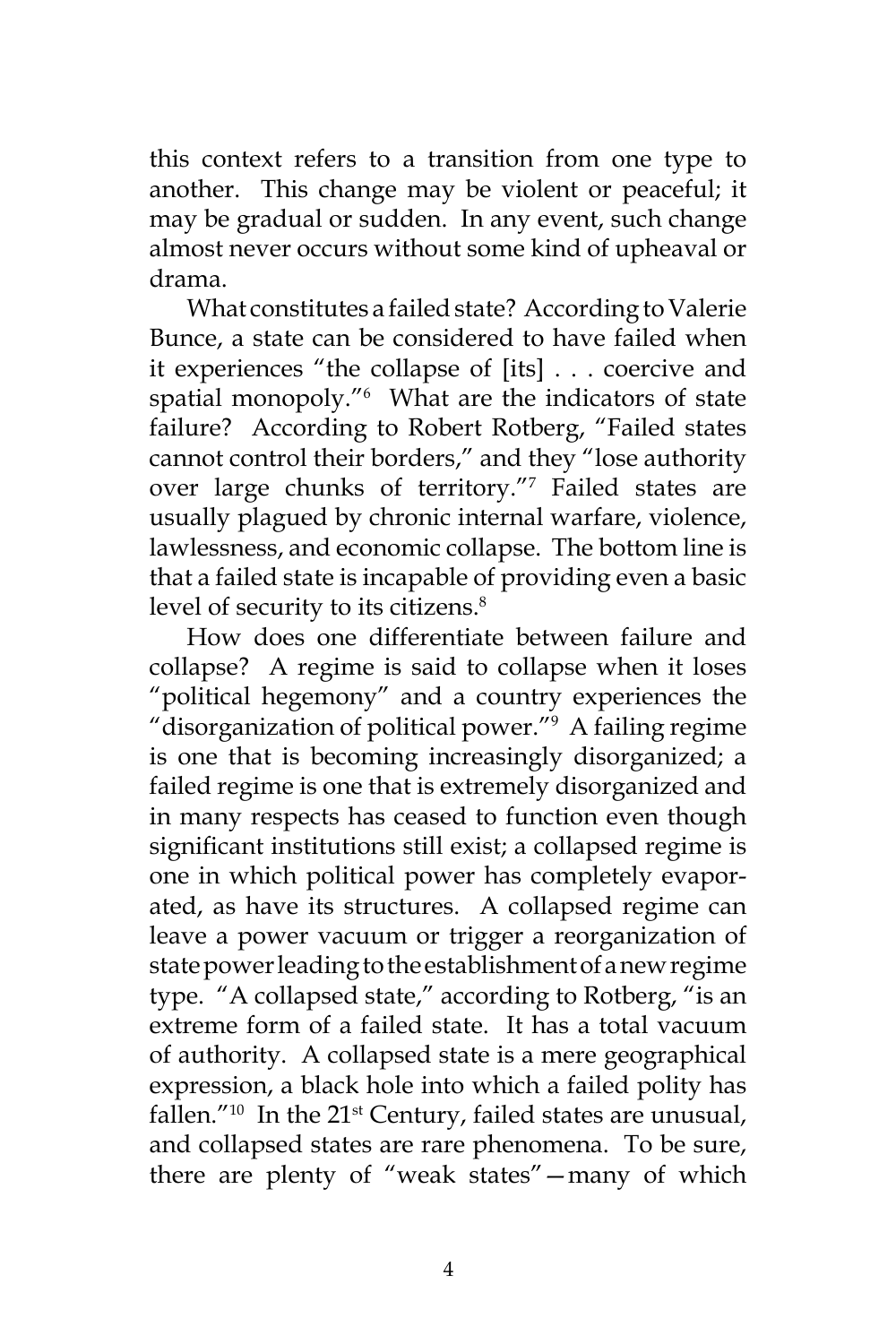this context refers to a transition from one type to another. This change may be violent or peaceful; it may be gradual or sudden. In any event, such change almost never occurs without some kind of upheaval or drama.

What constitutes a failed state? According to Valerie Bunce, a state can be considered to have failed when it experiences "the collapse of [its] . . . coercive and spatial monopoly."[6] What are the indicators of state failure? According to Robert Rotberg, "Failed states cannot control their borders," and they "lose authority over large chunks of territory."[7] Failed states are usually plagued by chronic internal warfare, violence, lawlessness, and economic collapse. The bottom line is that a failed state is incapable of providing even a basic level of security to its citizens.[8]

How does one differentiate between failure and collapse? A regime is said to collapse when it loses "political hegemony" and a country experiences the "disorganization of political power."[9] A failing regime is one that is becoming increasingly disorganized; a failed regime is one that is extremely disorganized and in many respects has ceased to function even though significant institutions still exist; a collapsed regime is one in which political power has completely evaporated, as have its structures. A collapsed regime can leave a power vacuum or trigger a reorganization of state power leading to the establishment of a new regime type. "A collapsed state," according to Rotberg, "is an extreme form of a failed state. It has a total vacuum of authority. A collapsed state is a mere geographical expression, a black hole into which a failed polity has fallen."[10] In the 21st Century, failed states are unusual, and collapsed states are rare phenomena. To be sure, there are plenty of "weak states"—many of which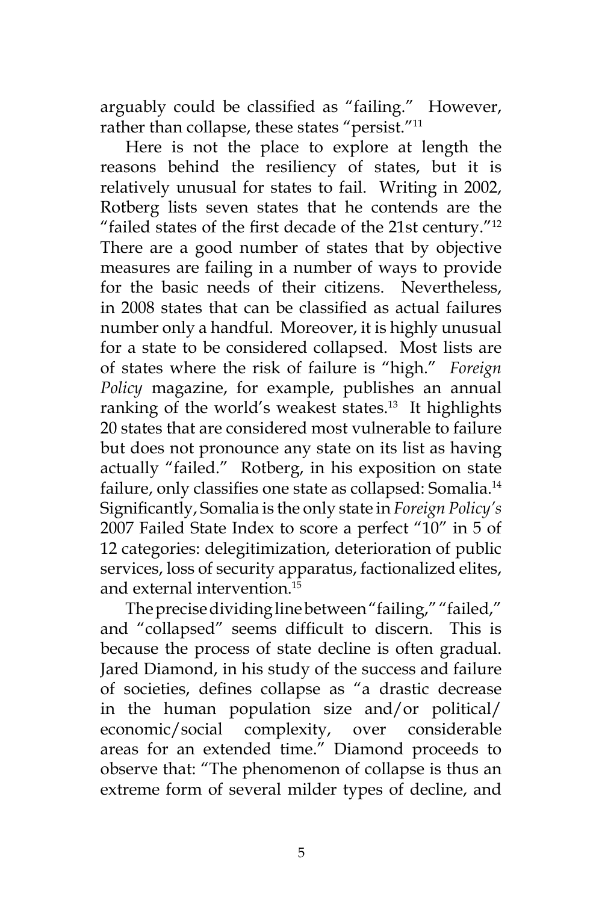arguably could be classified as "failing." However, rather than collapse, these states "persist."[11]

Here is not the place to explore at length the reasons behind the resiliency of states, but it is relatively unusual for states to fail. Writing in 2002, Rotberg lists seven states that he contends are the "failed states of the first decade of the 21st century."[12] There are a good number of states that by objective measures are failing in a number of ways to provide for the basic needs of their citizens. Nevertheless, in 2008 states that can be classified as actual failures number only a handful. Moreover, it is highly unusual for a state to be considered collapsed. Most lists are of states where the risk of failure is "high." *Foreign Policy* magazine, for example, publishes an annual ranking of the world's weakest states.[13] It highlights 20 states that are considered most vulnerable to failure but does not pronounce any state on its list as having actually "failed." Rotberg, in his exposition on state failure, only classifies one state as collapsed: Somalia.[14] Significantly, Somalia is the only state in *Foreign Policy's* 2007 Failed State Index to score a perfect "10" in 5 of 12 categories: delegitimization, deterioration of public services, loss of security apparatus, factionalized elites, and external intervention.[15]

The precise dividing line between "failing," "failed," and "collapsed" seems difficult to discern. This is because the process of state decline is often gradual. Jared Diamond, in his study of the success and failure of societies, defines collapse as "a drastic decrease in the human population size and/or political/economic/social complexity, over considerable areas for an extended time." Diamond proceeds to observe that: "The phenomenon of collapse is thus an extreme form of several milder types of decline, and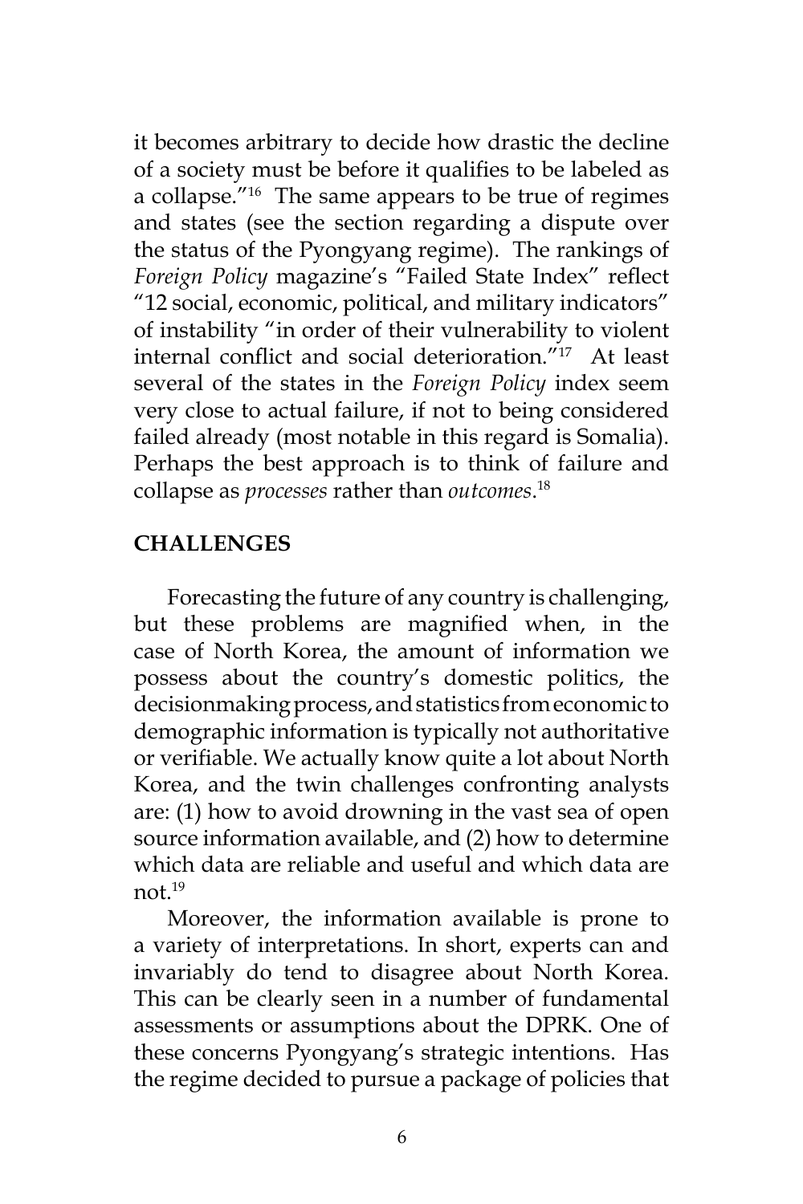it becomes arbitrary to decide how drastic the decline of a society must be before it qualifies to be labeled as a collapse."[16] The same appears to be true of regimes and states (see the section regarding a dispute over the status of the Pyongyang regime). The rankings of *Foreign Policy* magazine's "Failed State Index" reflect "12 social, economic, political, and military indicators" of instability "in order of their vulnerability to violent internal conflict and social deterioration."[17] At least several of the states in the *Foreign Policy* index seem very close to actual failure, if not to being considered failed already (most notable in this regard is Somalia). Perhaps the best approach is to think of failure and collapse as *processes* rather than *outcomes*.[18]

## CHALLENGES

Forecasting the future of any country is challenging, but these problems are magnified when, in the case of North Korea, the amount of information we possess about the country's domestic politics, the decisionmaking process, and statistics from economic to demographic information is typically not authoritative or verifiable. We actually know quite a lot about North Korea, and the twin challenges confronting analysts are: (1) how to avoid drowning in the vast sea of open source information available, and (2) how to determine which data are reliable and useful and which data are not.[19]

Moreover, the information available is prone to a variety of interpretations. In short, experts can and invariably do tend to disagree about North Korea. This can be clearly seen in a number of fundamental assessments or assumptions about the DPRK. One of these concerns Pyongyang's strategic intentions. Has the regime decided to pursue a package of policies that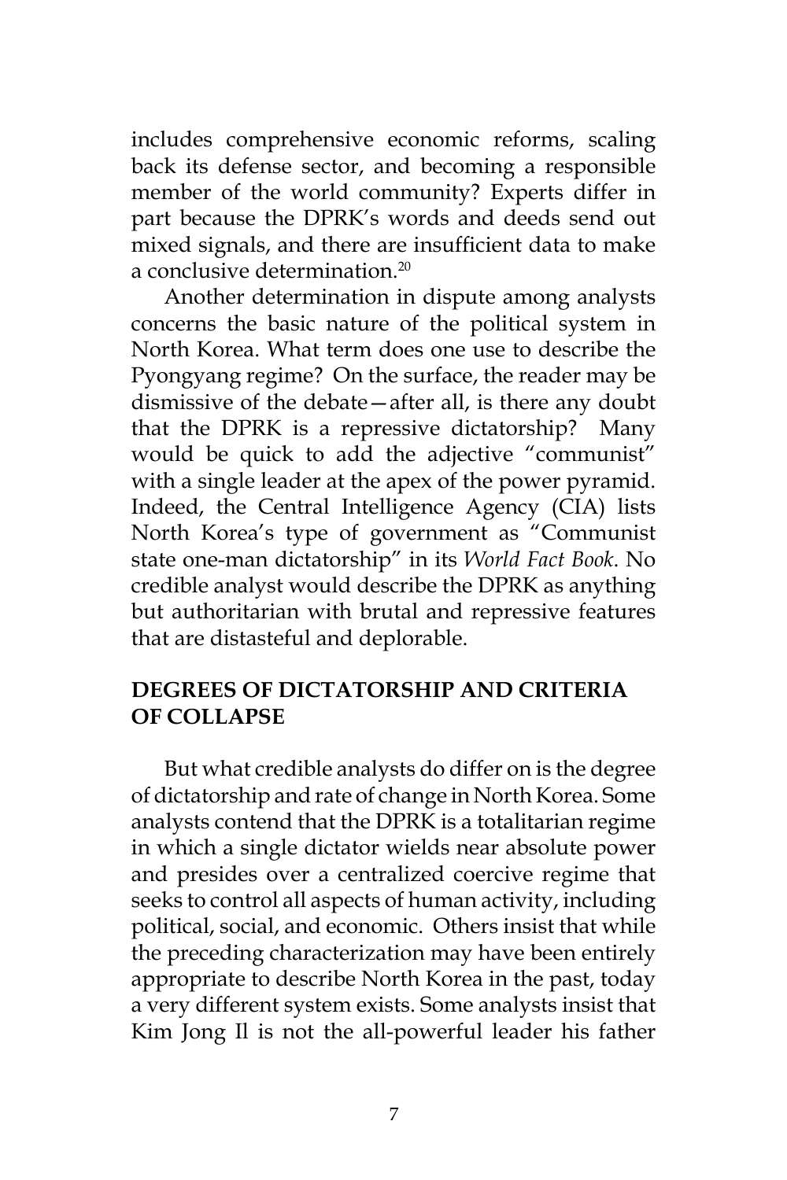includes comprehensive economic reforms, scaling back its defense sector, and becoming a responsible member of the world community? Experts differ in part because the DPRK's words and deeds send out mixed signals, and there are insufficient data to make a conclusive determination.[20]

Another determination in dispute among analysts concerns the basic nature of the political system in North Korea. What term does one use to describe the Pyongyang regime? On the surface, the reader may be dismissive of the debate—after all, is there any doubt that the DPRK is a repressive dictatorship? Many would be quick to add the adjective "communist" with a single leader at the apex of the power pyramid. Indeed, the Central Intelligence Agency (CIA) lists North Korea's type of government as "Communist state one-man dictatorship" in its *World Fact Book*. No credible analyst would describe the DPRK as anything but authoritarian with brutal and repressive features that are distasteful and deplorable.

## DEGREES OF DICTATORSHIP AND CRITERIA OF COLLAPSE

But what credible analysts do differ on is the degree of dictatorship and rate of change in North Korea. Some analysts contend that the DPRK is a totalitarian regime in which a single dictator wields near absolute power and presides over a centralized coercive regime that seeks to control all aspects of human activity, including political, social, and economic. Others insist that while the preceding characterization may have been entirely appropriate to describe North Korea in the past, today a very different system exists. Some analysts insist that Kim Jong Il is not the all-powerful leader his father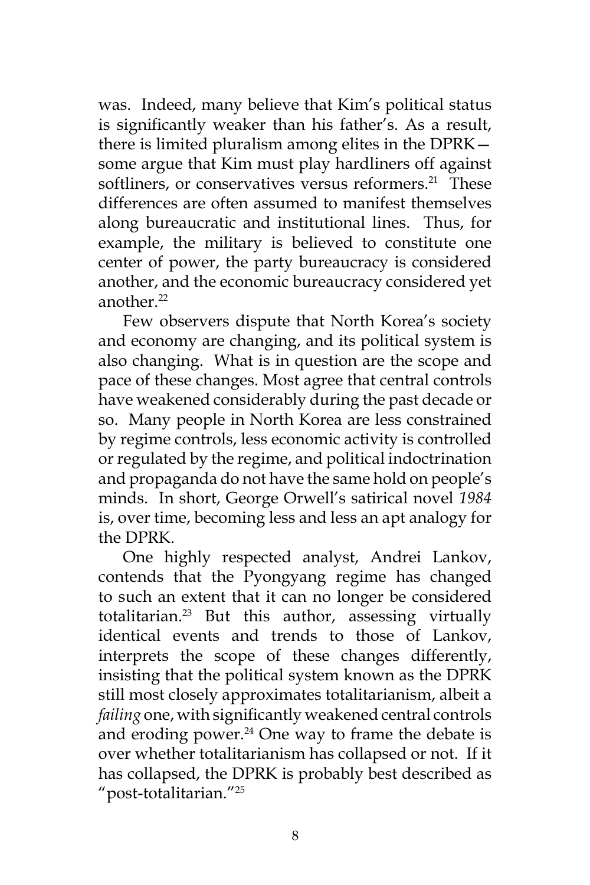was. Indeed, many believe that Kim's political status is significantly weaker than his father's. As a result, there is limited pluralism among elites in the DPRK—some argue that Kim must play hardliners off against softliners, or conservatives versus reformers.[21] These differences are often assumed to manifest themselves along bureaucratic and institutional lines. Thus, for example, the military is believed to constitute one center of power, the party bureaucracy is considered another, and the economic bureaucracy considered yet another.[22]

Few observers dispute that North Korea's society and economy are changing, and its political system is also changing. What is in question are the scope and pace of these changes. Most agree that central controls have weakened considerably during the past decade or so. Many people in North Korea are less constrained by regime controls, less economic activity is controlled or regulated by the regime, and political indoctrination and propaganda do not have the same hold on people's minds. In short, George Orwell's satirical novel *1984* is, over time, becoming less and less an apt analogy for the DPRK.

One highly respected analyst, Andrei Lankov, contends that the Pyongyang regime has changed to such an extent that it can no longer be considered totalitarian.[23] But this author, assessing virtually identical events and trends to those of Lankov, interprets the scope of these changes differently, insisting that the political system known as the DPRK still most closely approximates totalitarianism, albeit a *failing* one, with significantly weakened central controls and eroding power.[24] One way to frame the debate is over whether totalitarianism has collapsed or not. If it has collapsed, the DPRK is probably best described as "post-totalitarian."[25]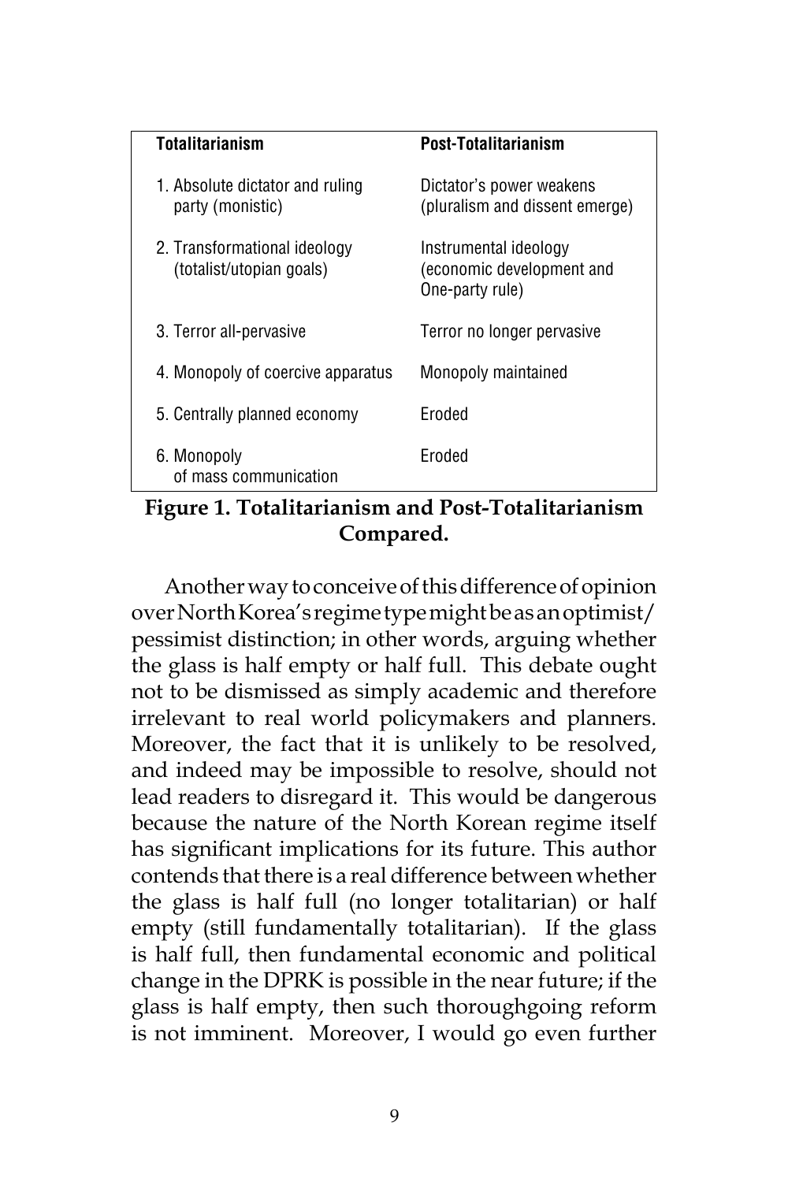| Totalitarianism | Post-Totalitarianism |
|---|---|
| 1. Absolute dictator and ruling party (monistic) | Dictator's power weakens (pluralism and dissent emerge) |
| 2. Transformational ideology (totalist/utopian goals) | Instrumental ideology (economic development and One-party rule) |
| 3. Terror all-pervasive | Terror no longer pervasive |
| 4. Monopoly of coercive apparatus | Monopoly maintained |
| 5. Centrally planned economy | Eroded |
| 6. Monopoly of mass communication | Eroded |

**Figure 1. Totalitarianism and Post-Totalitarianism Compared.**

Another way to conceive of this difference of opinion over North Korea's regime type might be as an optimist/pessimist distinction; in other words, arguing whether the glass is half empty or half full. This debate ought not to be dismissed as simply academic and therefore irrelevant to real world policymakers and planners. Moreover, the fact that it is unlikely to be resolved, and indeed may be impossible to resolve, should not lead readers to disregard it. This would be dangerous because the nature of the North Korean regime itself has significant implications for its future. This author contends that there is a real difference between whether the glass is half full (no longer totalitarian) or half empty (still fundamentally totalitarian). If the glass is half full, then fundamental economic and political change in the DPRK is possible in the near future; if the glass is half empty, then such thoroughgoing reform is not imminent. Moreover, I would go even further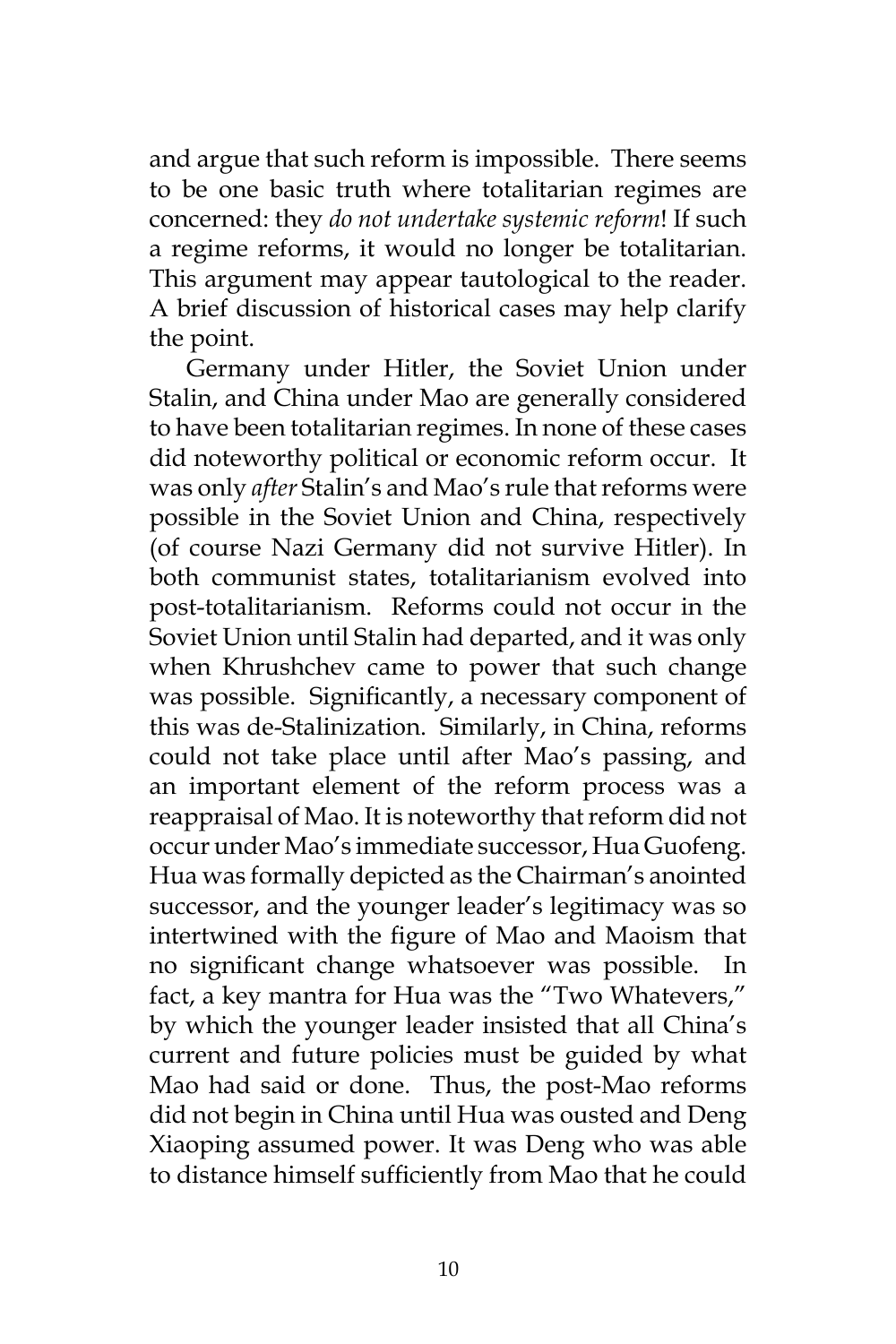and argue that such reform is impossible. There seems to be one basic truth where totalitarian regimes are concerned: they *do not undertake systemic reform*! If such a regime reforms, it would no longer be totalitarian. This argument may appear tautological to the reader. A brief discussion of historical cases may help clarify the point.

Germany under Hitler, the Soviet Union under Stalin, and China under Mao are generally considered to have been totalitarian regimes. In none of these cases did noteworthy political or economic reform occur. It was only *after* Stalin's and Mao's rule that reforms were possible in the Soviet Union and China, respectively (of course Nazi Germany did not survive Hitler). In both communist states, totalitarianism evolved into post-totalitarianism. Reforms could not occur in the Soviet Union until Stalin had departed, and it was only when Khrushchev came to power that such change was possible. Significantly, a necessary component of this was de-Stalinization. Similarly, in China, reforms could not take place until after Mao's passing, and an important element of the reform process was a reappraisal of Mao. It is noteworthy that reform did not occur under Mao's immediate successor, Hua Guofeng. Hua was formally depicted as the Chairman's anointed successor, and the younger leader's legitimacy was so intertwined with the figure of Mao and Maoism that no significant change whatsoever was possible. In fact, a key mantra for Hua was the "Two Whatevers," by which the younger leader insisted that all China's current and future policies must be guided by what Mao had said or done. Thus, the post-Mao reforms did not begin in China until Hua was ousted and Deng Xiaoping assumed power. It was Deng who was able to distance himself sufficiently from Mao that he could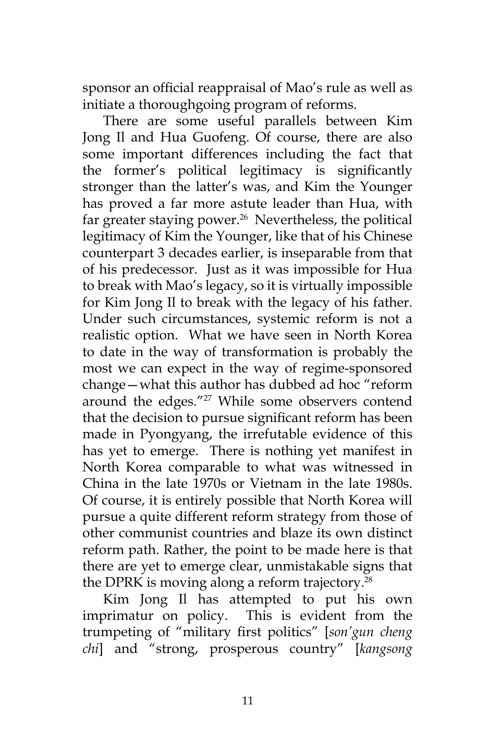sponsor an official reappraisal of Mao's rule as well as initiate a thoroughgoing program of reforms.

There are some useful parallels between Kim Jong Il and Hua Guofeng. Of course, there are also some important differences including the fact that the former's political legitimacy is significantly stronger than the latter's was, and Kim the Younger has proved a far more astute leader than Hua, with far greater staying power.[26] Nevertheless, the political legitimacy of Kim the Younger, like that of his Chinese counterpart 3 decades earlier, is inseparable from that of his predecessor. Just as it was impossible for Hua to break with Mao's legacy, so it is virtually impossible for Kim Jong Il to break with the legacy of his father. Under such circumstances, systemic reform is not a realistic option. What we have seen in North Korea to date in the way of transformation is probably the most we can expect in the way of regime-sponsored change—what this author has dubbed ad hoc "reform around the edges."[27] While some observers contend that the decision to pursue significant reform has been made in Pyongyang, the irrefutable evidence of this has yet to emerge. There is nothing yet manifest in North Korea comparable to what was witnessed in China in the late 1970s or Vietnam in the late 1980s. Of course, it is entirely possible that North Korea will pursue a quite different reform strategy from those of other communist countries and blaze its own distinct reform path. Rather, the point to be made here is that there are yet to emerge clear, unmistakable signs that the DPRK is moving along a reform trajectory.[28]

Kim Jong Il has attempted to put his own imprimatur on policy. This is evident from the trumpeting of "military first politics" [*son'gun cheng chi*] and "strong, prosperous country" [*kangsong*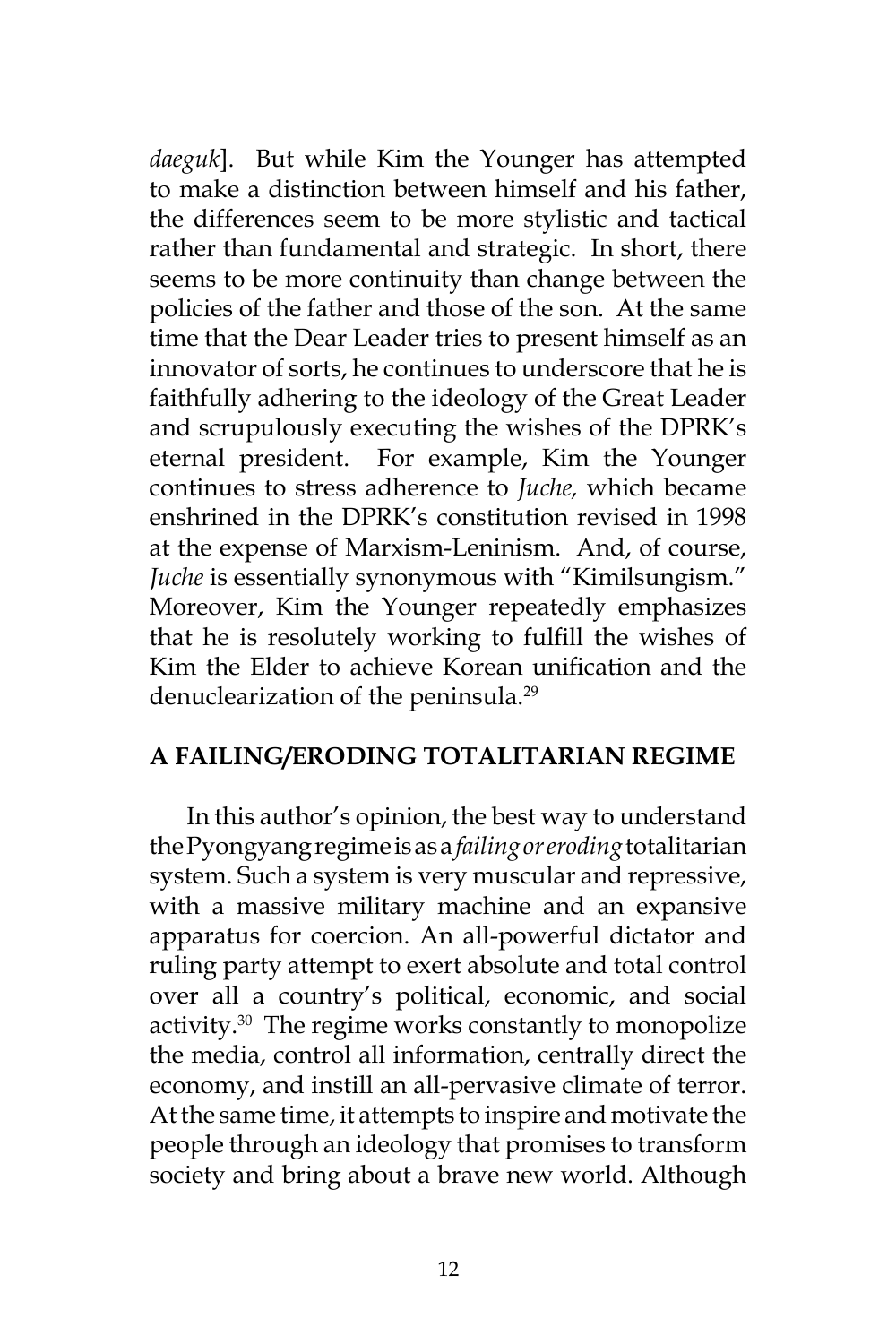*daeguk*]. But while Kim the Younger has attempted to make a distinction between himself and his father, the differences seem to be more stylistic and tactical rather than fundamental and strategic. In short, there seems to be more continuity than change between the policies of the father and those of the son. At the same time that the Dear Leader tries to present himself as an innovator of sorts, he continues to underscore that he is faithfully adhering to the ideology of the Great Leader and scrupulously executing the wishes of the DPRK's eternal president. For example, Kim the Younger continues to stress adherence to *Juche,* which became enshrined in the DPRK's constitution revised in 1998 at the expense of Marxism-Leninism. And, of course, *Juche* is essentially synonymous with "Kimilsungism." Moreover, Kim the Younger repeatedly emphasizes that he is resolutely working to fulfill the wishes of Kim the Elder to achieve Korean unification and the denuclearization of the peninsula.[29]

## A FAILING/ERODING TOTALITARIAN REGIME

In this author's opinion, the best way to understand the Pyongyang regime is as a *failing or eroding* totalitarian system. Such a system is very muscular and repressive, with a massive military machine and an expansive apparatus for coercion. An all-powerful dictator and ruling party attempt to exert absolute and total control over all a country's political, economic, and social activity.[30] The regime works constantly to monopolize the media, control all information, centrally direct the economy, and instill an all-pervasive climate of terror. At the same time, it attempts to inspire and motivate the people through an ideology that promises to transform society and bring about a brave new world. Although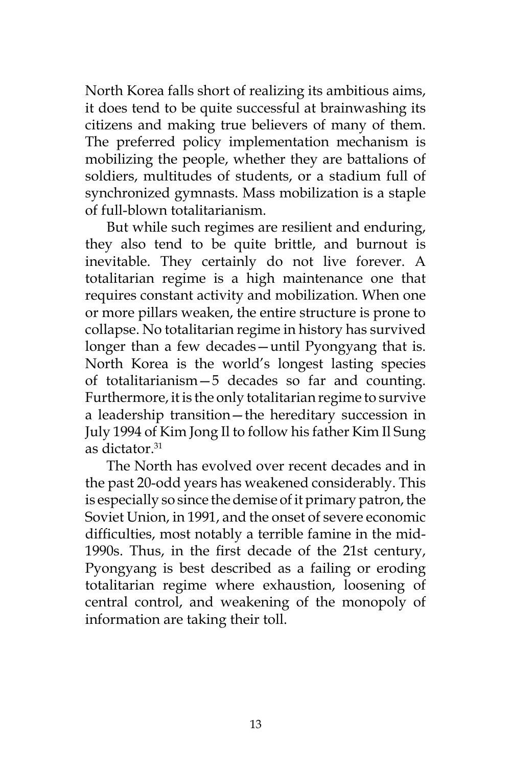North Korea falls short of realizing its ambitious aims, it does tend to be quite successful at brainwashing its citizens and making true believers of many of them. The preferred policy implementation mechanism is mobilizing the people, whether they are battalions of soldiers, multitudes of students, or a stadium full of synchronized gymnasts. Mass mobilization is a staple of full-blown totalitarianism.

But while such regimes are resilient and enduring, they also tend to be quite brittle, and burnout is inevitable. They certainly do not live forever. A totalitarian regime is a high maintenance one that requires constant activity and mobilization. When one or more pillars weaken, the entire structure is prone to collapse. No totalitarian regime in history has survived longer than a few decades—until Pyongyang that is. North Korea is the world's longest lasting species of totalitarianism—5 decades so far and counting. Furthermore, it is the only totalitarian regime to survive a leadership transition—the hereditary succession in July 1994 of Kim Jong Il to follow his father Kim Il Sung as dictator.[31]

The North has evolved over recent decades and in the past 20-odd years has weakened considerably. This is especially so since the demise of it primary patron, the Soviet Union, in 1991, and the onset of severe economic difficulties, most notably a terrible famine in the mid-1990s. Thus, in the first decade of the 21st century, Pyongyang is best described as a failing or eroding totalitarian regime where exhaustion, loosening of central control, and weakening of the monopoly of information are taking their toll.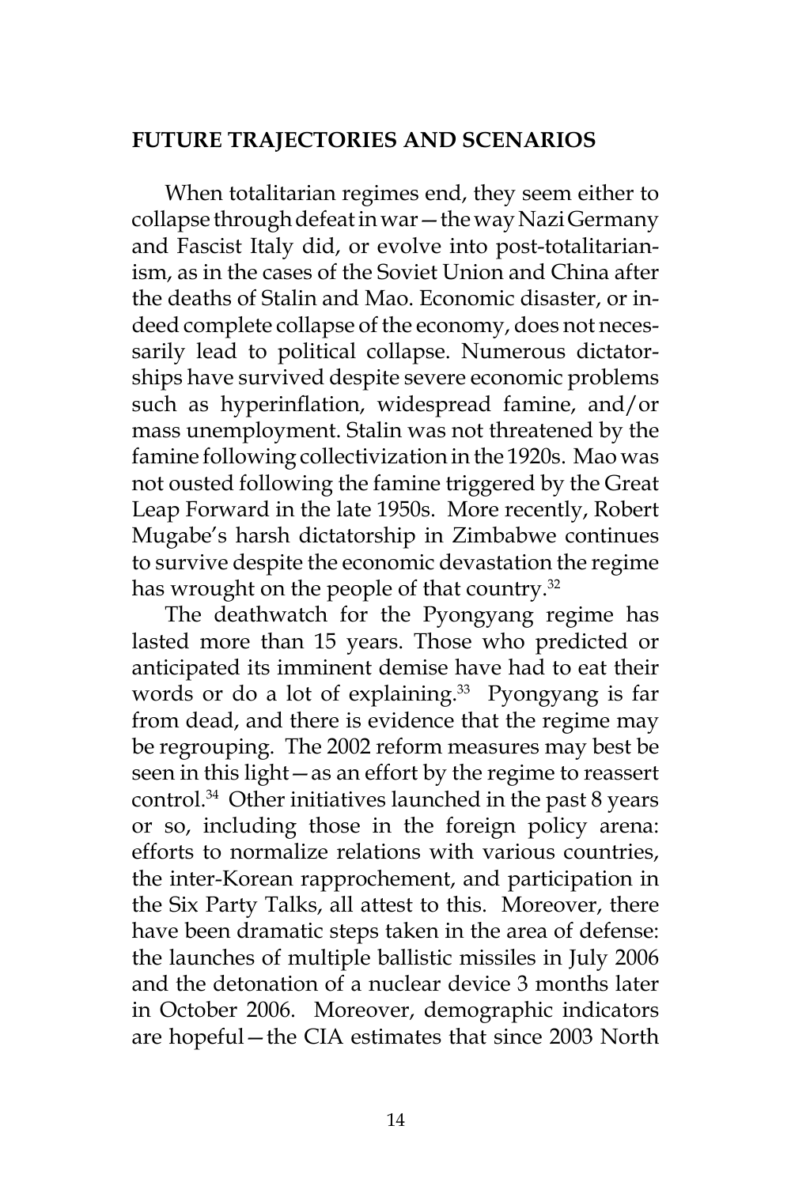## FUTURE TRAJECTORIES AND SCENARIOS

When totalitarian regimes end, they seem either to collapse through defeat in war—the way Nazi Germany and Fascist Italy did, or evolve into post-totalitarianism, as in the cases of the Soviet Union and China after the deaths of Stalin and Mao. Economic disaster, or indeed complete collapse of the economy, does not necessarily lead to political collapse. Numerous dictatorships have survived despite severe economic problems such as hyperinflation, widespread famine, and/or mass unemployment. Stalin was not threatened by the famine following collectivization in the 1920s. Mao was not ousted following the famine triggered by the Great Leap Forward in the late 1950s. More recently, Robert Mugabe's harsh dictatorship in Zimbabwe continues to survive despite the economic devastation the regime has wrought on the people of that country.[32]

The deathwatch for the Pyongyang regime has lasted more than 15 years. Those who predicted or anticipated its imminent demise have had to eat their words or do a lot of explaining.[33] Pyongyang is far from dead, and there is evidence that the regime may be regrouping. The 2002 reform measures may best be seen in this light—as an effort by the regime to reassert control.[34] Other initiatives launched in the past 8 years or so, including those in the foreign policy arena: efforts to normalize relations with various countries, the inter-Korean rapprochement, and participation in the Six Party Talks, all attest to this. Moreover, there have been dramatic steps taken in the area of defense: the launches of multiple ballistic missiles in July 2006 and the detonation of a nuclear device 3 months later in October 2006. Moreover, demographic indicators are hopeful—the CIA estimates that since 2003 North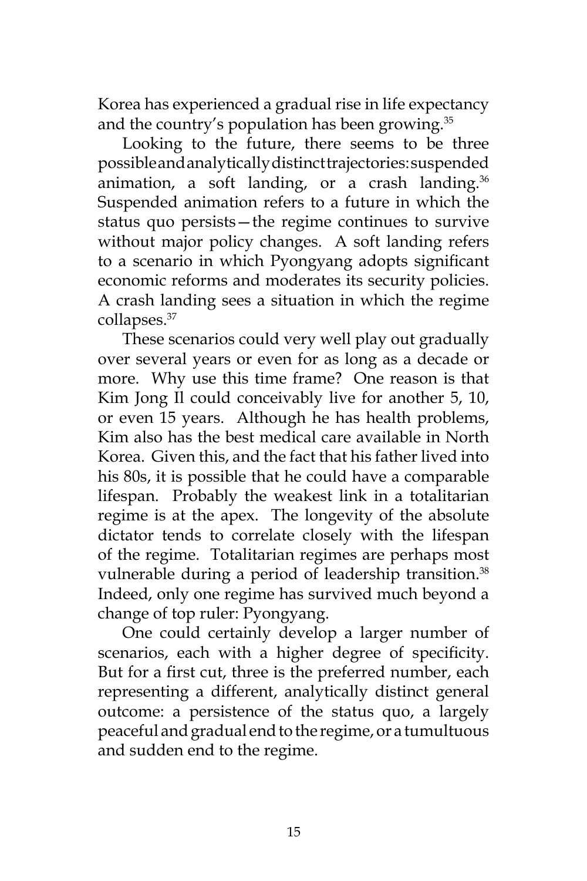Korea has experienced a gradual rise in life expectancy and the country's population has been growing.[35]

Looking to the future, there seems to be three possible and analytically distinct trajectories: suspended animation, a soft landing, or a crash landing.[36] Suspended animation refers to a future in which the status quo persists—the regime continues to survive without major policy changes. A soft landing refers to a scenario in which Pyongyang adopts significant economic reforms and moderates its security policies. A crash landing sees a situation in which the regime collapses.[37]

These scenarios could very well play out gradually over several years or even for as long as a decade or more. Why use this time frame? One reason is that Kim Jong Il could conceivably live for another 5, 10, or even 15 years. Although he has health problems, Kim also has the best medical care available in North Korea. Given this, and the fact that his father lived into his 80s, it is possible that he could have a comparable lifespan. Probably the weakest link in a totalitarian regime is at the apex. The longevity of the absolute dictator tends to correlate closely with the lifespan of the regime. Totalitarian regimes are perhaps most vulnerable during a period of leadership transition.[38] Indeed, only one regime has survived much beyond a change of top ruler: Pyongyang.

One could certainly develop a larger number of scenarios, each with a higher degree of specificity. But for a first cut, three is the preferred number, each representing a different, analytically distinct general outcome: a persistence of the status quo, a largely peaceful and gradual end to the regime, or a tumultuous and sudden end to the regime.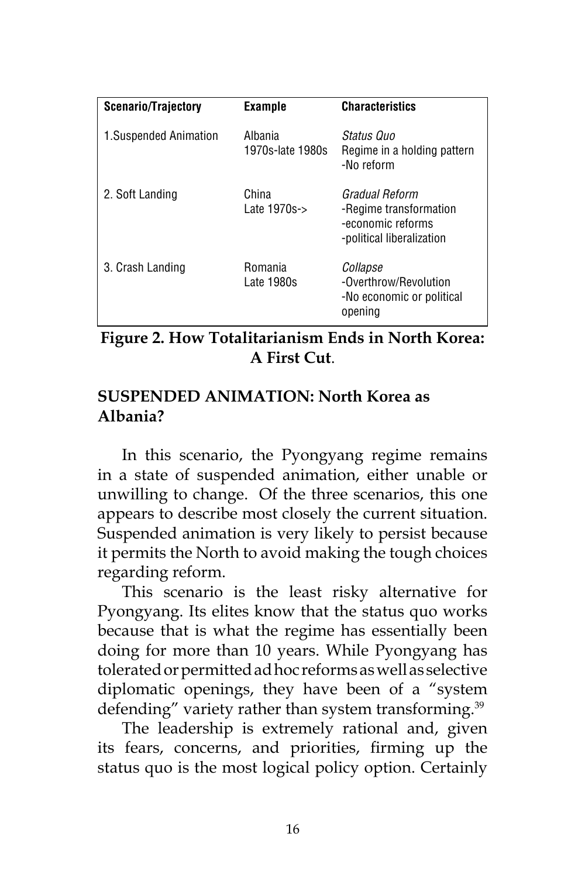| Scenario/Trajectory | Example | Characteristics |
|---|---|---|
| 1.Suspended Animation | Albania<br>1970s-late 1980s | *Status Quo*<br>Regime in a holding pattern<br>-No reform |
| 2. Soft Landing | China<br>Late 1970s-> | *Gradual Reform*<br>-Regime transformation<br>-economic reforms<br>-political liberalization |
| 3. Crash Landing | Romania<br>Late 1980s | *Collapse*<br>-Overthrow/Revolution<br>-No economic or political opening |

**Figure 2. How Totalitarianism Ends in North Korea: A First Cut**.

## SUSPENDED ANIMATION: North Korea as Albania?

In this scenario, the Pyongyang regime remains in a state of suspended animation, either unable or unwilling to change. Of the three scenarios, this one appears to describe most closely the current situation. Suspended animation is very likely to persist because it permits the North to avoid making the tough choices regarding reform.

This scenario is the least risky alternative for Pyongyang. Its elites know that the status quo works because that is what the regime has essentially been doing for more than 10 years. While Pyongyang has tolerated or permitted ad hoc reforms as well as selective diplomatic openings, they have been of a "system defending" variety rather than system transforming.[39]

The leadership is extremely rational and, given its fears, concerns, and priorities, firming up the status quo is the most logical policy option. Certainly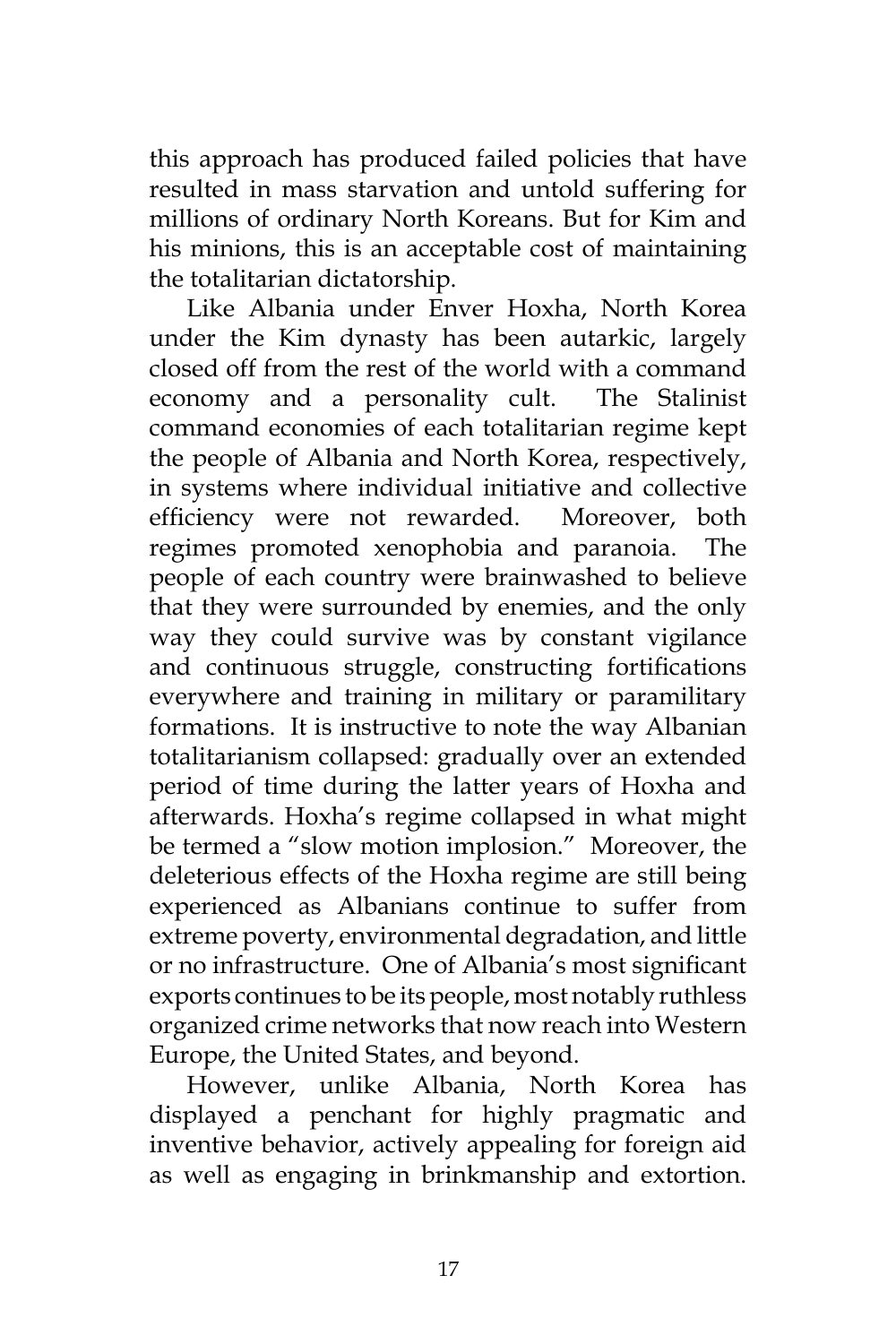this approach has produced failed policies that have resulted in mass starvation and untold suffering for millions of ordinary North Koreans. But for Kim and his minions, this is an acceptable cost of maintaining the totalitarian dictatorship.

Like Albania under Enver Hoxha, North Korea under the Kim dynasty has been autarkic, largely closed off from the rest of the world with a command economy and a personality cult. The Stalinist command economies of each totalitarian regime kept the people of Albania and North Korea, respectively, in systems where individual initiative and collective efficiency were not rewarded. Moreover, both regimes promoted xenophobia and paranoia. The people of each country were brainwashed to believe that they were surrounded by enemies, and the only way they could survive was by constant vigilance and continuous struggle, constructing fortifications everywhere and training in military or paramilitary formations. It is instructive to note the way Albanian totalitarianism collapsed: gradually over an extended period of time during the latter years of Hoxha and afterwards. Hoxha's regime collapsed in what might be termed a "slow motion implosion." Moreover, the deleterious effects of the Hoxha regime are still being experienced as Albanians continue to suffer from extreme poverty, environmental degradation, and little or no infrastructure. One of Albania's most significant exports continues to be its people, most notably ruthless organized crime networks that now reach into Western Europe, the United States, and beyond.

However, unlike Albania, North Korea has displayed a penchant for highly pragmatic and inventive behavior, actively appealing for foreign aid as well as engaging in brinkmanship and extortion.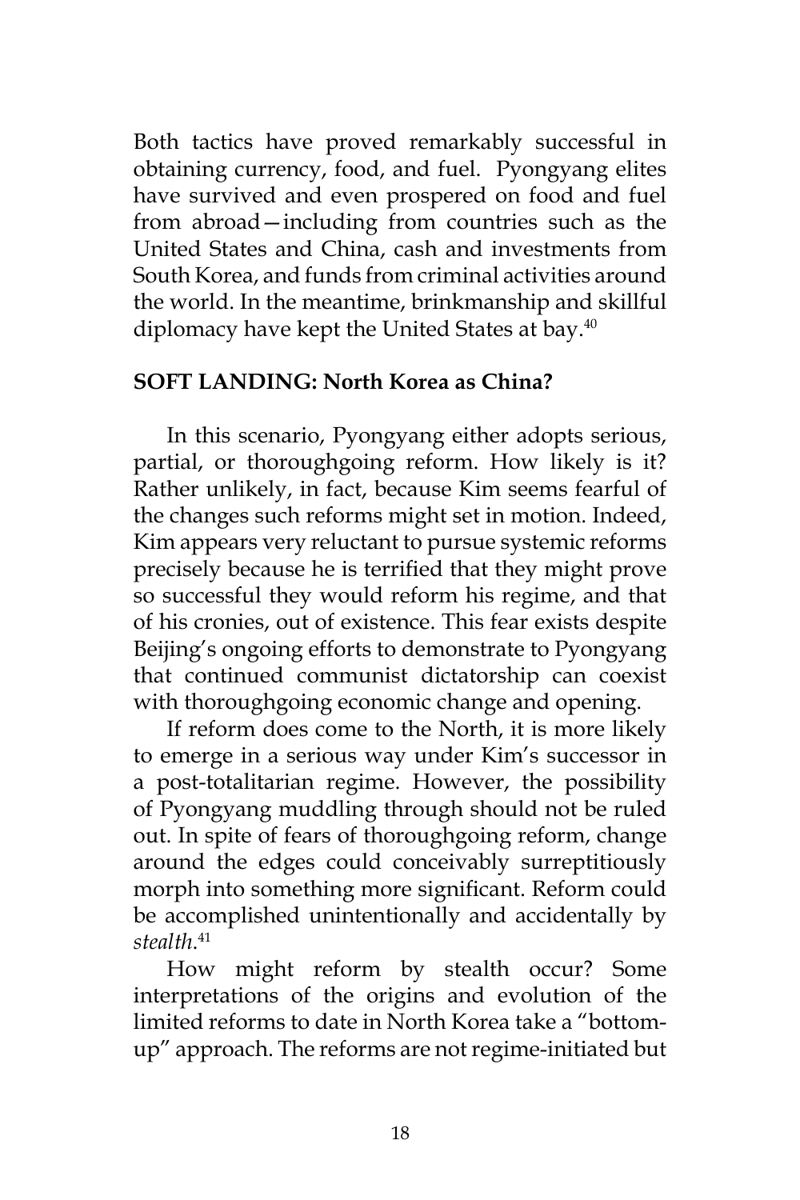Both tactics have proved remarkably successful in obtaining currency, food, and fuel. Pyongyang elites have survived and even prospered on food and fuel from abroad—including from countries such as the United States and China, cash and investments from South Korea, and funds from criminal activities around the world. In the meantime, brinkmanship and skillful diplomacy have kept the United States at bay.[40]

**SOFT LANDING: North Korea as China?**

In this scenario, Pyongyang either adopts serious, partial, or thoroughgoing reform. How likely is it? Rather unlikely, in fact, because Kim seems fearful of the changes such reforms might set in motion. Indeed, Kim appears very reluctant to pursue systemic reforms precisely because he is terrified that they might prove so successful they would reform his regime, and that of his cronies, out of existence. This fear exists despite Beijing's ongoing efforts to demonstrate to Pyongyang that continued communist dictatorship can coexist with thoroughgoing economic change and opening.

If reform does come to the North, it is more likely to emerge in a serious way under Kim's successor in a post-totalitarian regime. However, the possibility of Pyongyang muddling through should not be ruled out. In spite of fears of thoroughgoing reform, change around the edges could conceivably surreptitiously morph into something more significant. Reform could be accomplished unintentionally and accidentally by *stealth*.[41]

How might reform by stealth occur? Some interpretations of the origins and evolution of the limited reforms to date in North Korea take a "bottom-up" approach. The reforms are not regime-initiated but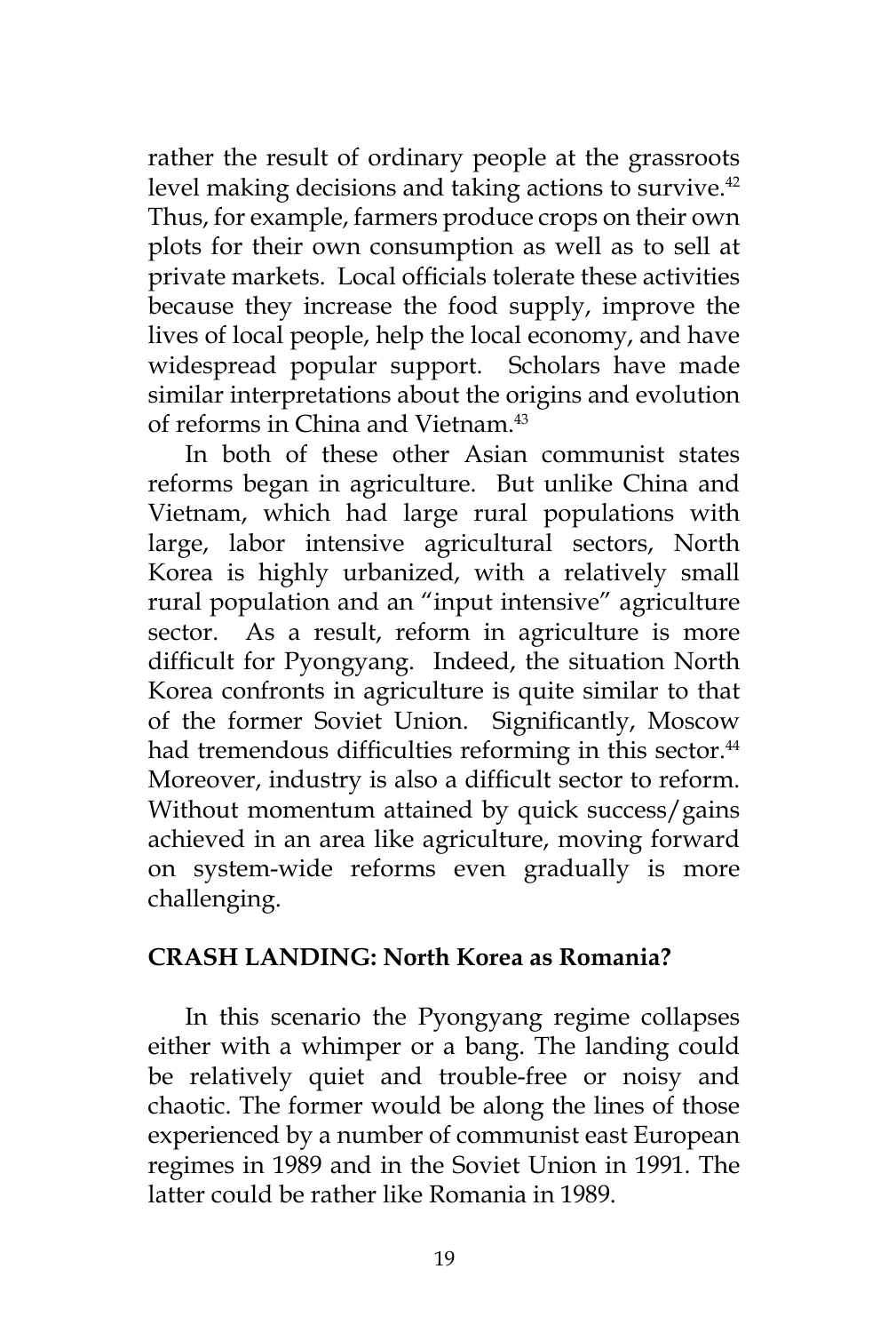rather the result of ordinary people at the grassroots level making decisions and taking actions to survive.[42] Thus, for example, farmers produce crops on their own plots for their own consumption as well as to sell at private markets. Local officials tolerate these activities because they increase the food supply, improve the lives of local people, help the local economy, and have widespread popular support. Scholars have made similar interpretations about the origins and evolution of reforms in China and Vietnam.[43]

In both of these other Asian communist states reforms began in agriculture. But unlike China and Vietnam, which had large rural populations with large, labor intensive agricultural sectors, North Korea is highly urbanized, with a relatively small rural population and an "input intensive" agriculture sector. As a result, reform in agriculture is more difficult for Pyongyang. Indeed, the situation North Korea confronts in agriculture is quite similar to that of the former Soviet Union. Significantly, Moscow had tremendous difficulties reforming in this sector.[44] Moreover, industry is also a difficult sector to reform. Without momentum attained by quick success/gains achieved in an area like agriculture, moving forward on system-wide reforms even gradually is more challenging.

## CRASH LANDING: North Korea as Romania?

In this scenario the Pyongyang regime collapses either with a whimper or a bang. The landing could be relatively quiet and trouble-free or noisy and chaotic. The former would be along the lines of those experienced by a number of communist east European regimes in 1989 and in the Soviet Union in 1991. The latter could be rather like Romania in 1989.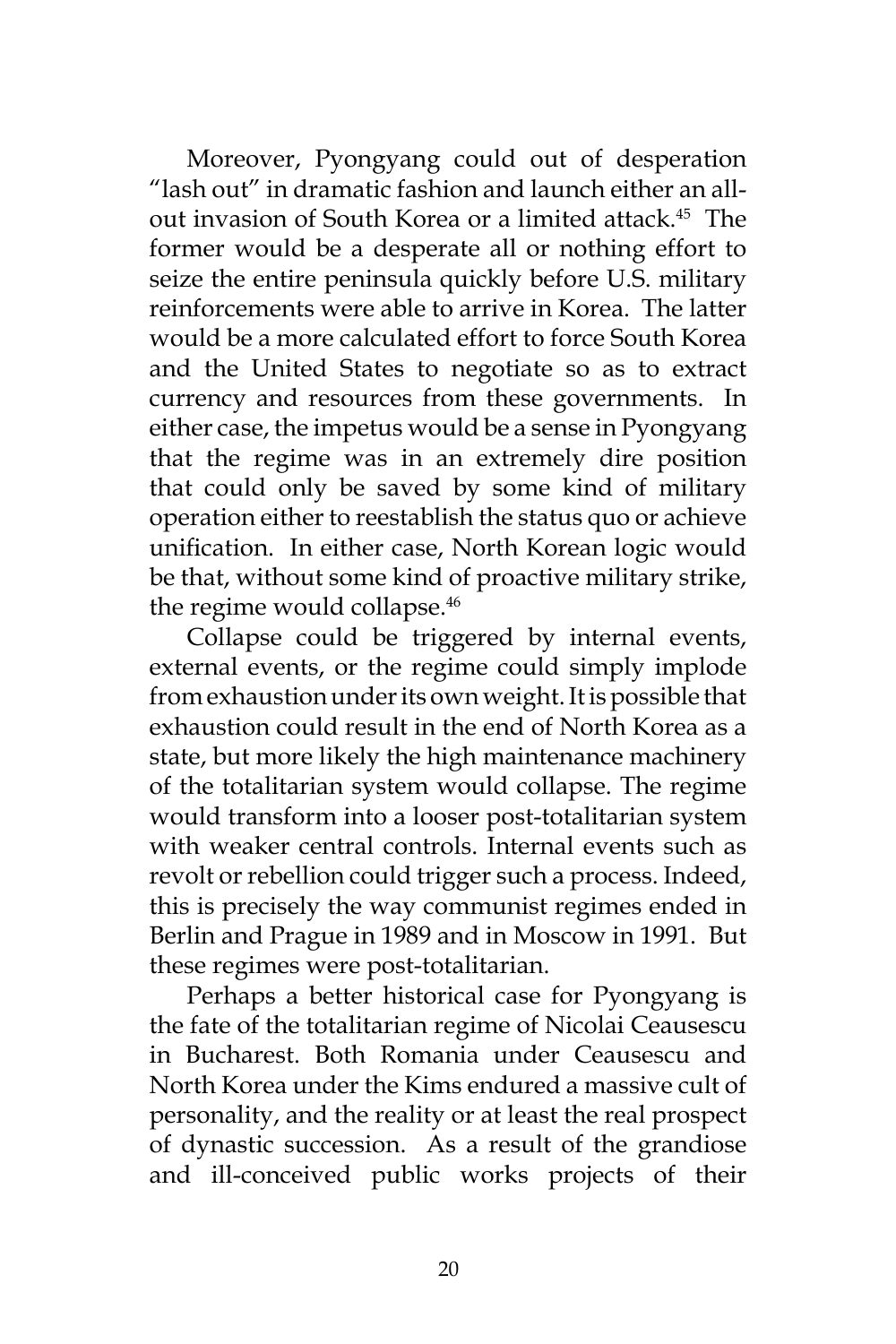Moreover, Pyongyang could out of desperation "lash out" in dramatic fashion and launch either an all-out invasion of South Korea or a limited attack.[45] The former would be a desperate all or nothing effort to seize the entire peninsula quickly before U.S. military reinforcements were able to arrive in Korea. The latter would be a more calculated effort to force South Korea and the United States to negotiate so as to extract currency and resources from these governments. In either case, the impetus would be a sense in Pyongyang that the regime was in an extremely dire position that could only be saved by some kind of military operation either to reestablish the status quo or achieve unification. In either case, North Korean logic would be that, without some kind of proactive military strike, the regime would collapse.[46]

Collapse could be triggered by internal events, external events, or the regime could simply implode from exhaustion under its own weight. It is possible that exhaustion could result in the end of North Korea as a state, but more likely the high maintenance machinery of the totalitarian system would collapse. The regime would transform into a looser post-totalitarian system with weaker central controls. Internal events such as revolt or rebellion could trigger such a process. Indeed, this is precisely the way communist regimes ended in Berlin and Prague in 1989 and in Moscow in 1991. But these regimes were post-totalitarian.

Perhaps a better historical case for Pyongyang is the fate of the totalitarian regime of Nicolai Ceausescu in Bucharest. Both Romania under Ceausescu and North Korea under the Kims endured a massive cult of personality, and the reality or at least the real prospect of dynastic succession. As a result of the grandiose and ill-conceived public works projects of their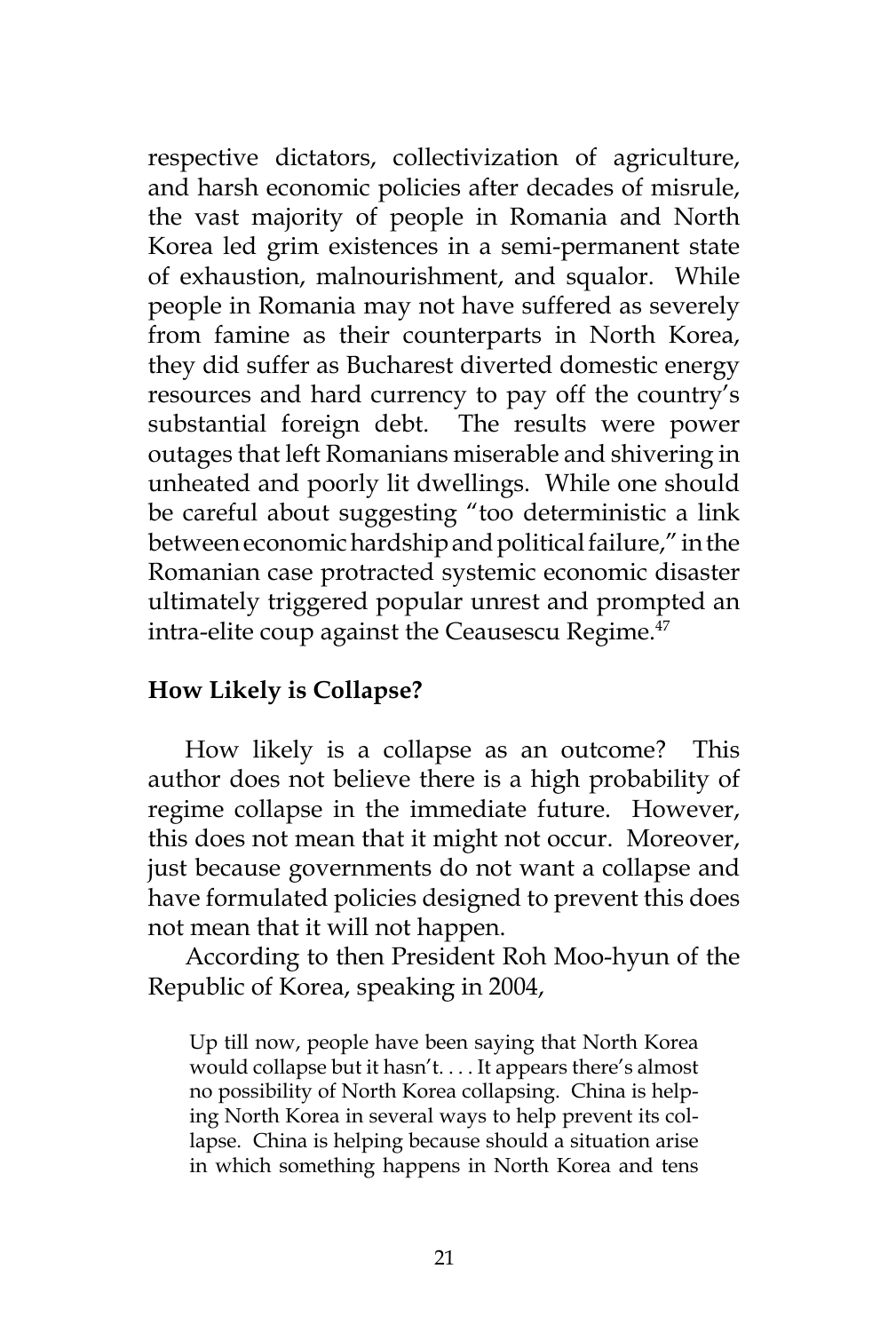respective dictators, collectivization of agriculture, and harsh economic policies after decades of misrule, the vast majority of people in Romania and North Korea led grim existences in a semi-permanent state of exhaustion, malnourishment, and squalor. While people in Romania may not have suffered as severely from famine as their counterparts in North Korea, they did suffer as Bucharest diverted domestic energy resources and hard currency to pay off the country's substantial foreign debt. The results were power outages that left Romanians miserable and shivering in unheated and poorly lit dwellings. While one should be careful about suggesting "too deterministic a link between economic hardship and political failure," in the Romanian case protracted systemic economic disaster ultimately triggered popular unrest and prompted an intra-elite coup against the Ceausescu Regime.[47]

## How Likely is Collapse?

How likely is a collapse as an outcome? This author does not believe there is a high probability of regime collapse in the immediate future. However, this does not mean that it might not occur. Moreover, just because governments do not want a collapse and have formulated policies designed to prevent this does not mean that it will not happen.

According to then President Roh Moo-hyun of the Republic of Korea, speaking in 2004,

> Up till now, people have been saying that North Korea would collapse but it hasn't. . . . It appears there's almost no possibility of North Korea collapsing. China is helping North Korea in several ways to help prevent its collapse. China is helping because should a situation arise in which something happens in North Korea and tens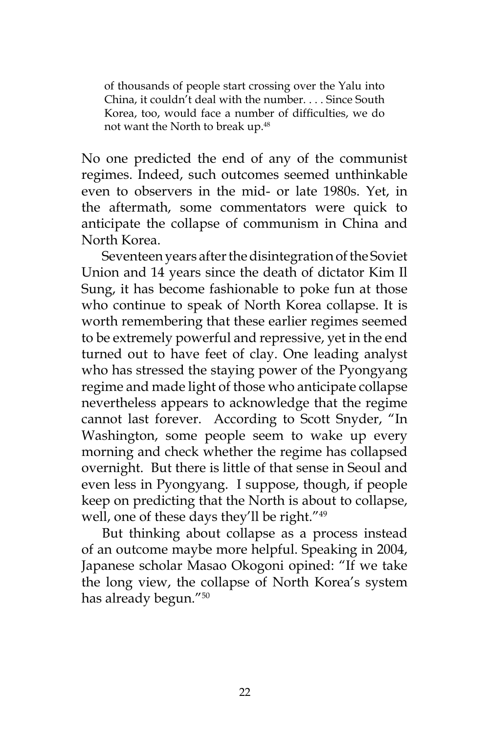> of thousands of people start crossing over the Yalu into China, it couldn't deal with the number. . . . Since South Korea, too, would face a number of difficulties, we do not want the North to break up.[48]

No one predicted the end of any of the communist regimes. Indeed, such outcomes seemed unthinkable even to observers in the mid- or late 1980s. Yet, in the aftermath, some commentators were quick to anticipate the collapse of communism in China and North Korea.

Seventeen years after the disintegration of the Soviet Union and 14 years since the death of dictator Kim Il Sung, it has become fashionable to poke fun at those who continue to speak of North Korea collapse. It is worth remembering that these earlier regimes seemed to be extremely powerful and repressive, yet in the end turned out to have feet of clay. One leading analyst who has stressed the staying power of the Pyongyang regime and made light of those who anticipate collapse nevertheless appears to acknowledge that the regime cannot last forever. According to Scott Snyder, "In Washington, some people seem to wake up every morning and check whether the regime has collapsed overnight. But there is little of that sense in Seoul and even less in Pyongyang. I suppose, though, if people keep on predicting that the North is about to collapse, well, one of these days they'll be right."[49]

But thinking about collapse as a process instead of an outcome maybe more helpful. Speaking in 2004, Japanese scholar Masao Okogoni opined: "If we take the long view, the collapse of North Korea's system has already begun."[50]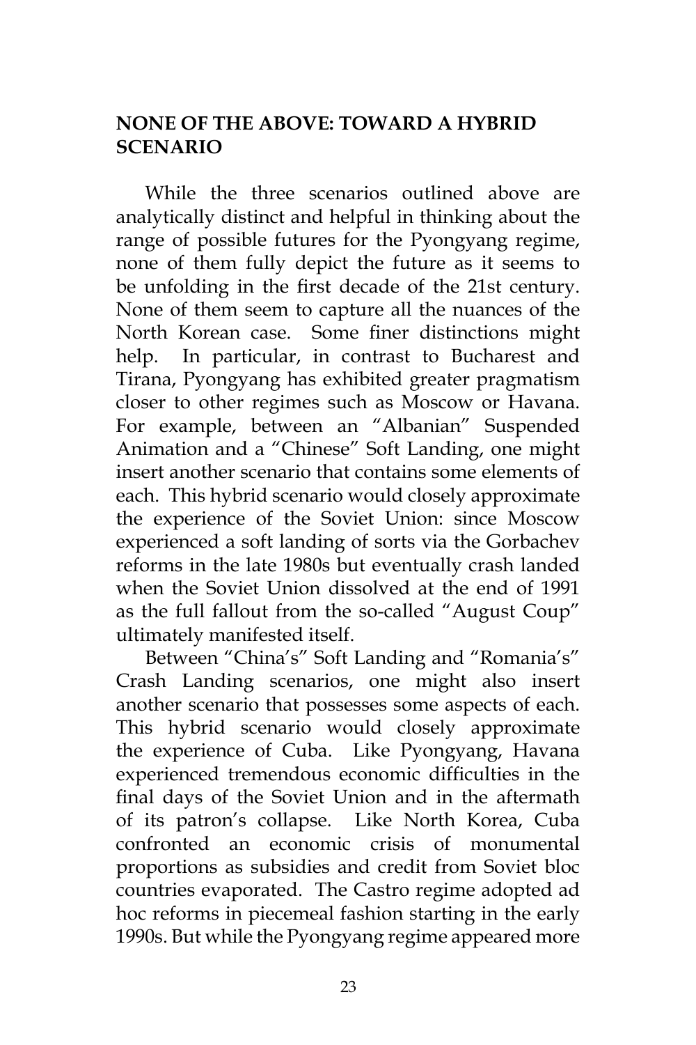## NONE OF THE ABOVE: TOWARD A HYBRID SCENARIO

While the three scenarios outlined above are analytically distinct and helpful in thinking about the range of possible futures for the Pyongyang regime, none of them fully depict the future as it seems to be unfolding in the first decade of the 21st century. None of them seem to capture all the nuances of the North Korean case. Some finer distinctions might help. In particular, in contrast to Bucharest and Tirana, Pyongyang has exhibited greater pragmatism closer to other regimes such as Moscow or Havana. For example, between an "Albanian" Suspended Animation and a "Chinese" Soft Landing, one might insert another scenario that contains some elements of each. This hybrid scenario would closely approximate the experience of the Soviet Union: since Moscow experienced a soft landing of sorts via the Gorbachev reforms in the late 1980s but eventually crash landed when the Soviet Union dissolved at the end of 1991 as the full fallout from the so-called "August Coup" ultimately manifested itself.

Between "China's" Soft Landing and "Romania's" Crash Landing scenarios, one might also insert another scenario that possesses some aspects of each. This hybrid scenario would closely approximate the experience of Cuba. Like Pyongyang, Havana experienced tremendous economic difficulties in the final days of the Soviet Union and in the aftermath of its patron's collapse. Like North Korea, Cuba confronted an economic crisis of monumental proportions as subsidies and credit from Soviet bloc countries evaporated. The Castro regime adopted ad hoc reforms in piecemeal fashion starting in the early 1990s. But while the Pyongyang regime appeared more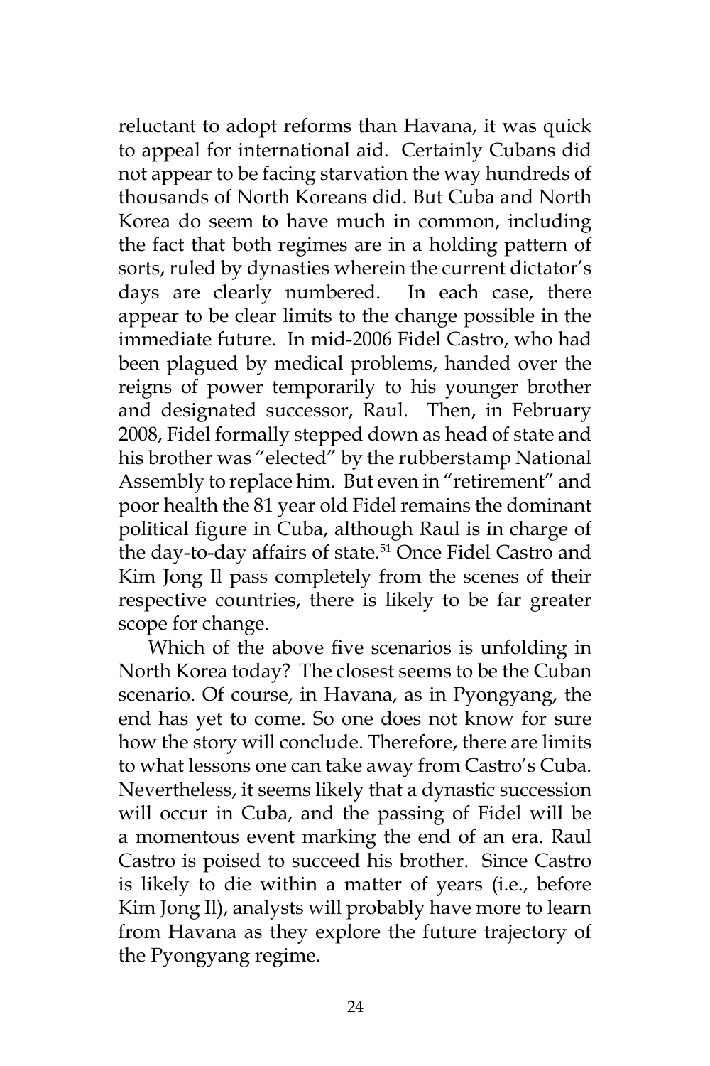reluctant to adopt reforms than Havana, it was quick to appeal for international aid. Certainly Cubans did not appear to be facing starvation the way hundreds of thousands of North Koreans did. But Cuba and North Korea do seem to have much in common, including the fact that both regimes are in a holding pattern of sorts, ruled by dynasties wherein the current dictator's days are clearly numbered. In each case, there appear to be clear limits to the change possible in the immediate future. In mid-2006 Fidel Castro, who had been plagued by medical problems, handed over the reigns of power temporarily to his younger brother and designated successor, Raul. Then, in February 2008, Fidel formally stepped down as head of state and his brother was "elected" by the rubberstamp National Assembly to replace him. But even in "retirement" and poor health the 81 year old Fidel remains the dominant political figure in Cuba, although Raul is in charge of the day-to-day affairs of state.[51] Once Fidel Castro and Kim Jong Il pass completely from the scenes of their respective countries, there is likely to be far greater scope for change.

Which of the above five scenarios is unfolding in North Korea today? The closest seems to be the Cuban scenario. Of course, in Havana, as in Pyongyang, the end has yet to come. So one does not know for sure how the story will conclude. Therefore, there are limits to what lessons one can take away from Castro's Cuba. Nevertheless, it seems likely that a dynastic succession will occur in Cuba, and the passing of Fidel will be a momentous event marking the end of an era. Raul Castro is poised to succeed his brother. Since Castro is likely to die within a matter of years (i.e., before Kim Jong Il), analysts will probably have more to learn from Havana as they explore the future trajectory of the Pyongyang regime.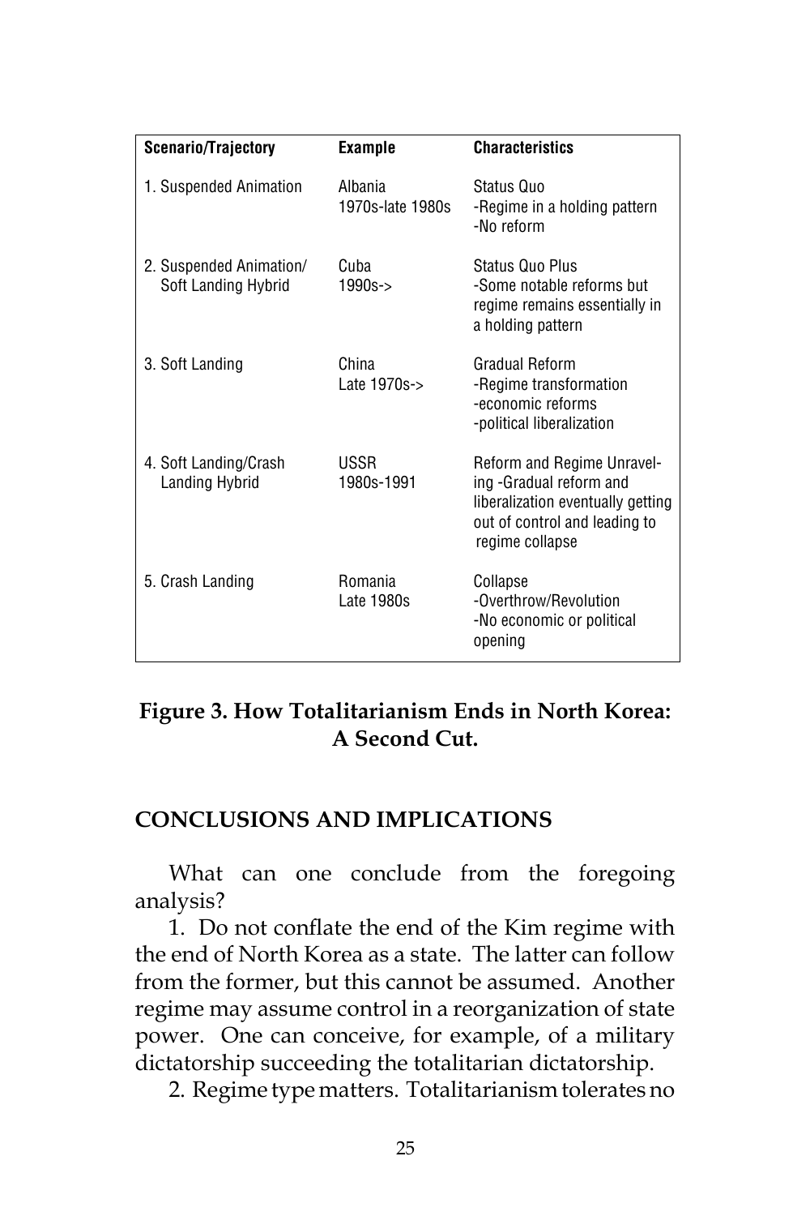| Scenario/Trajectory | Example | Characteristics |
|---|---|---|
| 1. Suspended Animation | Albania 1970s-late 1980s | Status Quo -Regime in a holding pattern -No reform |
| 2. Suspended Animation/ Soft Landing Hybrid | Cuba 1990s-> | Status Quo Plus -Some notable reforms but regime remains essentially in a holding pattern |
| 3. Soft Landing | China Late 1970s-> | Gradual Reform -Regime transformation -economic reforms -political liberalization |
| 4. Soft Landing/Crash Landing Hybrid | USSR 1980s-1991 | Reform and Regime Unraveling -Gradual reform and liberalization eventually getting out of control and leading to regime collapse |
| 5. Crash Landing | Romania Late 1980s | Collapse -Overthrow/Revolution -No economic or political opening |

**Figure 3. How Totalitarianism Ends in North Korea: A Second Cut.**

## CONCLUSIONS AND IMPLICATIONS

What can one conclude from the foregoing analysis?

1. Do not conflate the end of the Kim regime with the end of North Korea as a state. The latter can follow from the former, but this cannot be assumed. Another regime may assume control in a reorganization of state power. One can conceive, for example, of a military dictatorship succeeding the totalitarian dictatorship.

2. Regime type matters. Totalitarianism tolerates no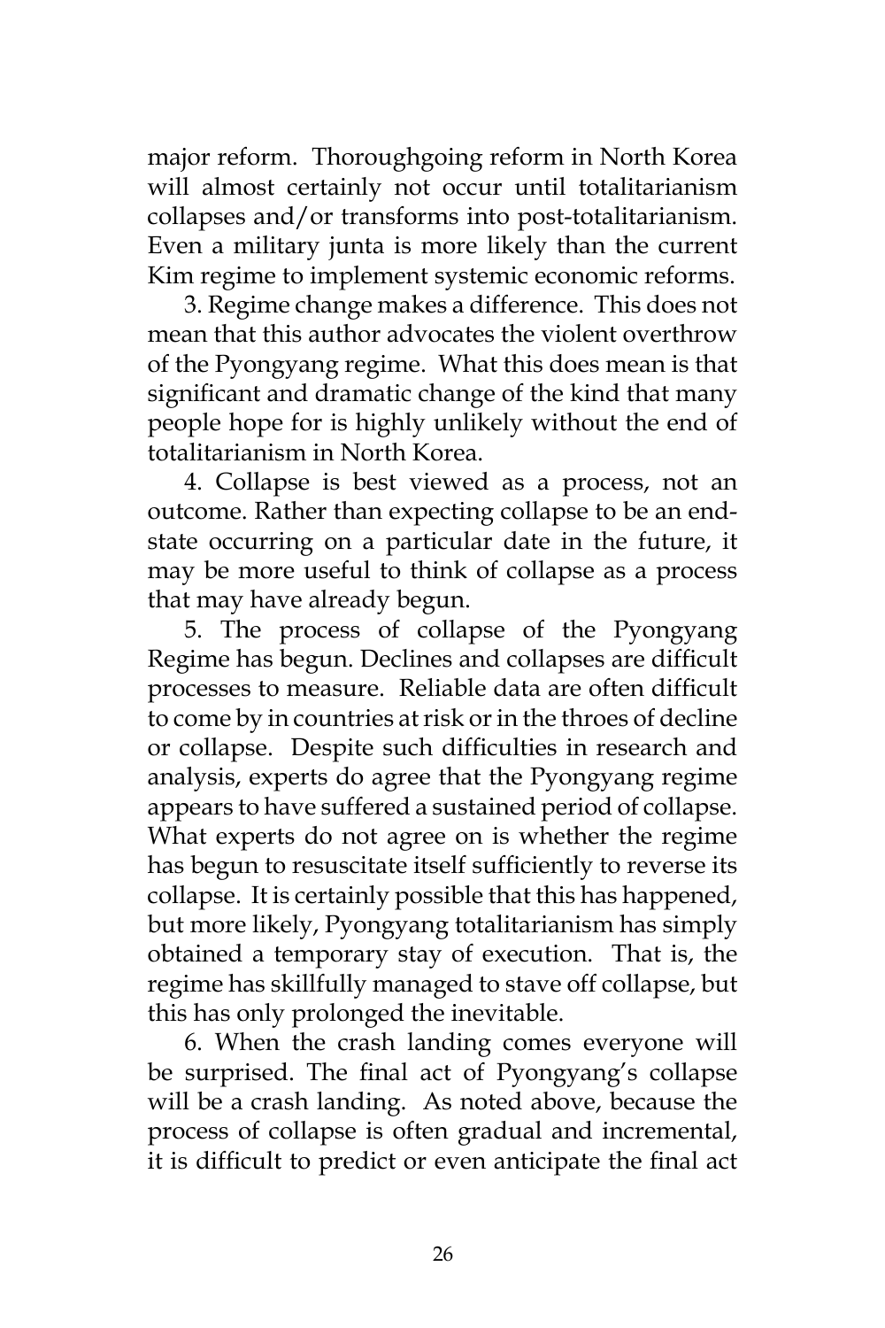major reform. Thoroughgoing reform in North Korea will almost certainly not occur until totalitarianism collapses and/or transforms into post-totalitarianism. Even a military junta is more likely than the current Kim regime to implement systemic economic reforms.

3. Regime change makes a difference. This does not mean that this author advocates the violent overthrow of the Pyongyang regime. What this does mean is that significant and dramatic change of the kind that many people hope for is highly unlikely without the end of totalitarianism in North Korea.

4. Collapse is best viewed as a process, not an outcome. Rather than expecting collapse to be an end-state occurring on a particular date in the future, it may be more useful to think of collapse as a process that may have already begun.

5. The process of collapse of the Pyongyang Regime has begun. Declines and collapses are difficult processes to measure. Reliable data are often difficult to come by in countries at risk or in the throes of decline or collapse. Despite such difficulties in research and analysis, experts do agree that the Pyongyang regime appears to have suffered a sustained period of collapse. What experts do not agree on is whether the regime has begun to resuscitate itself sufficiently to reverse its collapse. It is certainly possible that this has happened, but more likely, Pyongyang totalitarianism has simply obtained a temporary stay of execution. That is, the regime has skillfully managed to stave off collapse, but this has only prolonged the inevitable.

6. When the crash landing comes everyone will be surprised. The final act of Pyongyang's collapse will be a crash landing. As noted above, because the process of collapse is often gradual and incremental, it is difficult to predict or even anticipate the final act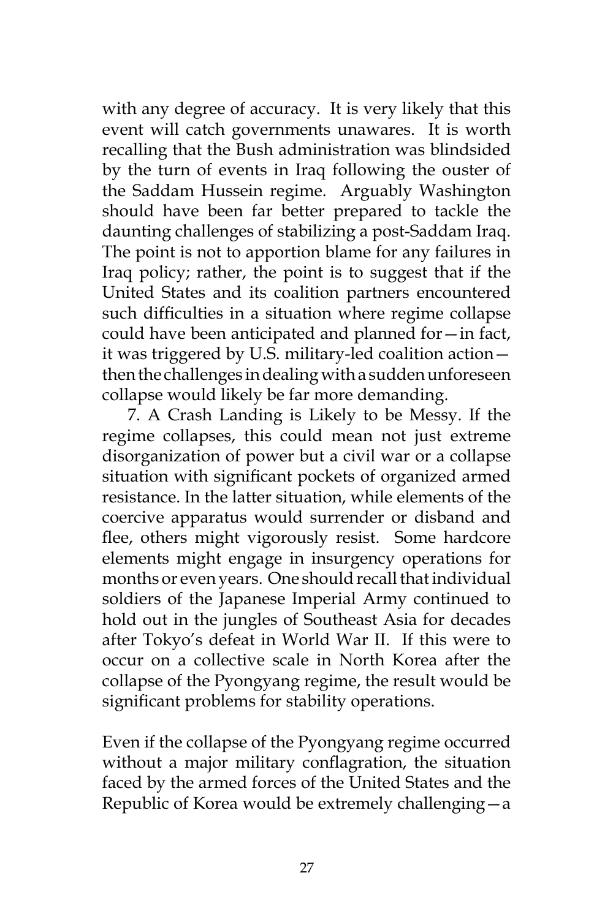with any degree of accuracy. It is very likely that this event will catch governments unawares. It is worth recalling that the Bush administration was blindsided by the turn of events in Iraq following the ouster of the Saddam Hussein regime. Arguably Washington should have been far better prepared to tackle the daunting challenges of stabilizing a post-Saddam Iraq. The point is not to apportion blame for any failures in Iraq policy; rather, the point is to suggest that if the United States and its coalition partners encountered such difficulties in a situation where regime collapse could have been anticipated and planned for—in fact, it was triggered by U.S. military-led coalition action—then the challenges in dealing with a sudden unforeseen collapse would likely be far more demanding.

7. A Crash Landing is Likely to be Messy. If the regime collapses, this could mean not just extreme disorganization of power but a civil war or a collapse situation with significant pockets of organized armed resistance. In the latter situation, while elements of the coercive apparatus would surrender or disband and flee, others might vigorously resist. Some hardcore elements might engage in insurgency operations for months or even years. One should recall that individual soldiers of the Japanese Imperial Army continued to hold out in the jungles of Southeast Asia for decades after Tokyo's defeat in World War II. If this were to occur on a collective scale in North Korea after the collapse of the Pyongyang regime, the result would be significant problems for stability operations.

Even if the collapse of the Pyongyang regime occurred without a major military conflagration, the situation faced by the armed forces of the United States and the Republic of Korea would be extremely challenging—a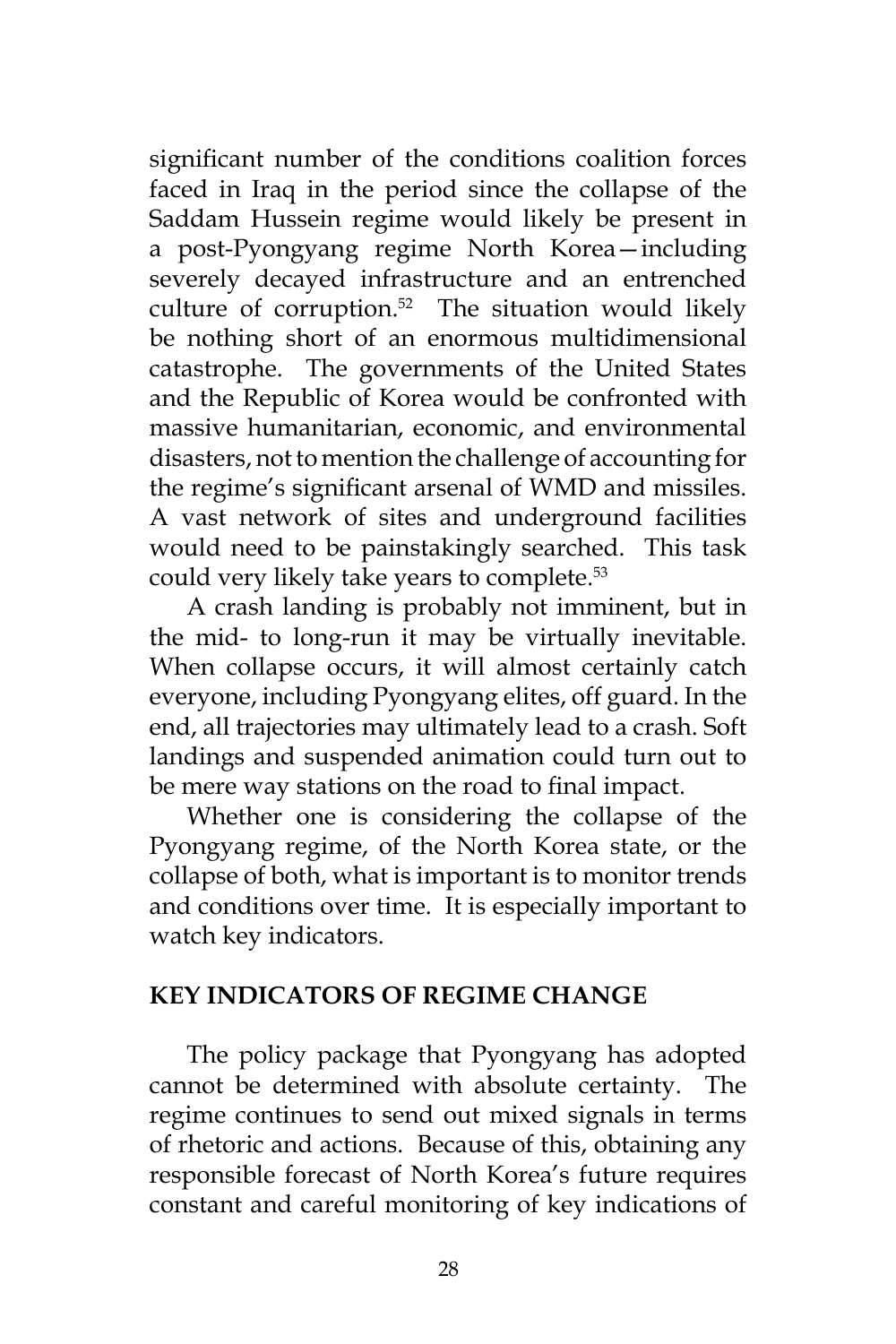significant number of the conditions coalition forces faced in Iraq in the period since the collapse of the Saddam Hussein regime would likely be present in a post-Pyongyang regime North Korea—including severely decayed infrastructure and an entrenched culture of corruption.[52] The situation would likely be nothing short of an enormous multidimensional catastrophe. The governments of the United States and the Republic of Korea would be confronted with massive humanitarian, economic, and environmental disasters, not to mention the challenge of accounting for the regime's significant arsenal of WMD and missiles. A vast network of sites and underground facilities would need to be painstakingly searched. This task could very likely take years to complete.[53]

A crash landing is probably not imminent, but in the mid- to long-run it may be virtually inevitable. When collapse occurs, it will almost certainly catch everyone, including Pyongyang elites, off guard. In the end, all trajectories may ultimately lead to a crash. Soft landings and suspended animation could turn out to be mere way stations on the road to final impact.

Whether one is considering the collapse of the Pyongyang regime, of the North Korea state, or the collapse of both, what is important is to monitor trends and conditions over time. It is especially important to watch key indicators.

## KEY INDICATORS OF REGIME CHANGE

The policy package that Pyongyang has adopted cannot be determined with absolute certainty. The regime continues to send out mixed signals in terms of rhetoric and actions. Because of this, obtaining any responsible forecast of North Korea's future requires constant and careful monitoring of key indications of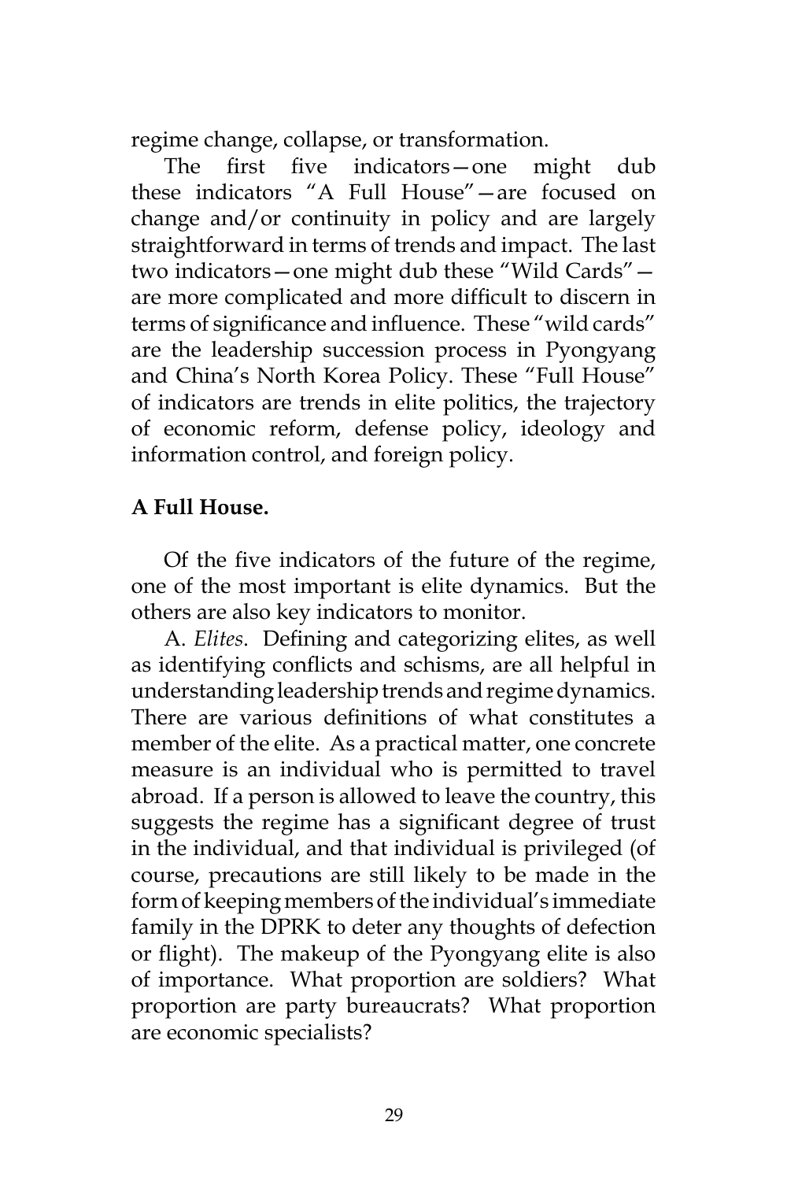regime change, collapse, or transformation.

The first five indicators—one might dub these indicators "A Full House"—are focused on change and/or continuity in policy and are largely straightforward in terms of trends and impact. The last two indicators—one might dub these "Wild Cards"—are more complicated and more difficult to discern in terms of significance and influence. These "wild cards" are the leadership succession process in Pyongyang and China's North Korea Policy. These "Full House" of indicators are trends in elite politics, the trajectory of economic reform, defense policy, ideology and information control, and foreign policy.

**A Full House.**

Of the five indicators of the future of the regime, one of the most important is elite dynamics. But the others are also key indicators to monitor.

A. *Elites*. Defining and categorizing elites, as well as identifying conflicts and schisms, are all helpful in understanding leadership trends and regime dynamics. There are various definitions of what constitutes a member of the elite. As a practical matter, one concrete measure is an individual who is permitted to travel abroad. If a person is allowed to leave the country, this suggests the regime has a significant degree of trust in the individual, and that individual is privileged (of course, precautions are still likely to be made in the form of keeping members of the individual's immediate family in the DPRK to deter any thoughts of defection or flight). The makeup of the Pyongyang elite is also of importance. What proportion are soldiers? What proportion are party bureaucrats? What proportion are economic specialists?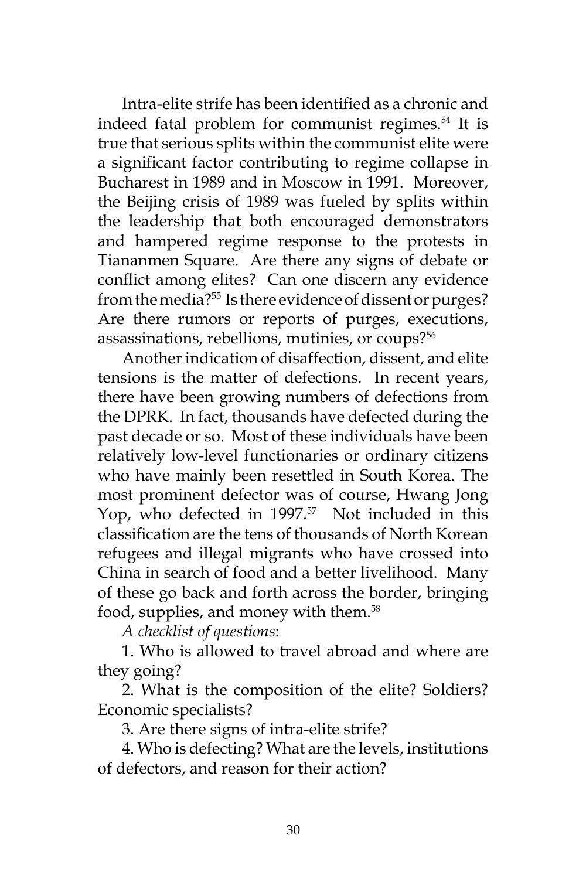Intra-elite strife has been identified as a chronic and indeed fatal problem for communist regimes.[54] It is true that serious splits within the communist elite were a significant factor contributing to regime collapse in Bucharest in 1989 and in Moscow in 1991. Moreover, the Beijing crisis of 1989 was fueled by splits within the leadership that both encouraged demonstrators and hampered regime response to the protests in Tiananmen Square. Are there any signs of debate or conflict among elites? Can one discern any evidence from the media?[55] Is there evidence of dissent or purges? Are there rumors or reports of purges, executions, assassinations, rebellions, mutinies, or coups?[56]

Another indication of disaffection, dissent, and elite tensions is the matter of defections. In recent years, there have been growing numbers of defections from the DPRK. In fact, thousands have defected during the past decade or so. Most of these individuals have been relatively low-level functionaries or ordinary citizens who have mainly been resettled in South Korea. The most prominent defector was of course, Hwang Jong Yop, who defected in 1997.[57] Not included in this classification are the tens of thousands of North Korean refugees and illegal migrants who have crossed into China in search of food and a better livelihood. Many of these go back and forth across the border, bringing food, supplies, and money with them.[58]

*A checklist of questions*:

1. Who is allowed to travel abroad and where are they going?

2. What is the composition of the elite? Soldiers? Economic specialists?

3. Are there signs of intra-elite strife?

4. Who is defecting? What are the levels, institutions of defectors, and reason for their action?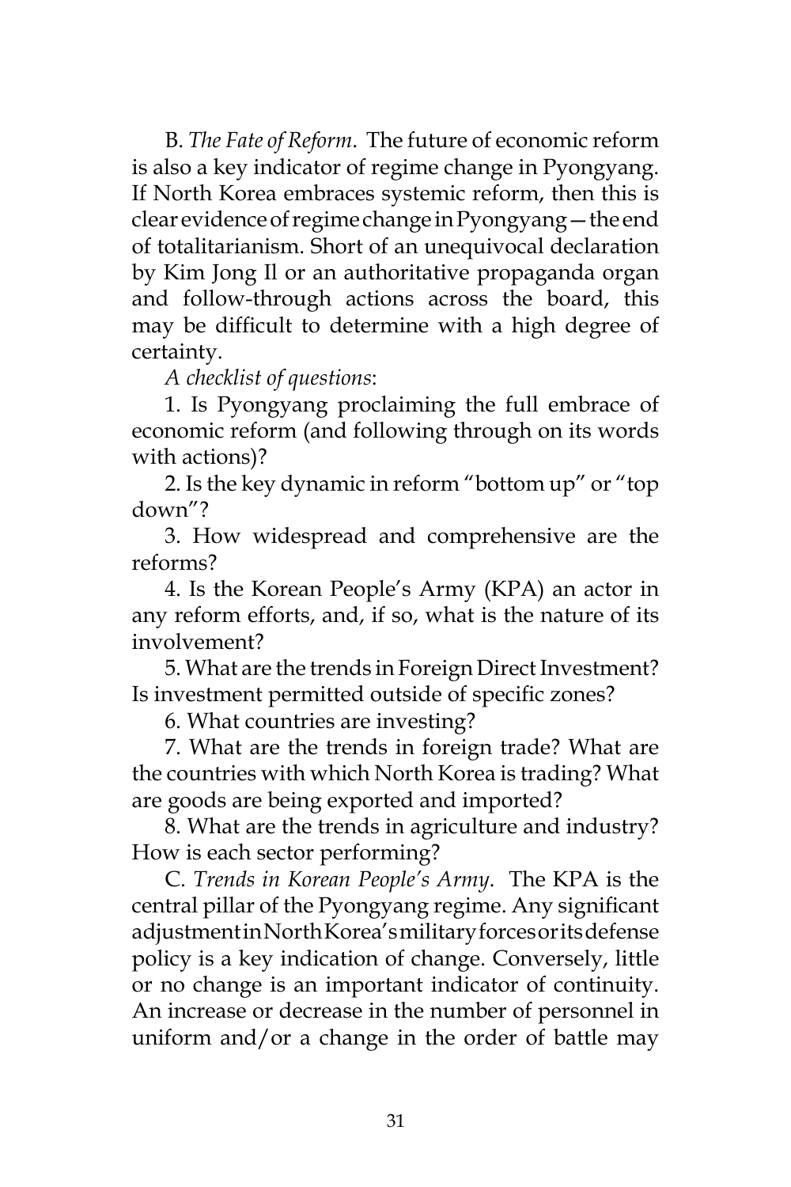B. *The Fate of Reform*. The future of economic reform is also a key indicator of regime change in Pyongyang. If North Korea embraces systemic reform, then this is clear evidence of regime change in Pyongyang—the end of totalitarianism. Short of an unequivocal declaration by Kim Jong Il or an authoritative propaganda organ and follow-through actions across the board, this may be difficult to determine with a high degree of certainty.

*A checklist of questions*:

1. Is Pyongyang proclaiming the full embrace of economic reform (and following through on its words with actions)?

2. Is the key dynamic in reform "bottom up" or "top down"?

3. How widespread and comprehensive are the reforms?

4. Is the Korean People's Army (KPA) an actor in any reform efforts, and, if so, what is the nature of its involvement?

5. What are the trends in Foreign Direct Investment? Is investment permitted outside of specific zones?

6. What countries are investing?

7. What are the trends in foreign trade? What are the countries with which North Korea is trading? What are goods are being exported and imported?

8. What are the trends in agriculture and industry? How is each sector performing?

C. *Trends in Korean People's Army*. The KPA is the central pillar of the Pyongyang regime. Any significant adjustment in North Korea's military forces or its defense policy is a key indication of change. Conversely, little or no change is an important indicator of continuity. An increase or decrease in the number of personnel in uniform and/or a change in the order of battle may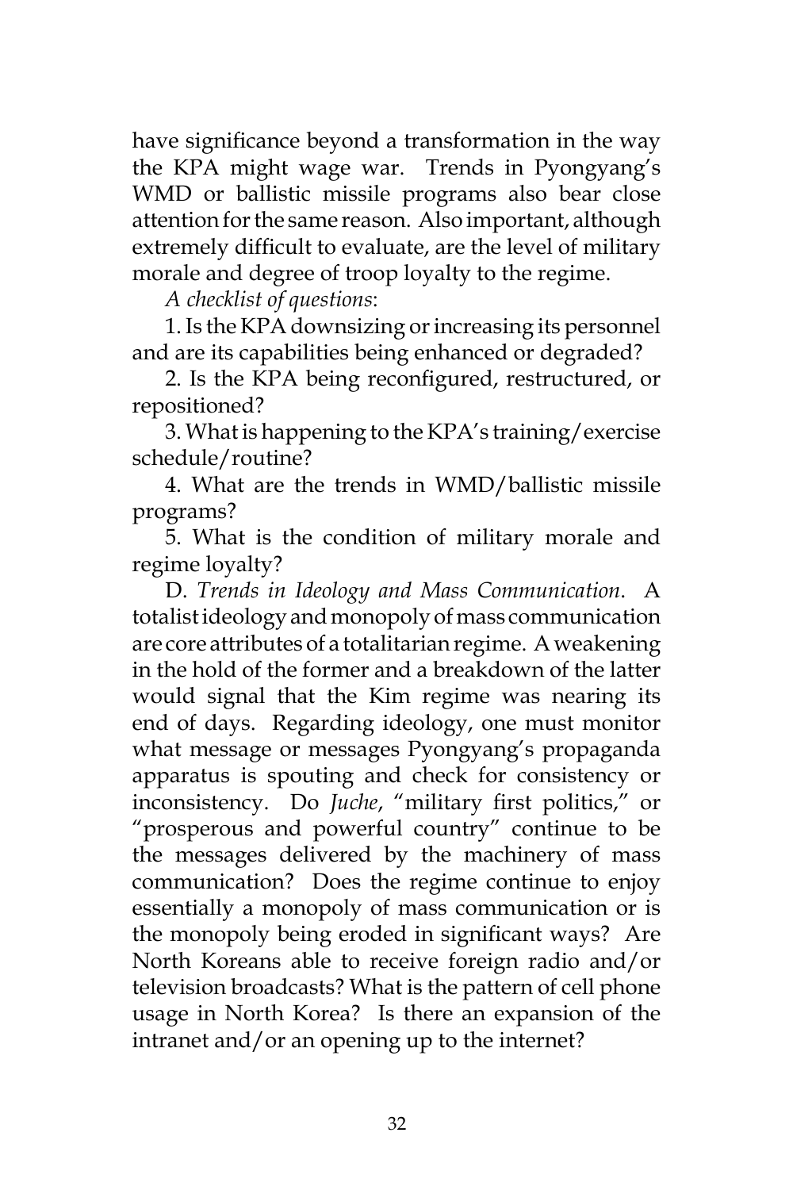have significance beyond a transformation in the way the KPA might wage war. Trends in Pyongyang's WMD or ballistic missile programs also bear close attention for the same reason. Also important, although extremely difficult to evaluate, are the level of military morale and degree of troop loyalty to the regime.

*A checklist of questions*:

1. Is the KPA downsizing or increasing its personnel and are its capabilities being enhanced or degraded?

2. Is the KPA being reconfigured, restructured, or repositioned?

3. What is happening to the KPA's training/exercise schedule/routine?

4. What are the trends in WMD/ballistic missile programs?

5. What is the condition of military morale and regime loyalty?

D. *Trends in Ideology and Mass Communication*. A totalist ideology and monopoly of mass communication are core attributes of a totalitarian regime. A weakening in the hold of the former and a breakdown of the latter would signal that the Kim regime was nearing its end of days. Regarding ideology, one must monitor what message or messages Pyongyang's propaganda apparatus is spouting and check for consistency or inconsistency. Do *Juche*, "military first politics," or "prosperous and powerful country" continue to be the messages delivered by the machinery of mass communication? Does the regime continue to enjoy essentially a monopoly of mass communication or is the monopoly being eroded in significant ways? Are North Koreans able to receive foreign radio and/or television broadcasts? What is the pattern of cell phone usage in North Korea? Is there an expansion of the intranet and/or an opening up to the internet?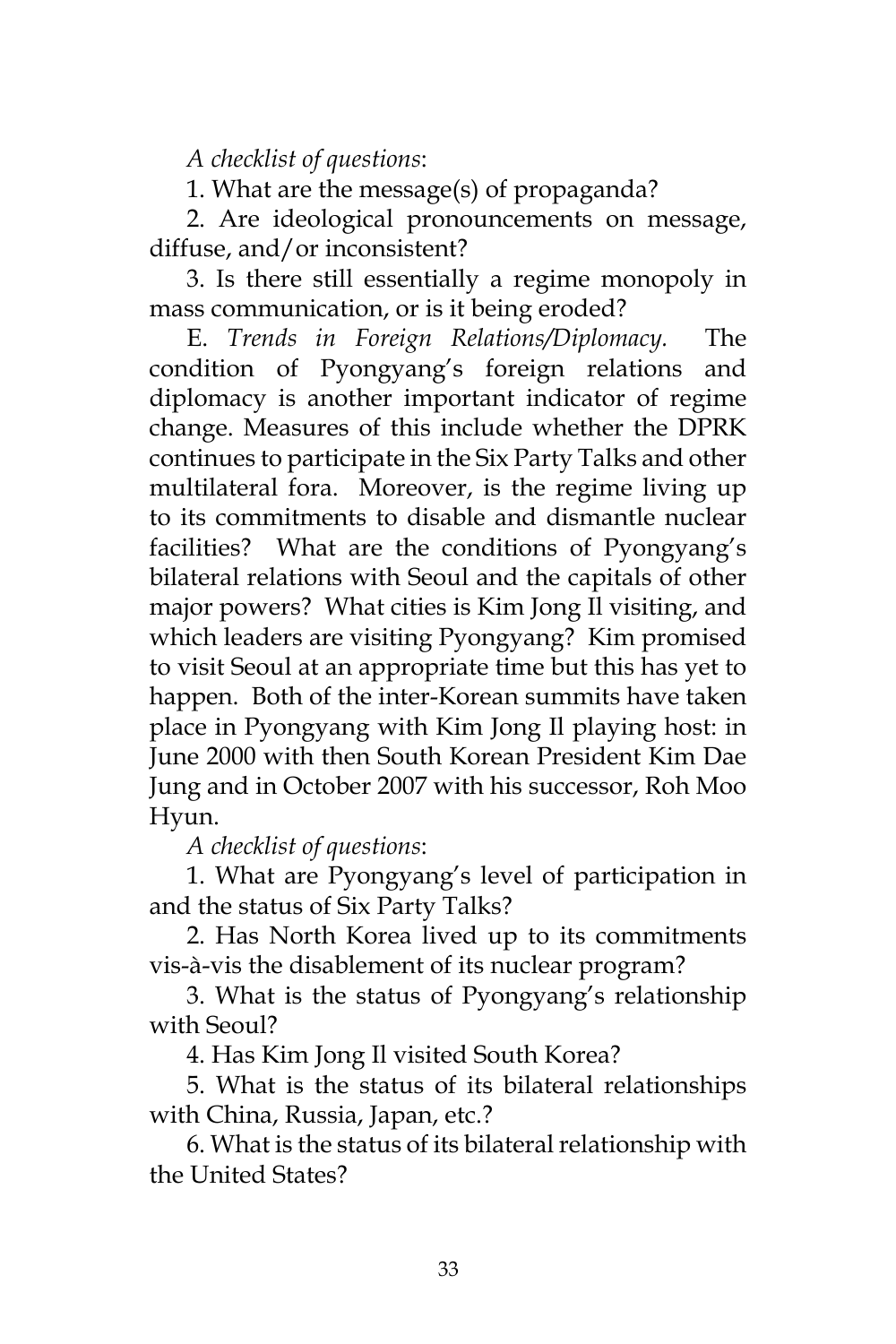*A checklist of questions*:

1. What are the message(s) of propaganda?

2. Are ideological pronouncements on message, diffuse, and/or inconsistent?

3. Is there still essentially a regime monopoly in mass communication, or is it being eroded?

E. *Trends in Foreign Relations/Diplomacy.* The condition of Pyongyang's foreign relations and diplomacy is another important indicator of regime change. Measures of this include whether the DPRK continues to participate in the Six Party Talks and other multilateral fora. Moreover, is the regime living up to its commitments to disable and dismantle nuclear facilities? What are the conditions of Pyongyang's bilateral relations with Seoul and the capitals of other major powers? What cities is Kim Jong Il visiting, and which leaders are visiting Pyongyang? Kim promised to visit Seoul at an appropriate time but this has yet to happen. Both of the inter-Korean summits have taken place in Pyongyang with Kim Jong Il playing host: in June 2000 with then South Korean President Kim Dae Jung and in October 2007 with his successor, Roh Moo Hyun.

*A checklist of questions*:

1. What are Pyongyang's level of participation in and the status of Six Party Talks?

2. Has North Korea lived up to its commitments vis-à-vis the disablement of its nuclear program?

3. What is the status of Pyongyang's relationship with Seoul?

4. Has Kim Jong Il visited South Korea?

5. What is the status of its bilateral relationships with China, Russia, Japan, etc.?

6. What is the status of its bilateral relationship with the United States?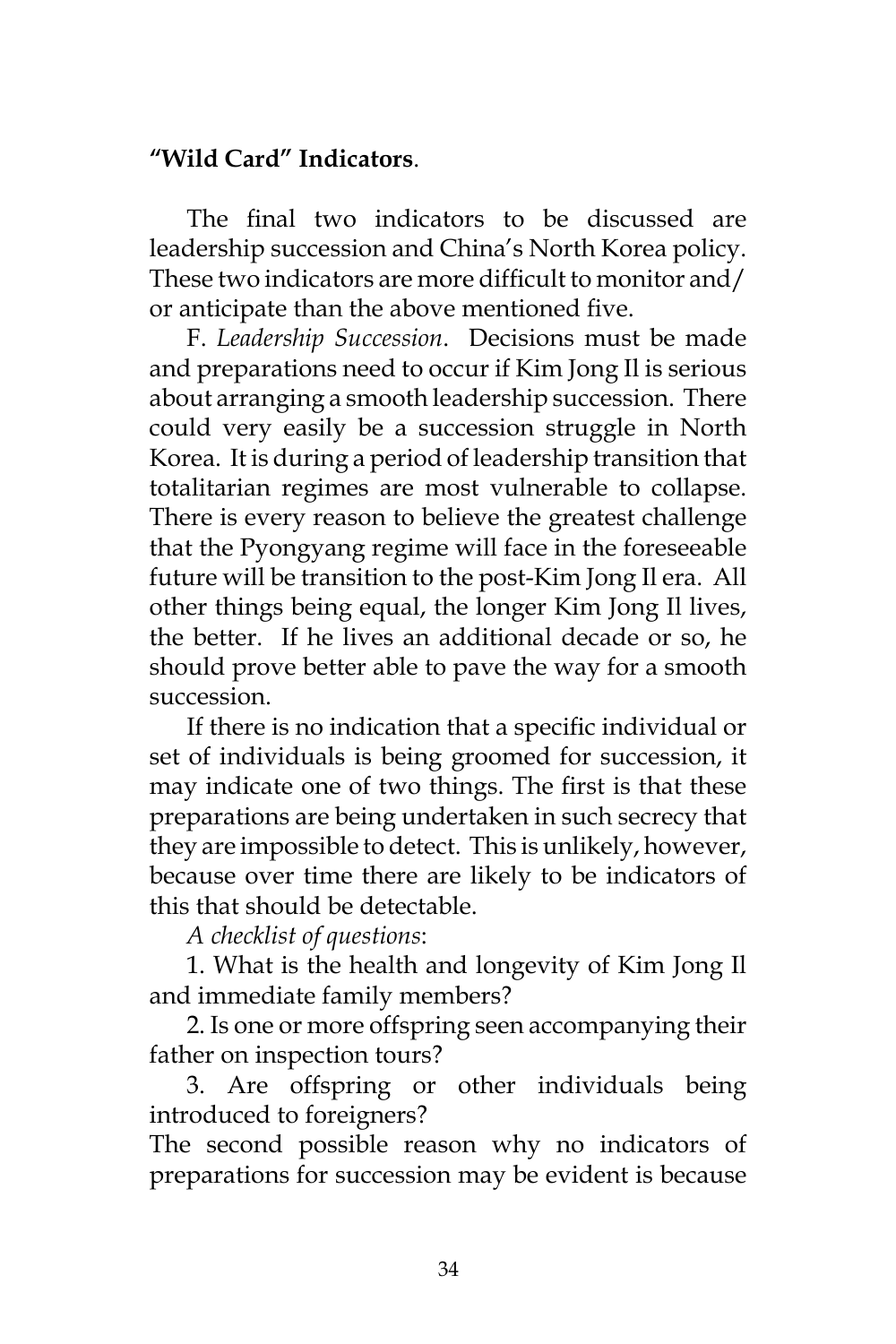**"Wild Card" Indicators**.

The final two indicators to be discussed are leadership succession and China's North Korea policy. These two indicators are more difficult to monitor and/or anticipate than the above mentioned five.

F. *Leadership Succession*. Decisions must be made and preparations need to occur if Kim Jong Il is serious about arranging a smooth leadership succession. There could very easily be a succession struggle in North Korea. It is during a period of leadership transition that totalitarian regimes are most vulnerable to collapse. There is every reason to believe the greatest challenge that the Pyongyang regime will face in the foreseeable future will be transition to the post-Kim Jong Il era. All other things being equal, the longer Kim Jong Il lives, the better. If he lives an additional decade or so, he should prove better able to pave the way for a smooth succession.

If there is no indication that a specific individual or set of individuals is being groomed for succession, it may indicate one of two things. The first is that these preparations are being undertaken in such secrecy that they are impossible to detect. This is unlikely, however, because over time there are likely to be indicators of this that should be detectable.

*A checklist of questions*:

1. What is the health and longevity of Kim Jong Il and immediate family members?

2. Is one or more offspring seen accompanying their father on inspection tours?

3. Are offspring or other individuals being introduced to foreigners?

The second possible reason why no indicators of preparations for succession may be evident is because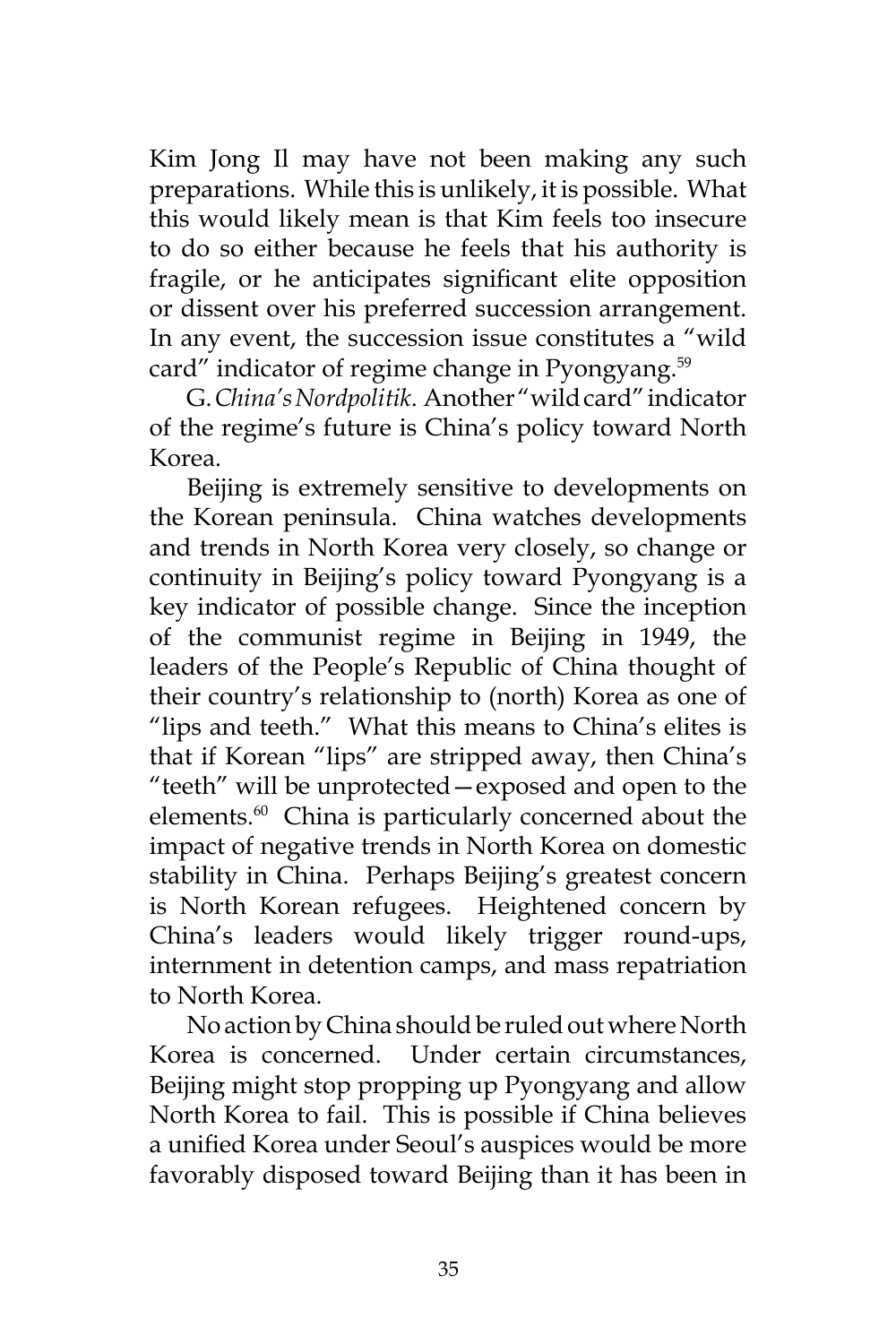Kim Jong Il may have not been making any such preparations. While this is unlikely, it is possible. What this would likely mean is that Kim feels too insecure to do so either because he feels that his authority is fragile, or he anticipates significant elite opposition or dissent over his preferred succession arrangement. In any event, the succession issue constitutes a "wild card" indicator of regime change in Pyongyang.[59]

G. *China's Nordpolitik*. Another "wild card" indicator of the regime's future is China's policy toward North Korea.

Beijing is extremely sensitive to developments on the Korean peninsula. China watches developments and trends in North Korea very closely, so change or continuity in Beijing's policy toward Pyongyang is a key indicator of possible change. Since the inception of the communist regime in Beijing in 1949, the leaders of the People's Republic of China thought of their country's relationship to (north) Korea as one of "lips and teeth." What this means to China's elites is that if Korean "lips" are stripped away, then China's "teeth" will be unprotected—exposed and open to the elements.[60] China is particularly concerned about the impact of negative trends in North Korea on domestic stability in China. Perhaps Beijing's greatest concern is North Korean refugees. Heightened concern by China's leaders would likely trigger round-ups, internment in detention camps, and mass repatriation to North Korea.

No action by China should be ruled out where North Korea is concerned. Under certain circumstances, Beijing might stop propping up Pyongyang and allow North Korea to fail. This is possible if China believes a unified Korea under Seoul's auspices would be more favorably disposed toward Beijing than it has been in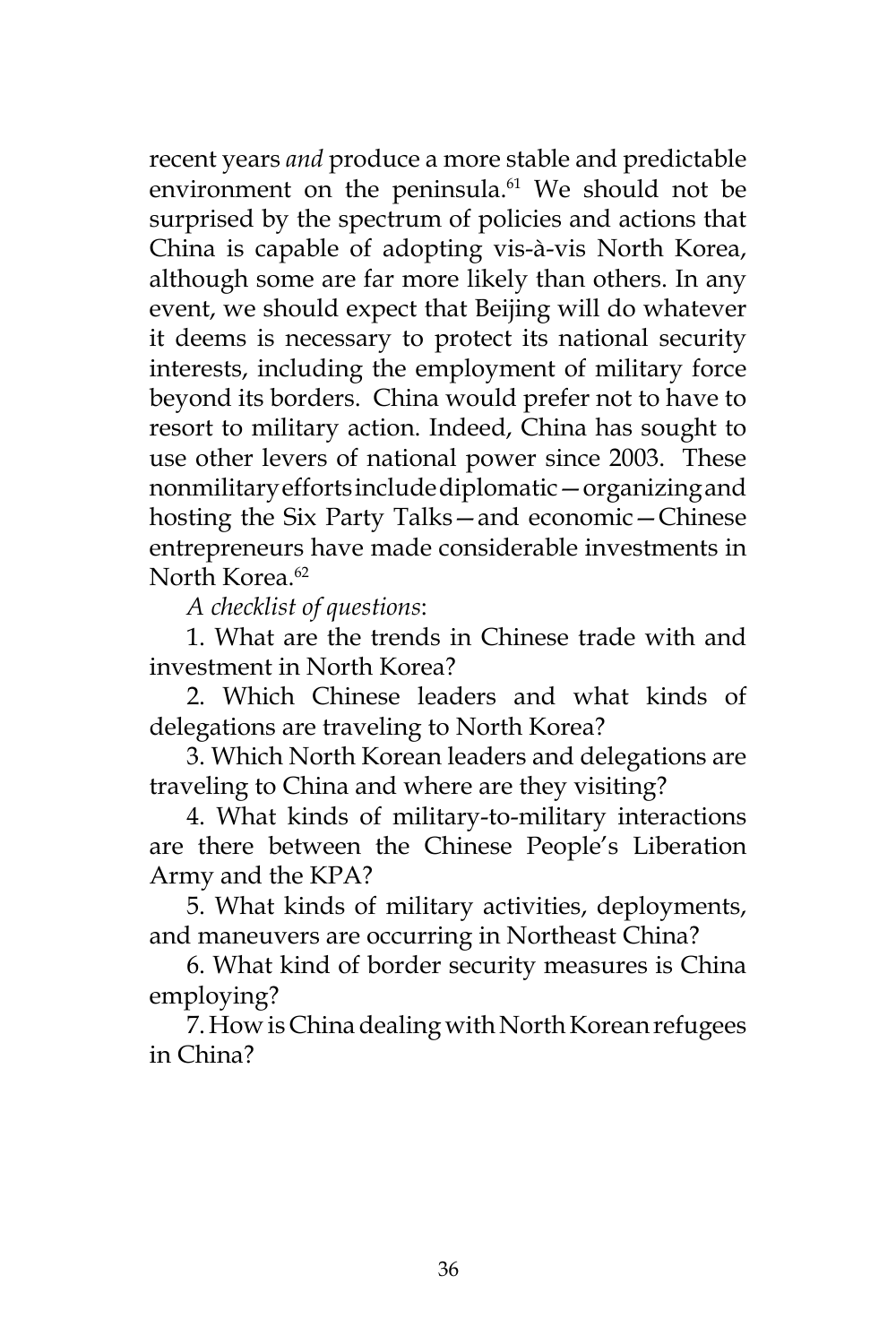recent years *and* produce a more stable and predictable environment on the peninsula.[61] We should not be surprised by the spectrum of policies and actions that China is capable of adopting vis-à-vis North Korea, although some are far more likely than others. In any event, we should expect that Beijing will do whatever it deems is necessary to protect its national security interests, including the employment of military force beyond its borders. China would prefer not to have to resort to military action. Indeed, China has sought to use other levers of national power since 2003. These nonmilitary efforts include diplomatic—organizing and hosting the Six Party Talks—and economic—Chinese entrepreneurs have made considerable investments in North Korea.[62]

*A checklist of questions*:

1. What are the trends in Chinese trade with and investment in North Korea?

2. Which Chinese leaders and what kinds of delegations are traveling to North Korea?

3. Which North Korean leaders and delegations are traveling to China and where are they visiting?

4. What kinds of military-to-military interactions are there between the Chinese People's Liberation Army and the KPA?

5. What kinds of military activities, deployments, and maneuvers are occurring in Northeast China?

6. What kind of border security measures is China employing?

7. How is China dealing with North Korean refugees in China?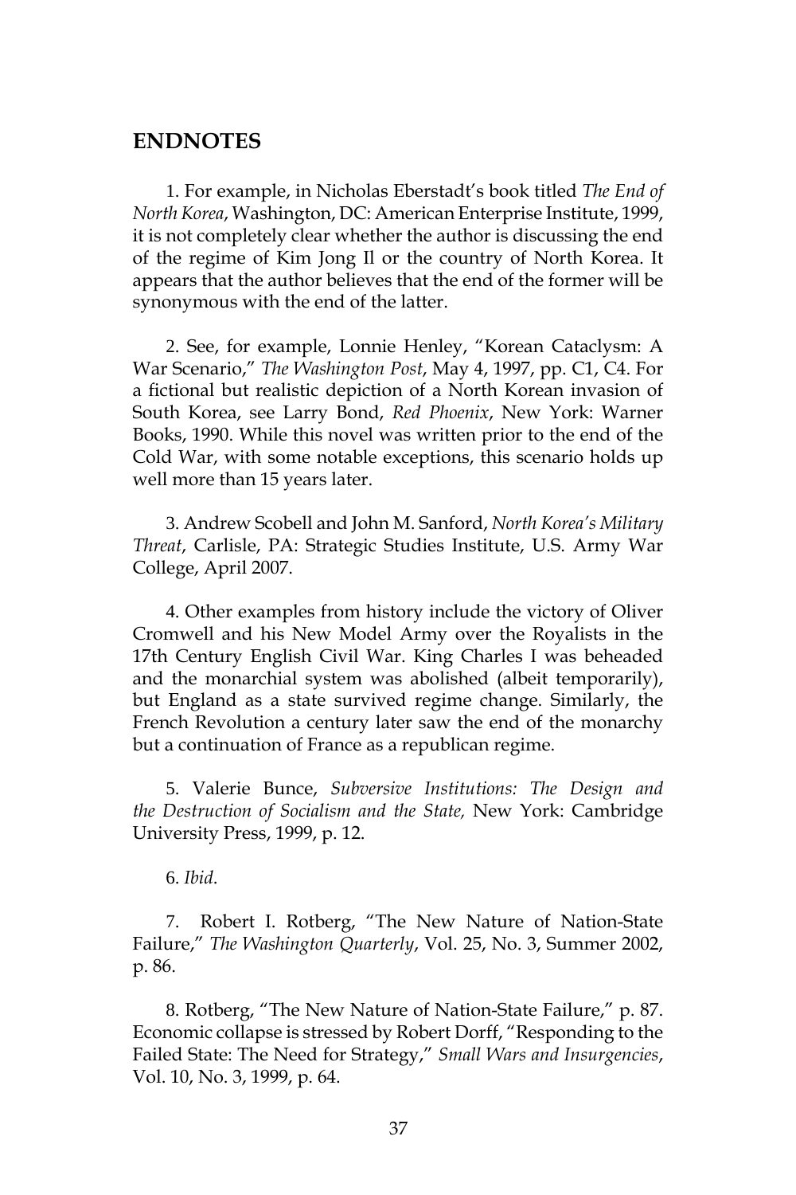## ENDNOTES

1. For example, in Nicholas Eberstadt's book titled *The End of North Korea*, Washington, DC: American Enterprise Institute, 1999, it is not completely clear whether the author is discussing the end of the regime of Kim Jong Il or the country of North Korea. It appears that the author believes that the end of the former will be synonymous with the end of the latter.

2. See, for example, Lonnie Henley, "Korean Cataclysm: A War Scenario," *The Washington Post*, May 4, 1997, pp. C1, C4. For a fictional but realistic depiction of a North Korean invasion of South Korea, see Larry Bond, *Red Phoenix*, New York: Warner Books, 1990. While this novel was written prior to the end of the Cold War, with some notable exceptions, this scenario holds up well more than 15 years later.

3. Andrew Scobell and John M. Sanford, *North Korea's Military Threat*, Carlisle, PA: Strategic Studies Institute, U.S. Army War College, April 2007.

4. Other examples from history include the victory of Oliver Cromwell and his New Model Army over the Royalists in the 17th Century English Civil War. King Charles I was beheaded and the monarchial system was abolished (albeit temporarily), but England as a state survived regime change. Similarly, the French Revolution a century later saw the end of the monarchy but a continuation of France as a republican regime.

5. Valerie Bunce, *Subversive Institutions: The Design and the Destruction of Socialism and the State,* New York: Cambridge University Press, 1999, p. 12.

6. *Ibid*.

7. Robert I. Rotberg, "The New Nature of Nation-State Failure," *The Washington Quarterly*, Vol. 25, No. 3, Summer 2002, p. 86.

8. Rotberg, "The New Nature of Nation-State Failure," p. 87. Economic collapse is stressed by Robert Dorff, "Responding to the Failed State: The Need for Strategy," *Small Wars and Insurgencies*, Vol. 10, No. 3, 1999, p. 64.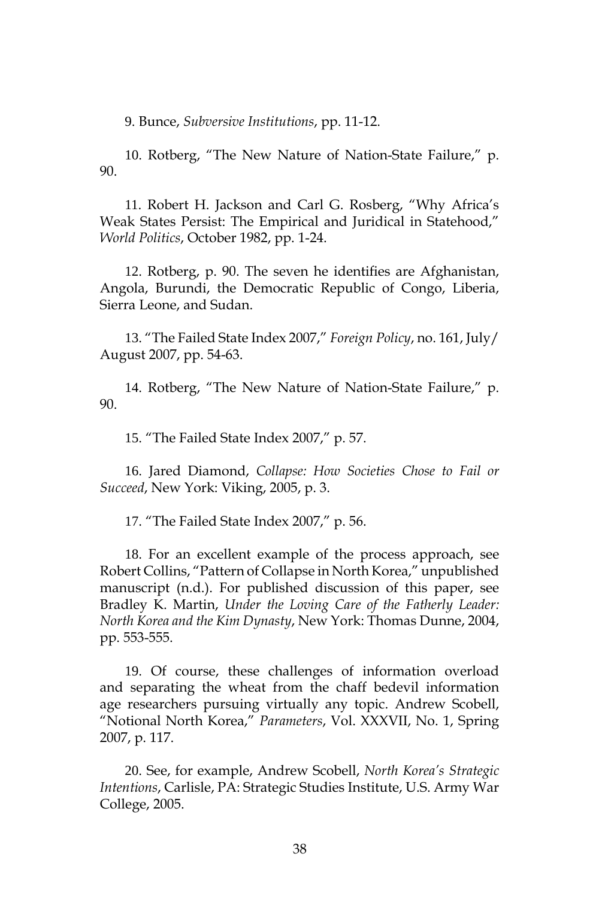9. Bunce, *Subversive Institutions*, pp. 11-12.

10. Rotberg, "The New Nature of Nation-State Failure," p. 90.

11. Robert H. Jackson and Carl G. Rosberg, "Why Africa's Weak States Persist: The Empirical and Juridical in Statehood," *World Politics*, October 1982, pp. 1-24.

12. Rotberg, p. 90. The seven he identifies are Afghanistan, Angola, Burundi, the Democratic Republic of Congo, Liberia, Sierra Leone, and Sudan.

13. "The Failed State Index 2007," *Foreign Policy*, no. 161, July/August 2007, pp. 54-63.

14. Rotberg, "The New Nature of Nation-State Failure," p. 90.

15. "The Failed State Index 2007," p. 57.

16. Jared Diamond, *Collapse: How Societies Chose to Fail or Succeed*, New York: Viking, 2005, p. 3.

17. "The Failed State Index 2007," p. 56.

18. For an excellent example of the process approach, see Robert Collins, "Pattern of Collapse in North Korea," unpublished manuscript (n.d.). For published discussion of this paper, see Bradley K. Martin, *Under the Loving Care of the Fatherly Leader: North Korea and the Kim Dynasty*, New York: Thomas Dunne, 2004, pp. 553-555.

19. Of course, these challenges of information overload and separating the wheat from the chaff bedevil information age researchers pursuing virtually any topic. Andrew Scobell, "Notional North Korea," *Parameters*, Vol. XXXVII, No. 1, Spring 2007, p. 117.

20. See, for example, Andrew Scobell, *North Korea's Strategic Intentions*, Carlisle, PA: Strategic Studies Institute, U.S. Army War College, 2005.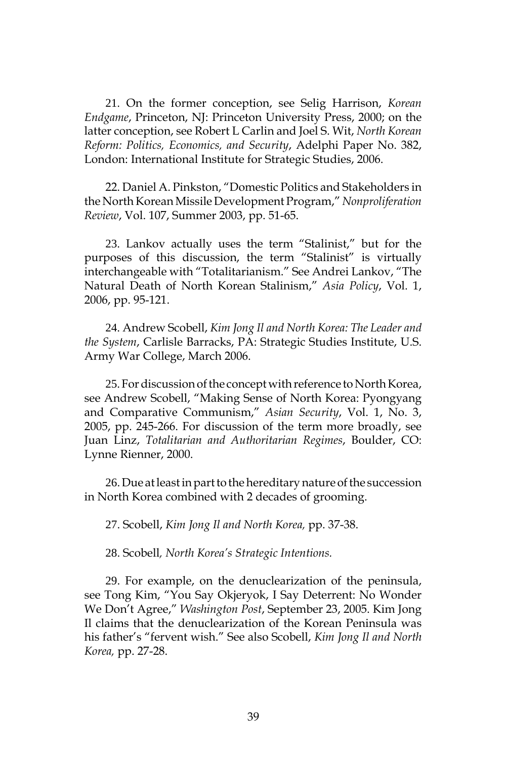21. On the former conception, see Selig Harrison, *Korean Endgame*, Princeton, NJ: Princeton University Press, 2000; on the latter conception, see Robert L Carlin and Joel S. Wit, *North Korean Reform: Politics, Economics, and Security*, Adelphi Paper No. 382, London: International Institute for Strategic Studies, 2006.

22. Daniel A. Pinkston, "Domestic Politics and Stakeholders in the North Korean Missile Development Program," *Nonproliferation Review*, Vol. 107, Summer 2003, pp. 51-65.

23. Lankov actually uses the term "Stalinist," but for the purposes of this discussion, the term "Stalinist" is virtually interchangeable with "Totalitarianism." See Andrei Lankov, "The Natural Death of North Korean Stalinism," *Asia Policy*, Vol. 1, 2006, pp. 95-121.

24. Andrew Scobell, *Kim Jong Il and North Korea: The Leader and the System*, Carlisle Barracks, PA: Strategic Studies Institute, U.S. Army War College, March 2006.

25. For discussion of the concept with reference to North Korea, see Andrew Scobell, "Making Sense of North Korea: Pyongyang and Comparative Communism," *Asian Security*, Vol. 1, No. 3, 2005, pp. 245-266. For discussion of the term more broadly, see Juan Linz, *Totalitarian and Authoritarian Regimes*, Boulder, CO: Lynne Rienner, 2000.

26. Due at least in part to the hereditary nature of the succession in North Korea combined with 2 decades of grooming.

27. Scobell, *Kim Jong Il and North Korea,* pp. 37-38.

28. Scobell*, North Korea's Strategic Intentions.*

29. For example, on the denuclearization of the peninsula, see Tong Kim, "You Say Okjeryok, I Say Deterrent: No Wonder We Don't Agree," *Washington Post*, September 23, 2005. Kim Jong Il claims that the denuclearization of the Korean Peninsula was his father's "fervent wish." See also Scobell, *Kim Jong Il and North Korea,* pp. 27-28.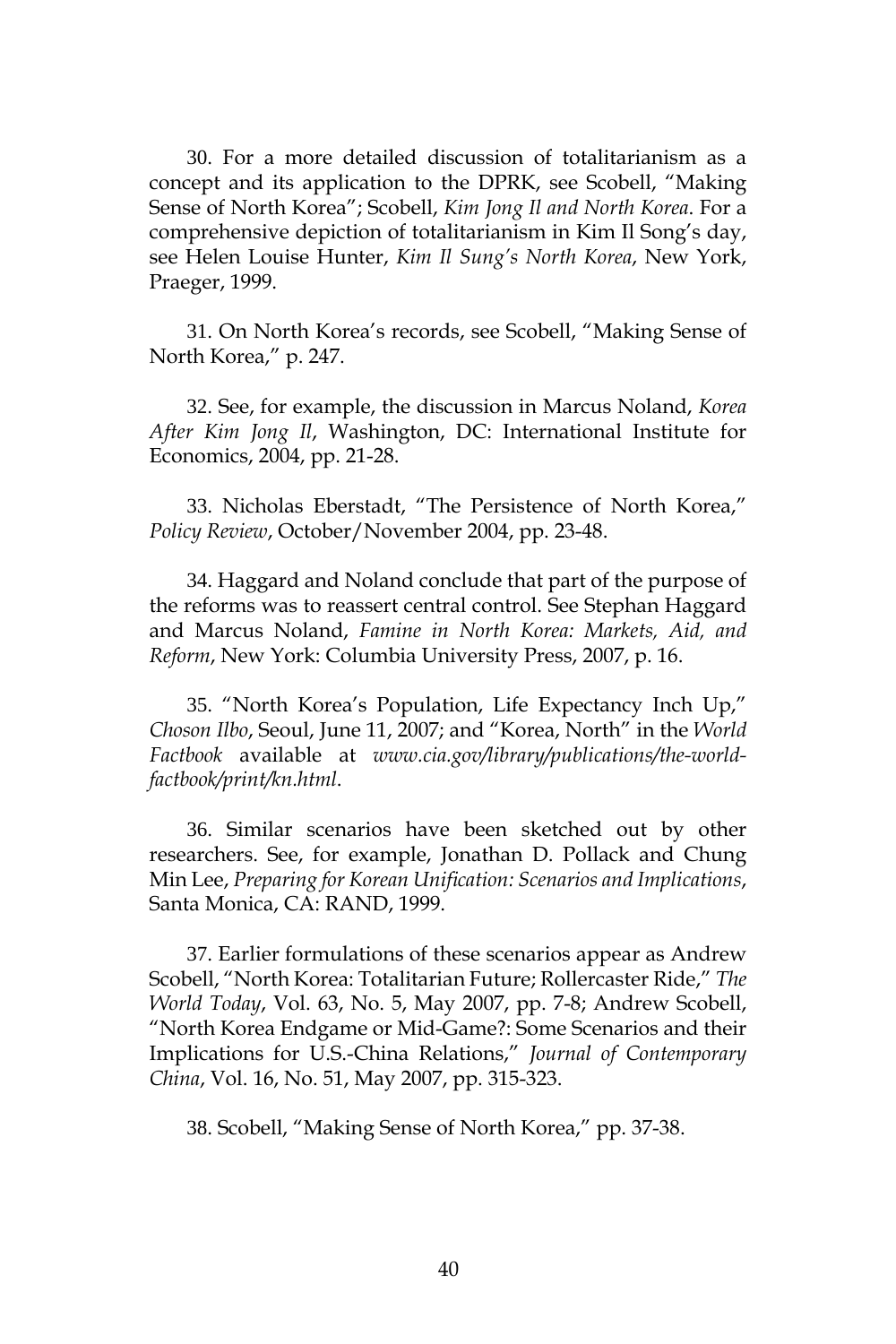30. For a more detailed discussion of totalitarianism as a concept and its application to the DPRK, see Scobell, "Making Sense of North Korea"; Scobell, *Kim Jong Il and North Korea*. For a comprehensive depiction of totalitarianism in Kim Il Song's day, see Helen Louise Hunter, *Kim Il Sung's North Korea*, New York, Praeger, 1999.

31. On North Korea's records, see Scobell, "Making Sense of North Korea," p. 247.

32. See, for example, the discussion in Marcus Noland, *Korea After Kim Jong Il*, Washington, DC: International Institute for Economics, 2004, pp. 21-28.

33. Nicholas Eberstadt, "The Persistence of North Korea," *Policy Review*, October/November 2004, pp. 23-48.

34. Haggard and Noland conclude that part of the purpose of the reforms was to reassert central control. See Stephan Haggard and Marcus Noland, *Famine in North Korea: Markets, Aid, and Reform*, New York: Columbia University Press, 2007, p. 16.

35. "North Korea's Population, Life Expectancy Inch Up," *Choson Ilbo*, Seoul, June 11, 2007; and "Korea, North" in the *World Factbook* available at *www.cia.gov/library/publications/the-world-factbook/print/kn.html*.

36. Similar scenarios have been sketched out by other researchers. See, for example, Jonathan D. Pollack and Chung Min Lee, *Preparing for Korean Unification: Scenarios and Implications*, Santa Monica, CA: RAND, 1999.

37. Earlier formulations of these scenarios appear as Andrew Scobell, "North Korea: Totalitarian Future; Rollercaster Ride," *The World Today*, Vol. 63, No. 5, May 2007, pp. 7-8; Andrew Scobell, "North Korea Endgame or Mid-Game?: Some Scenarios and their Implications for U.S.-China Relations," *Journal of Contemporary China*, Vol. 16, No. 51, May 2007, pp. 315-323.

38. Scobell, "Making Sense of North Korea," pp. 37-38.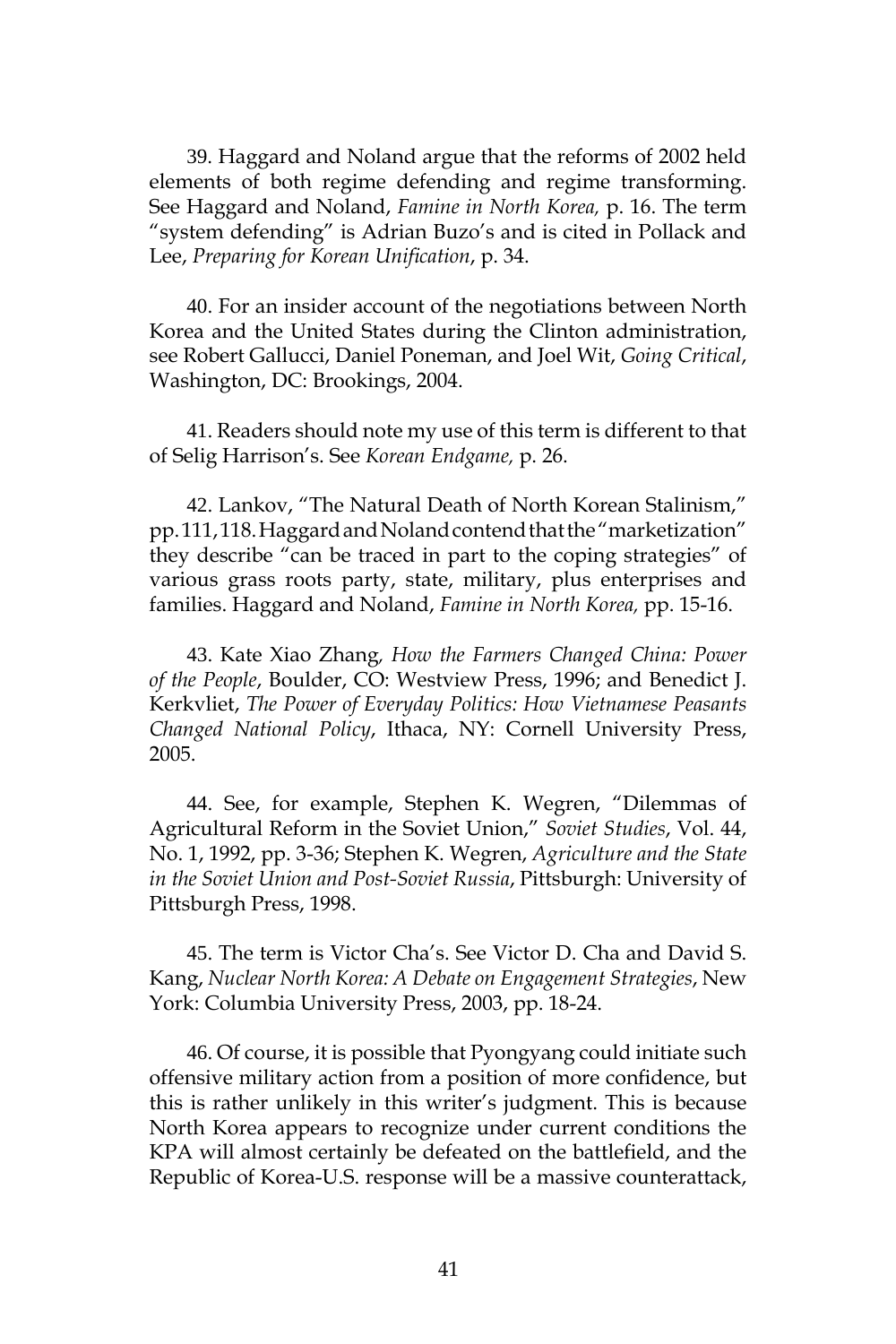39. Haggard and Noland argue that the reforms of 2002 held elements of both regime defending and regime transforming. See Haggard and Noland, *Famine in North Korea,* p. 16. The term "system defending" is Adrian Buzo's and is cited in Pollack and Lee, *Preparing for Korean Unification*, p. 34.

40. For an insider account of the negotiations between North Korea and the United States during the Clinton administration, see Robert Gallucci, Daniel Poneman, and Joel Wit, *Going Critical*, Washington, DC: Brookings, 2004.

41. Readers should note my use of this term is different to that of Selig Harrison's. See *Korean Endgame,* p. 26.

42. Lankov, "The Natural Death of North Korean Stalinism," pp. 111, 118. Haggard and Noland contend that the "marketization" they describe "can be traced in part to the coping strategies" of various grass roots party, state, military, plus enterprises and families. Haggard and Noland, *Famine in North Korea,* pp. 15-16.

43. Kate Xiao Zhang, *How the Farmers Changed China: Power of the People*, Boulder, CO: Westview Press, 1996; and Benedict J. Kerkvliet, *The Power of Everyday Politics: How Vietnamese Peasants Changed National Policy*, Ithaca, NY: Cornell University Press, 2005.

44. See, for example, Stephen K. Wegren, "Dilemmas of Agricultural Reform in the Soviet Union," *Soviet Studies*, Vol. 44, No. 1, 1992, pp. 3-36; Stephen K. Wegren, *Agriculture and the State in the Soviet Union and Post-Soviet Russia*, Pittsburgh: University of Pittsburgh Press, 1998.

45. The term is Victor Cha's. See Victor D. Cha and David S. Kang, *Nuclear North Korea: A Debate on Engagement Strategies*, New York: Columbia University Press, 2003, pp. 18-24.

46. Of course, it is possible that Pyongyang could initiate such offensive military action from a position of more confidence, but this is rather unlikely in this writer's judgment. This is because North Korea appears to recognize under current conditions the KPA will almost certainly be defeated on the battlefield, and the Republic of Korea-U.S. response will be a massive counterattack,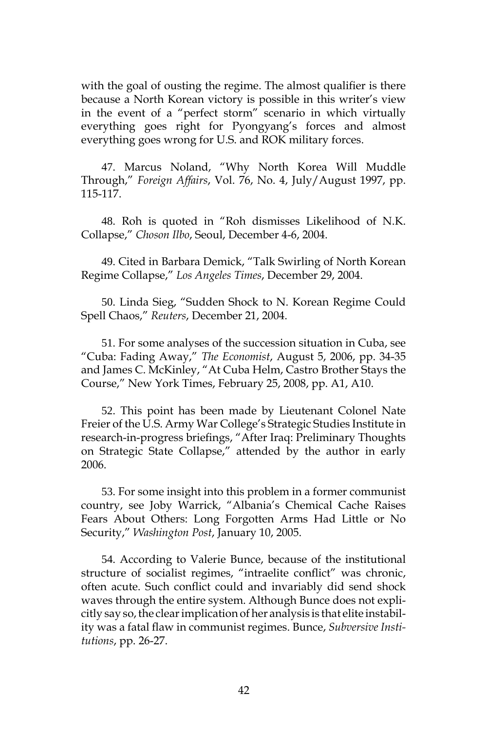with the goal of ousting the regime. The almost qualifier is there because a North Korean victory is possible in this writer's view in the event of a "perfect storm" scenario in which virtually everything goes right for Pyongyang's forces and almost everything goes wrong for U.S. and ROK military forces.

47. Marcus Noland, "Why North Korea Will Muddle Through," *Foreign Affairs*, Vol. 76, No. 4, July/August 1997, pp. 115-117.

48. Roh is quoted in "Roh dismisses Likelihood of N.K. Collapse," *Choson Ilbo*, Seoul, December 4-6, 2004.

49. Cited in Barbara Demick, "Talk Swirling of North Korean Regime Collapse," *Los Angeles Times*, December 29, 2004.

50. Linda Sieg, "Sudden Shock to N. Korean Regime Could Spell Chaos," *Reuters*, December 21, 2004.

51. For some analyses of the succession situation in Cuba, see "Cuba: Fading Away," *The Economist*, August 5, 2006, pp. 34-35 and James C. McKinley, "At Cuba Helm, Castro Brother Stays the Course," New York Times, February 25, 2008, pp. A1, A10.

52. This point has been made by Lieutenant Colonel Nate Freier of the U.S. Army War College's Strategic Studies Institute in research-in-progress briefings, "After Iraq: Preliminary Thoughts on Strategic State Collapse," attended by the author in early 2006.

53. For some insight into this problem in a former communist country, see Joby Warrick, "Albania's Chemical Cache Raises Fears About Others: Long Forgotten Arms Had Little or No Security," *Washington Post*, January 10, 2005.

54. According to Valerie Bunce, because of the institutional structure of socialist regimes, "intraelite conflict" was chronic, often acute. Such conflict could and invariably did send shock waves through the entire system. Although Bunce does not explicitly say so, the clear implication of her analysis is that elite instability was a fatal flaw in communist regimes. Bunce, *Subversive Institutions*, pp. 26-27.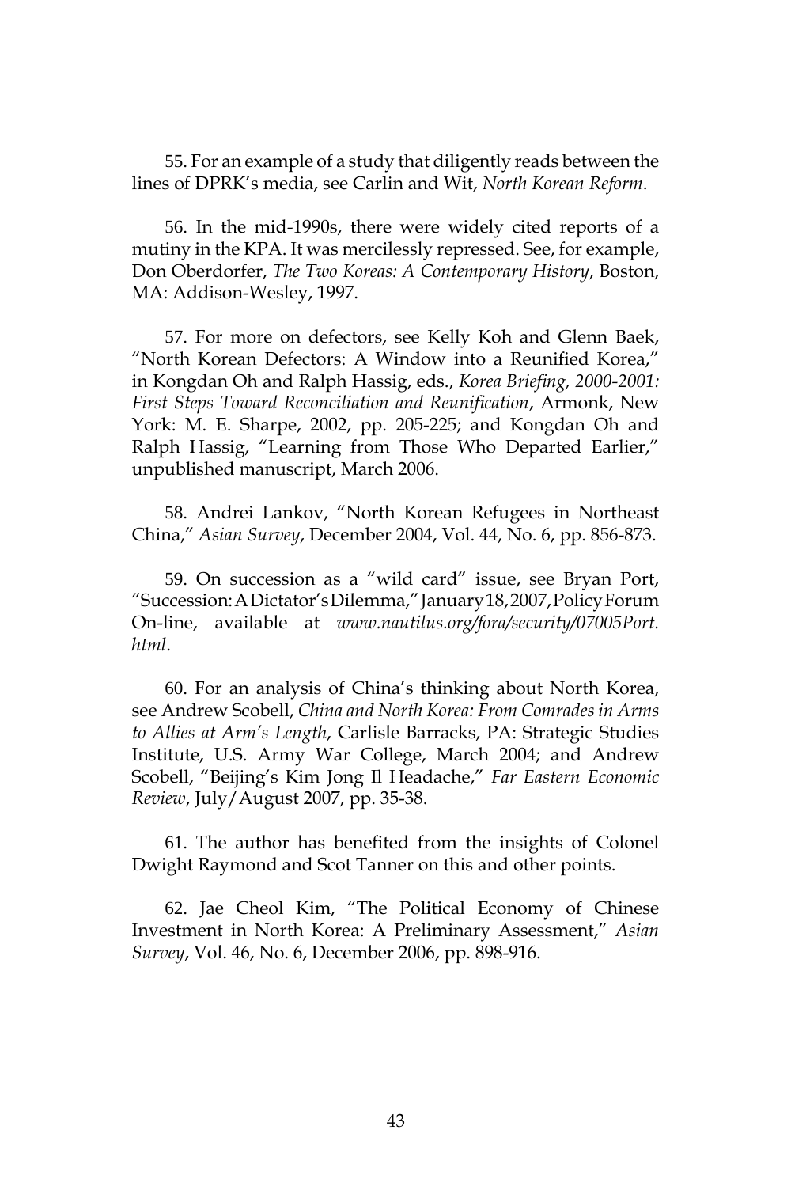55. For an example of a study that diligently reads between the lines of DPRK's media, see Carlin and Wit, *North Korean Reform*.

56. In the mid-1990s, there were widely cited reports of a mutiny in the KPA. It was mercilessly repressed. See, for example, Don Oberdorfer, *The Two Koreas: A Contemporary History*, Boston, MA: Addison-Wesley, 1997.

57. For more on defectors, see Kelly Koh and Glenn Baek, "North Korean Defectors: A Window into a Reunified Korea," in Kongdan Oh and Ralph Hassig, eds., *Korea Briefing, 2000-2001: First Steps Toward Reconciliation and Reunification*, Armonk, New York: M. E. Sharpe, 2002, pp. 205-225; and Kongdan Oh and Ralph Hassig, "Learning from Those Who Departed Earlier," unpublished manuscript, March 2006.

58. Andrei Lankov, "North Korean Refugees in Northeast China," *Asian Survey*, December 2004, Vol. 44, No. 6, pp. 856-873.

59. On succession as a "wild card" issue, see Bryan Port, "Succession: A Dictator's Dilemma," January 18, 2007, Policy Forum On-line, available at *www.nautilus.org/fora/security/07005Port.html*.

60. For an analysis of China's thinking about North Korea, see Andrew Scobell, *China and North Korea: From Comrades in Arms to Allies at Arm's Length*, Carlisle Barracks, PA: Strategic Studies Institute, U.S. Army War College, March 2004; and Andrew Scobell, "Beijing's Kim Jong Il Headache," *Far Eastern Economic Review*, July/August 2007, pp. 35-38.

61. The author has benefited from the insights of Colonel Dwight Raymond and Scot Tanner on this and other points.

62. Jae Cheol Kim, "The Political Economy of Chinese Investment in North Korea: A Preliminary Assessment," *Asian Survey*, Vol. 46, No. 6, December 2006, pp. 898-916.